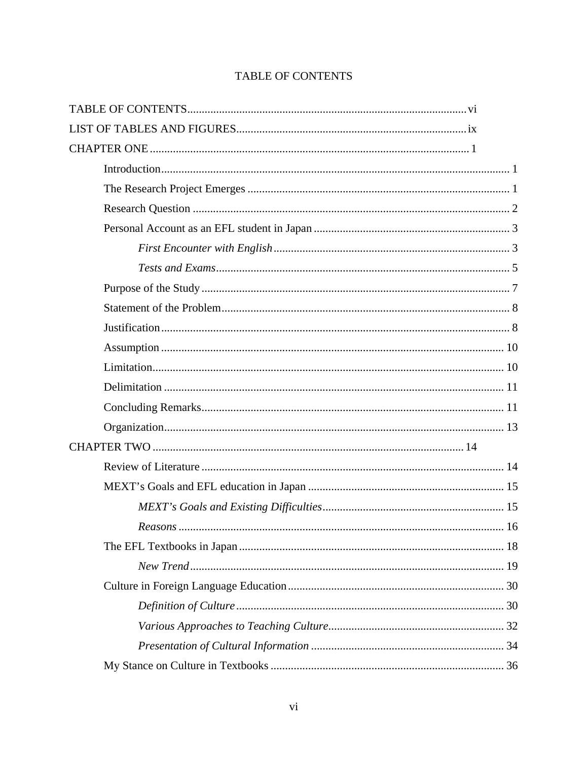# TABLE OF CONTENTS

TABLE OF CONTENTS .......... vi
LIST OF TABLES AND FIGURES .......... ix
CHAPTER ONE .......... 1
- Introduction .......... 1
- The Research Project Emerges .......... 1
- Research Question .......... 2
- Personal Account as an EFL student in Japan .......... 3
  - *First Encounter with English* .......... 3
  - *Tests and Exams* .......... 5
- Purpose of the Study .......... 7
- Statement of the Problem .......... 8
- Justification .......... 8
- Assumption .......... 10
- Limitation .......... 10
- Delimitation .......... 11
- Concluding Remarks .......... 11
- Organization .......... 13

CHAPTER TWO .......... 14
- Review of Literature .......... 14
- MEXT's Goals and EFL education in Japan .......... 15
  - *MEXT's Goals and Existing Difficulties* .......... 15
  - *Reasons* .......... 16
- The EFL Textbooks in Japan .......... 18
  - *New Trend* .......... 19
- Culture in Foreign Language Education .......... 30
  - *Definition of Culture* .......... 30
  - *Various Approaches to Teaching Culture* .......... 32
  - *Presentation of Cultural Information* .......... 34
- My Stance on Culture in Textbooks .......... 36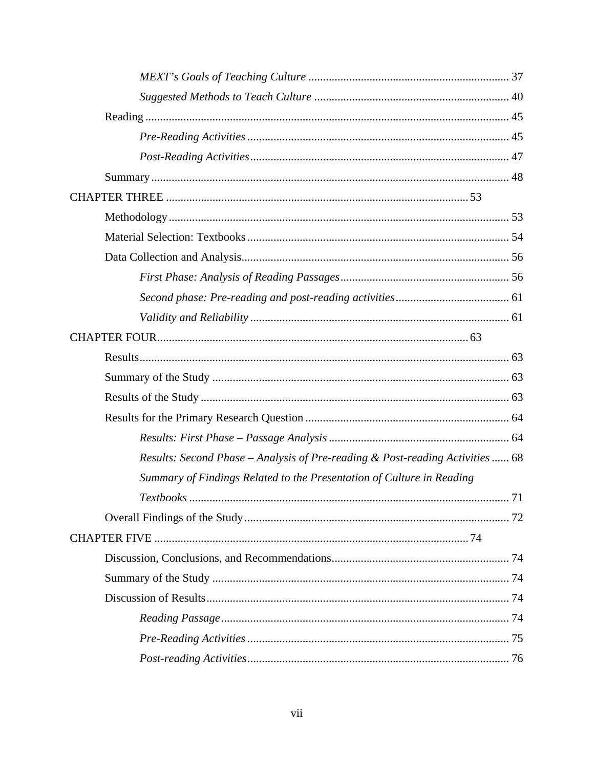*MEXT's Goals of Teaching Culture* .................................................................... 37

*Suggested Methods to Teach Culture* .................................................................. 40

Reading ............................................................................................................ 45

*Pre-Reading Activities* ......................................................................................... 45

*Post-Reading Activities* ........................................................................................ 47

Summary .......................................................................................................... 48

CHAPTER THREE ...................................................................................................... 53

Methodology .................................................................................................... 53

Material Selection: Textbooks ......................................................................... 54

Data Collection and Analysis ........................................................................... 56

*First Phase: Analysis of Reading Passages* .......................................................... 56

*Second phase: Pre-reading and post-reading activities* ....................................... 61

*Validity and Reliability* ........................................................................................ 61

CHAPTER FOUR ......................................................................................................... 63

Results .............................................................................................................. 63

Summary of the Study ..................................................................................... 63

Results of the Study ......................................................................................... 63

Results for the Primary Research Question ..................................................... 64

*Results: First Phase – Passage Analysis* ............................................................. 64

*Results: Second Phase – Analysis of Pre-reading & Post-reading Activities* ...... 68

*Summary of Findings Related to the Presentation of Culture in Reading Textbooks* ............................................................................................................. 71

Overall Findings of the Study .......................................................................... 72

CHAPTER FIVE .......................................................................................................... 74

Discussion, Conclusions, and Recommendations ............................................ 74

Summary of the Study ..................................................................................... 74

Discussion of Results ....................................................................................... 74

*Reading Passage* .................................................................................................. 74

*Pre-Reading Activities* ......................................................................................... 75

*Post-reading Activities* ......................................................................................... 76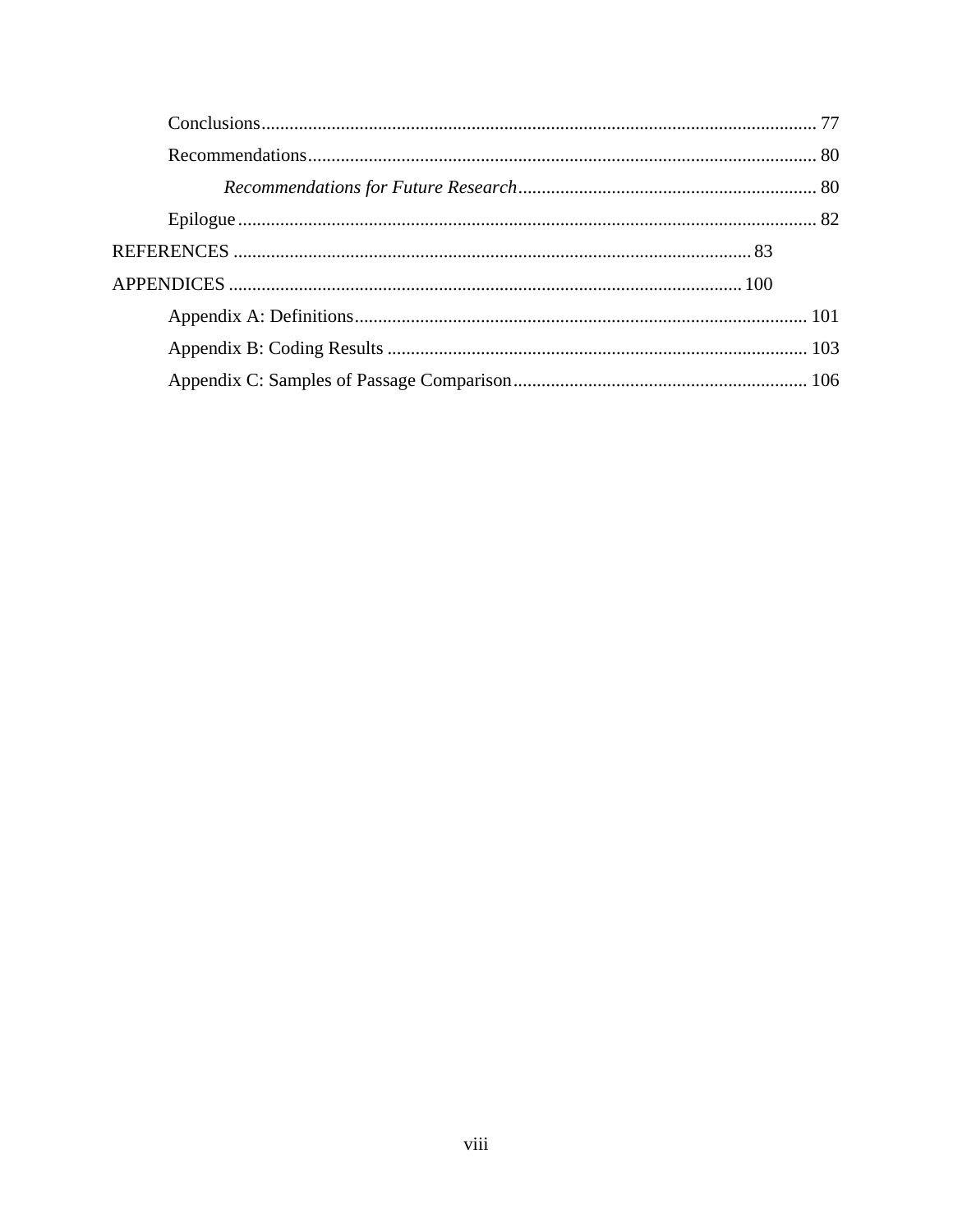Conclusions ........................................................................................................................ 77

Recommendations ................................................................................................................ 80

*Recommendations for Future Research* ........................................................................ 80

Epilogue ............................................................................................................................... 82

REFERENCES ........................................................................................................................ 83

APPENDICES ........................................................................................................................ 100

Appendix A: Definitions ....................................................................................................... 101

Appendix B: Coding Results ................................................................................................ 103

Appendix C: Samples of Passage Comparison ..................................................................... 106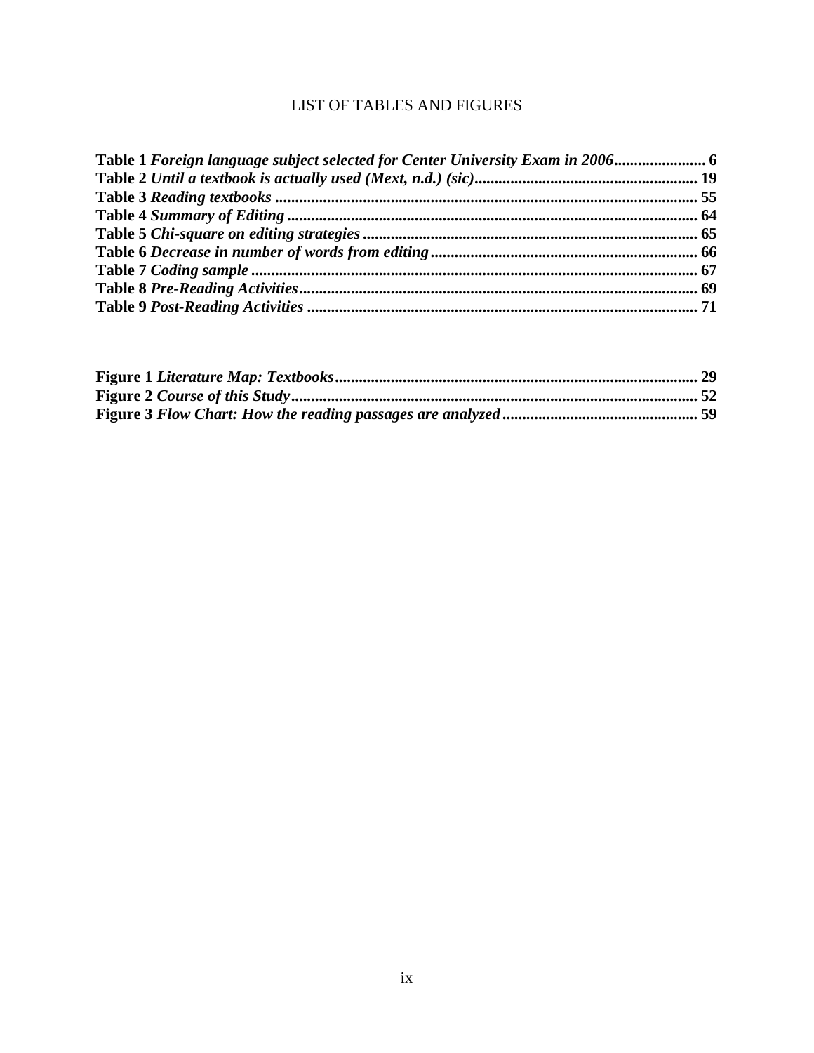# LIST OF TABLES AND FIGURES

**Table 1** ***Foreign language subject selected for Center University Exam in 2006*** **........ 6**
**Table 2** ***Until a textbook is actually used (Mext, n.d.) (sic)*** **........ 19**
**Table 3** ***Reading textbooks*** **........ 55**
**Table 4** ***Summary of Editing*** **........ 64**
**Table 5** ***Chi-square on editing strategies*** **........ 65**
**Table 6** ***Decrease in number of words from editing*** **........ 66**
**Table 7** ***Coding sample*** **........ 67**
**Table 8** ***Pre-Reading Activities*** **........ 69**
**Table 9** ***Post-Reading Activities*** **........ 71**

**Figure 1** ***Literature Map: Textbooks*** **........ 29**
**Figure 2** ***Course of this Study*** **........ 52**
**Figure 3** ***Flow Chart: How the reading passages are analyzed*** **........ 59**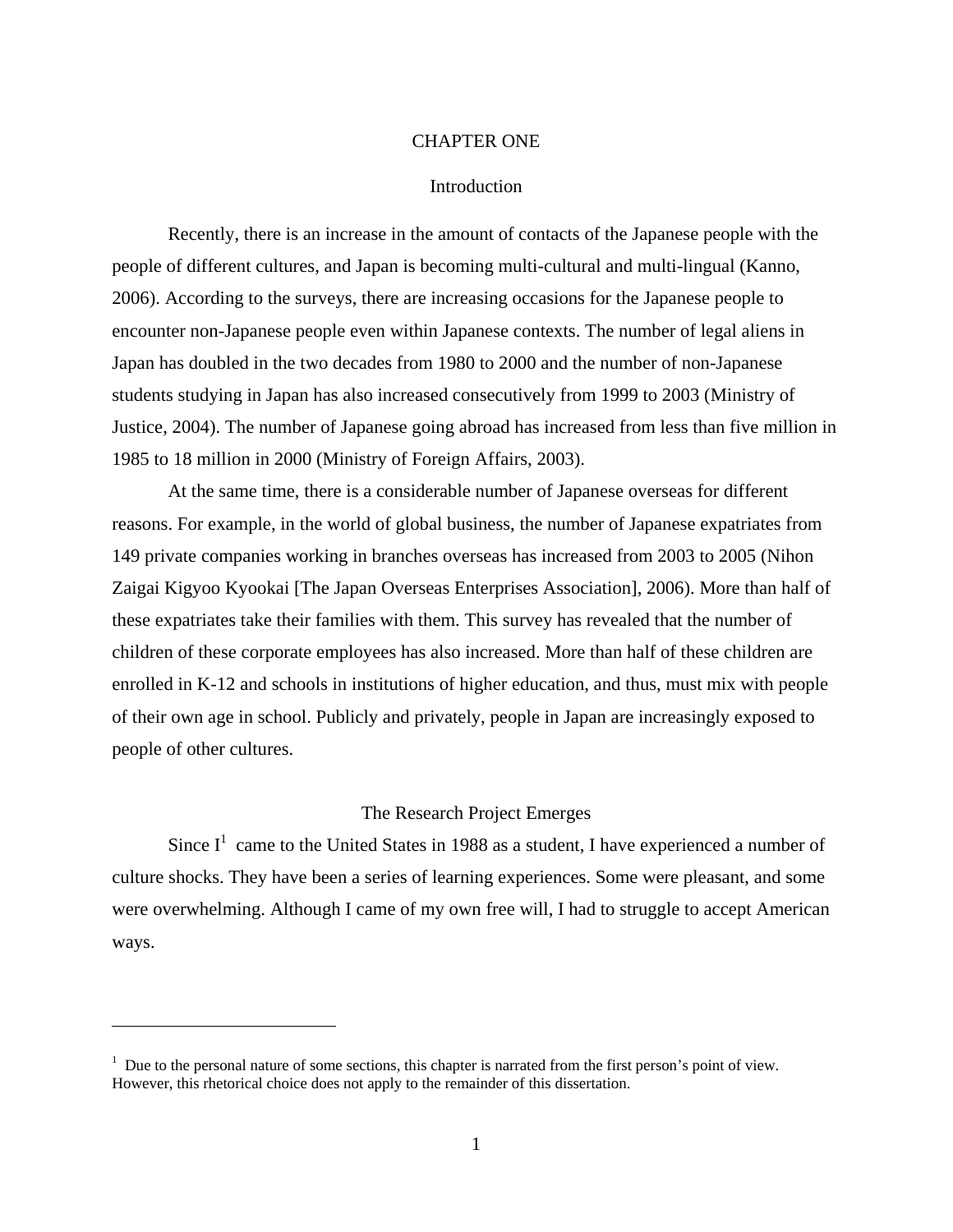# CHAPTER ONE

## Introduction

Recently, there is an increase in the amount of contacts of the Japanese people with the people of different cultures, and Japan is becoming multi-cultural and multi-lingual (Kanno, 2006). According to the surveys, there are increasing occasions for the Japanese people to encounter non-Japanese people even within Japanese contexts. The number of legal aliens in Japan has doubled in the two decades from 1980 to 2000 and the number of non-Japanese students studying in Japan has also increased consecutively from 1999 to 2003 (Ministry of Justice, 2004). The number of Japanese going abroad has increased from less than five million in 1985 to 18 million in 2000 (Ministry of Foreign Affairs, 2003).

At the same time, there is a considerable number of Japanese overseas for different reasons. For example, in the world of global business, the number of Japanese expatriates from 149 private companies working in branches overseas has increased from 2003 to 2005 (Nihon Zaigai Kigyoo Kyookai [The Japan Overseas Enterprises Association], 2006). More than half of these expatriates take their families with them. This survey has revealed that the number of children of these corporate employees has also increased. More than half of these children are enrolled in K-12 and schools in institutions of higher education, and thus, must mix with people of their own age in school. Publicly and privately, people in Japan are increasingly exposed to people of other cultures.

## The Research Project Emerges

Since I[1] came to the United States in 1988 as a student, I have experienced a number of culture shocks. They have been a series of learning experiences. Some were pleasant, and some were overwhelming. Although I came of my own free will, I had to struggle to accept American ways.

---

[1] Due to the personal nature of some sections, this chapter is narrated from the first person's point of view. However, this rhetorical choice does not apply to the remainder of this dissertation.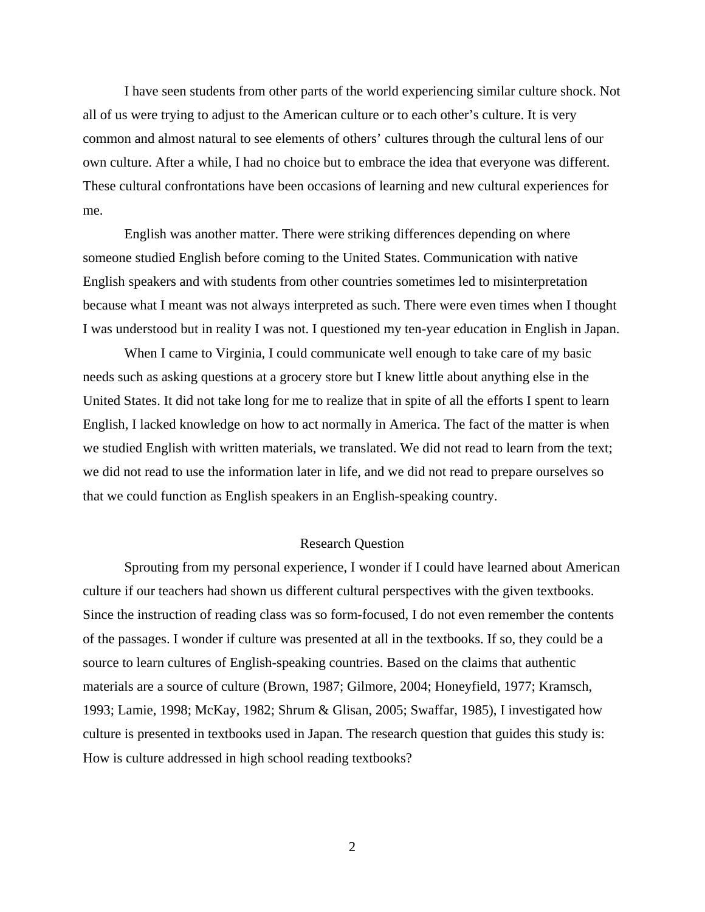I have seen students from other parts of the world experiencing similar culture shock. Not all of us were trying to adjust to the American culture or to each other's culture. It is very common and almost natural to see elements of others' cultures through the cultural lens of our own culture. After a while, I had no choice but to embrace the idea that everyone was different. These cultural confrontations have been occasions of learning and new cultural experiences for me.

English was another matter. There were striking differences depending on where someone studied English before coming to the United States. Communication with native English speakers and with students from other countries sometimes led to misinterpretation because what I meant was not always interpreted as such. There were even times when I thought I was understood but in reality I was not. I questioned my ten-year education in English in Japan.

When I came to Virginia, I could communicate well enough to take care of my basic needs such as asking questions at a grocery store but I knew little about anything else in the United States. It did not take long for me to realize that in spite of all the efforts I spent to learn English, I lacked knowledge on how to act normally in America. The fact of the matter is when we studied English with written materials, we translated. We did not read to learn from the text; we did not read to use the information later in life, and we did not read to prepare ourselves so that we could function as English speakers in an English-speaking country.

## Research Question

Sprouting from my personal experience, I wonder if I could have learned about American culture if our teachers had shown us different cultural perspectives with the given textbooks. Since the instruction of reading class was so form-focused, I do not even remember the contents of the passages. I wonder if culture was presented at all in the textbooks. If so, they could be a source to learn cultures of English-speaking countries. Based on the claims that authentic materials are a source of culture (Brown, 1987; Gilmore, 2004; Honeyfield, 1977; Kramsch, 1993; Lamie, 1998; McKay, 1982; Shrum & Glisan, 2005; Swaffar, 1985), I investigated how culture is presented in textbooks used in Japan. The research question that guides this study is: How is culture addressed in high school reading textbooks?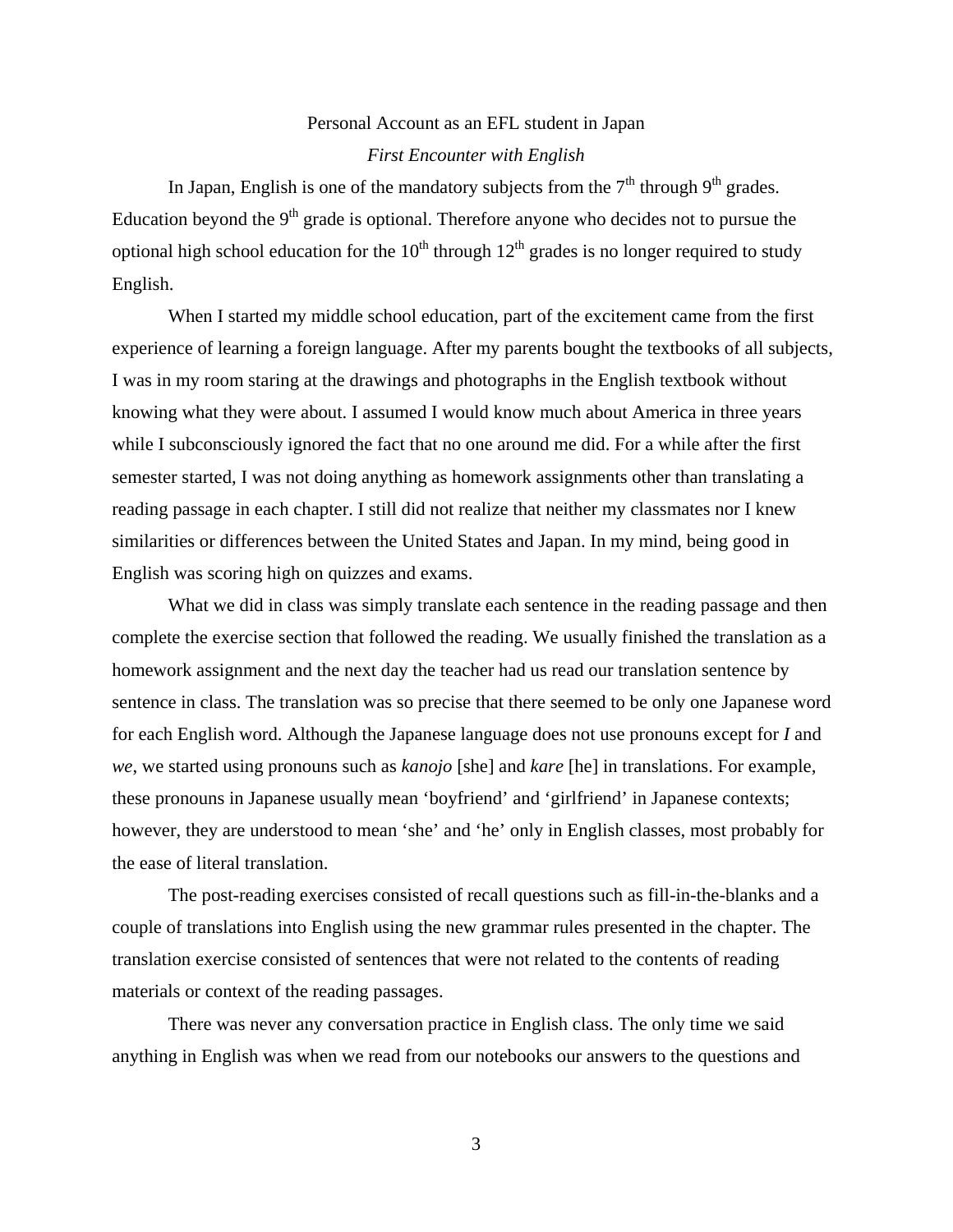# Personal Account as an EFL student in Japan

## *First Encounter with English*

In Japan, English is one of the mandatory subjects from the 7th through 9th grades. Education beyond the 9th grade is optional. Therefore anyone who decides not to pursue the optional high school education for the 10th through 12th grades is no longer required to study English.

When I started my middle school education, part of the excitement came from the first experience of learning a foreign language. After my parents bought the textbooks of all subjects, I was in my room staring at the drawings and photographs in the English textbook without knowing what they were about. I assumed I would know much about America in three years while I subconsciously ignored the fact that no one around me did. For a while after the first semester started, I was not doing anything as homework assignments other than translating a reading passage in each chapter. I still did not realize that neither my classmates nor I knew similarities or differences between the United States and Japan. In my mind, being good in English was scoring high on quizzes and exams.

What we did in class was simply translate each sentence in the reading passage and then complete the exercise section that followed the reading. We usually finished the translation as a homework assignment and the next day the teacher had us read our translation sentence by sentence in class. The translation was so precise that there seemed to be only one Japanese word for each English word. Although the Japanese language does not use pronouns except for *I* and *we*, we started using pronouns such as *kanojo* [she] and *kare* [he] in translations. For example, these pronouns in Japanese usually mean 'boyfriend' and 'girlfriend' in Japanese contexts; however, they are understood to mean 'she' and 'he' only in English classes, most probably for the ease of literal translation.

The post-reading exercises consisted of recall questions such as fill-in-the-blanks and a couple of translations into English using the new grammar rules presented in the chapter. The translation exercise consisted of sentences that were not related to the contents of reading materials or context of the reading passages.

There was never any conversation practice in English class. The only time we said anything in English was when we read from our notebooks our answers to the questions and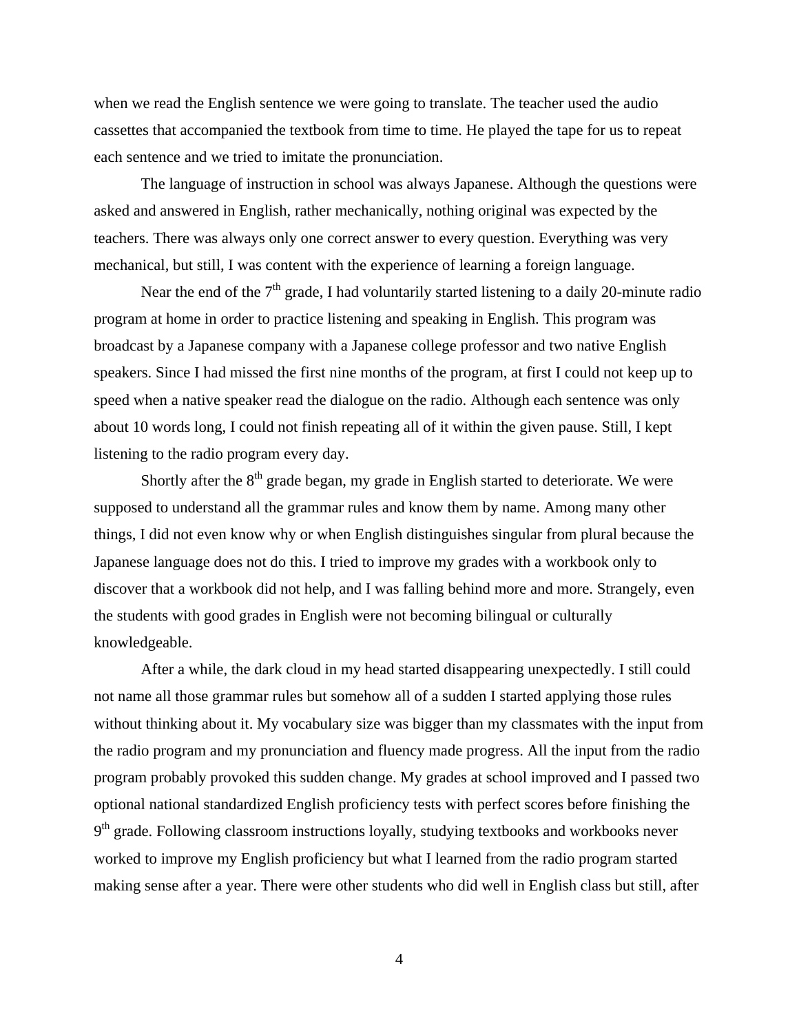when we read the English sentence we were going to translate. The teacher used the audio cassettes that accompanied the textbook from time to time. He played the tape for us to repeat each sentence and we tried to imitate the pronunciation.

The language of instruction in school was always Japanese. Although the questions were asked and answered in English, rather mechanically, nothing original was expected by the teachers. There was always only one correct answer to every question. Everything was very mechanical, but still, I was content with the experience of learning a foreign language.

Near the end of the 7th grade, I had voluntarily started listening to a daily 20-minute radio program at home in order to practice listening and speaking in English. This program was broadcast by a Japanese company with a Japanese college professor and two native English speakers. Since I had missed the first nine months of the program, at first I could not keep up to speed when a native speaker read the dialogue on the radio. Although each sentence was only about 10 words long, I could not finish repeating all of it within the given pause. Still, I kept listening to the radio program every day.

Shortly after the 8th grade began, my grade in English started to deteriorate. We were supposed to understand all the grammar rules and know them by name. Among many other things, I did not even know why or when English distinguishes singular from plural because the Japanese language does not do this. I tried to improve my grades with a workbook only to discover that a workbook did not help, and I was falling behind more and more. Strangely, even the students with good grades in English were not becoming bilingual or culturally knowledgeable.

After a while, the dark cloud in my head started disappearing unexpectedly. I still could not name all those grammar rules but somehow all of a sudden I started applying those rules without thinking about it. My vocabulary size was bigger than my classmates with the input from the radio program and my pronunciation and fluency made progress. All the input from the radio program probably provoked this sudden change. My grades at school improved and I passed two optional national standardized English proficiency tests with perfect scores before finishing the 9th grade. Following classroom instructions loyally, studying textbooks and workbooks never worked to improve my English proficiency but what I learned from the radio program started making sense after a year. There were other students who did well in English class but still, after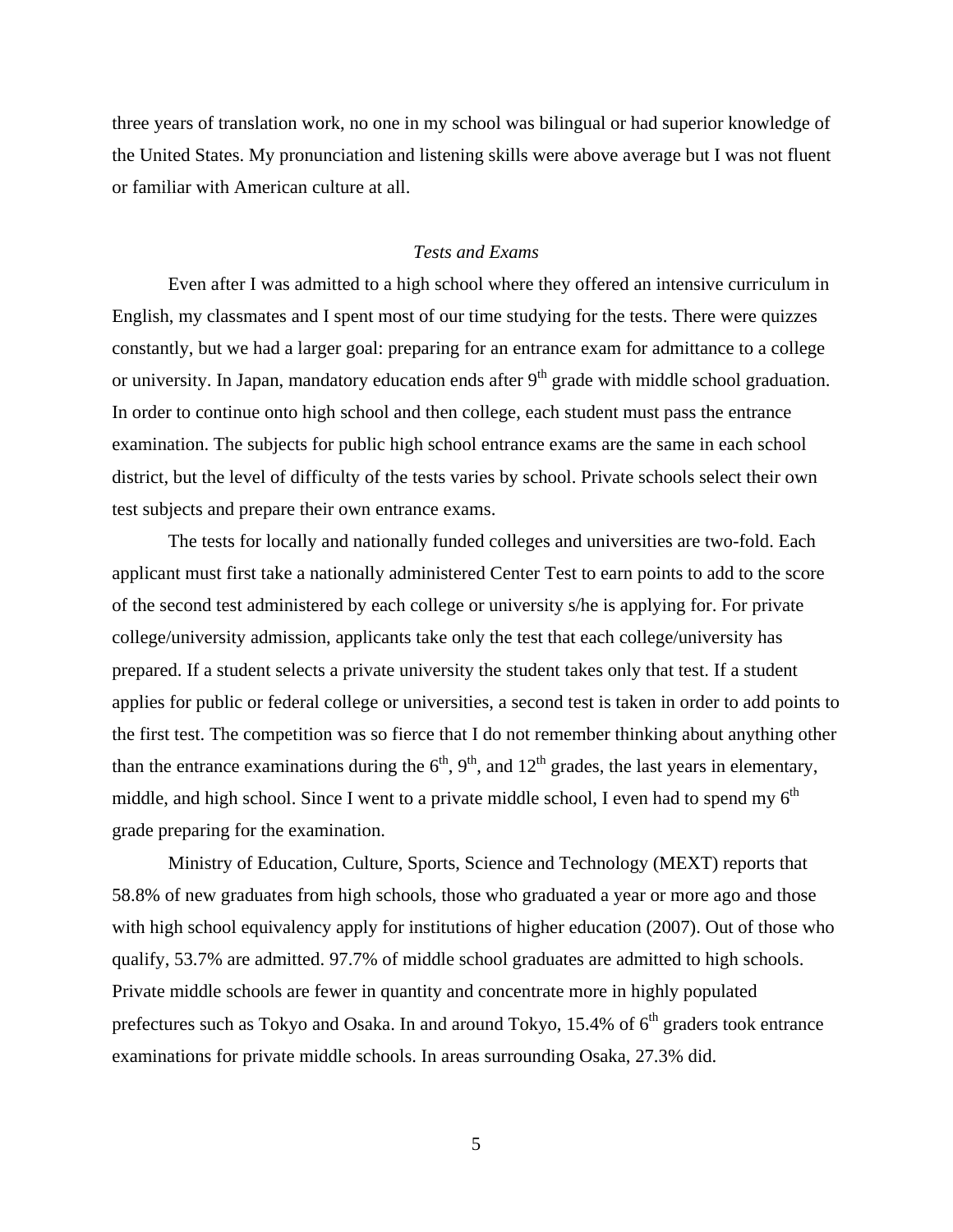three years of translation work, no one in my school was bilingual or had superior knowledge of the United States. My pronunciation and listening skills were above average but I was not fluent or familiar with American culture at all.

### *Tests and Exams*

Even after I was admitted to a high school where they offered an intensive curriculum in English, my classmates and I spent most of our time studying for the tests. There were quizzes constantly, but we had a larger goal: preparing for an entrance exam for admittance to a college or university. In Japan, mandatory education ends after 9th grade with middle school graduation. In order to continue onto high school and then college, each student must pass the entrance examination. The subjects for public high school entrance exams are the same in each school district, but the level of difficulty of the tests varies by school. Private schools select their own test subjects and prepare their own entrance exams.

The tests for locally and nationally funded colleges and universities are two-fold. Each applicant must first take a nationally administered Center Test to earn points to add to the score of the second test administered by each college or university s/he is applying for. For private college/university admission, applicants take only the test that each college/university has prepared. If a student selects a private university the student takes only that test. If a student applies for public or federal college or universities, a second test is taken in order to add points to the first test. The competition was so fierce that I do not remember thinking about anything other than the entrance examinations during the 6th, 9th, and 12th grades, the last years in elementary, middle, and high school. Since I went to a private middle school, I even had to spend my 6th grade preparing for the examination.

Ministry of Education, Culture, Sports, Science and Technology (MEXT) reports that 58.8% of new graduates from high schools, those who graduated a year or more ago and those with high school equivalency apply for institutions of higher education (2007). Out of those who qualify, 53.7% are admitted. 97.7% of middle school graduates are admitted to high schools. Private middle schools are fewer in quantity and concentrate more in highly populated prefectures such as Tokyo and Osaka. In and around Tokyo, 15.4% of 6th graders took entrance examinations for private middle schools. In areas surrounding Osaka, 27.3% did.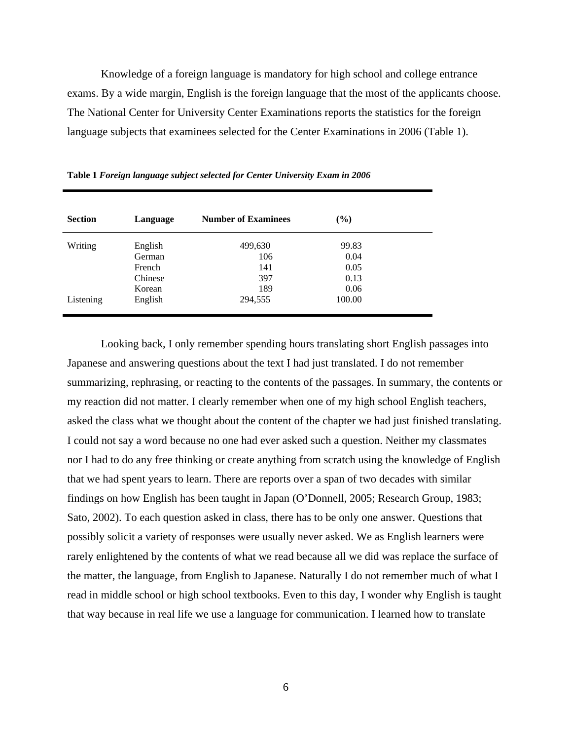Knowledge of a foreign language is mandatory for high school and college entrance exams. By a wide margin, English is the foreign language that the most of the applicants choose. The National Center for University Center Examinations reports the statistics for the foreign language subjects that examinees selected for the Center Examinations in 2006 (Table 1).

**Table 1** ***Foreign language subject selected for Center University Exam in 2006***

| Section | Language | Number of Examinees | (%) |
|---|---|---|---|
| Writing | English | 499,630 | 99.83 |
| | German | 106 | 0.04 |
| | French | 141 | 0.05 |
| | Chinese | 397 | 0.13 |
| | Korean | 189 | 0.06 |
| Listening | English | 294,555 | 100.00 |

Looking back, I only remember spending hours translating short English passages into Japanese and answering questions about the text I had just translated. I do not remember summarizing, rephrasing, or reacting to the contents of the passages. In summary, the contents or my reaction did not matter. I clearly remember when one of my high school English teachers, asked the class what we thought about the content of the chapter we had just finished translating. I could not say a word because no one had ever asked such a question. Neither my classmates nor I had to do any free thinking or create anything from scratch using the knowledge of English that we had spent years to learn. There are reports over a span of two decades with similar findings on how English has been taught in Japan (O'Donnell, 2005; Research Group, 1983; Sato, 2002). To each question asked in class, there has to be only one answer. Questions that possibly solicit a variety of responses were usually never asked. We as English learners were rarely enlightened by the contents of what we read because all we did was replace the surface of the matter, the language, from English to Japanese. Naturally I do not remember much of what I read in middle school or high school textbooks. Even to this day, I wonder why English is taught that way because in real life we use a language for communication. I learned how to translate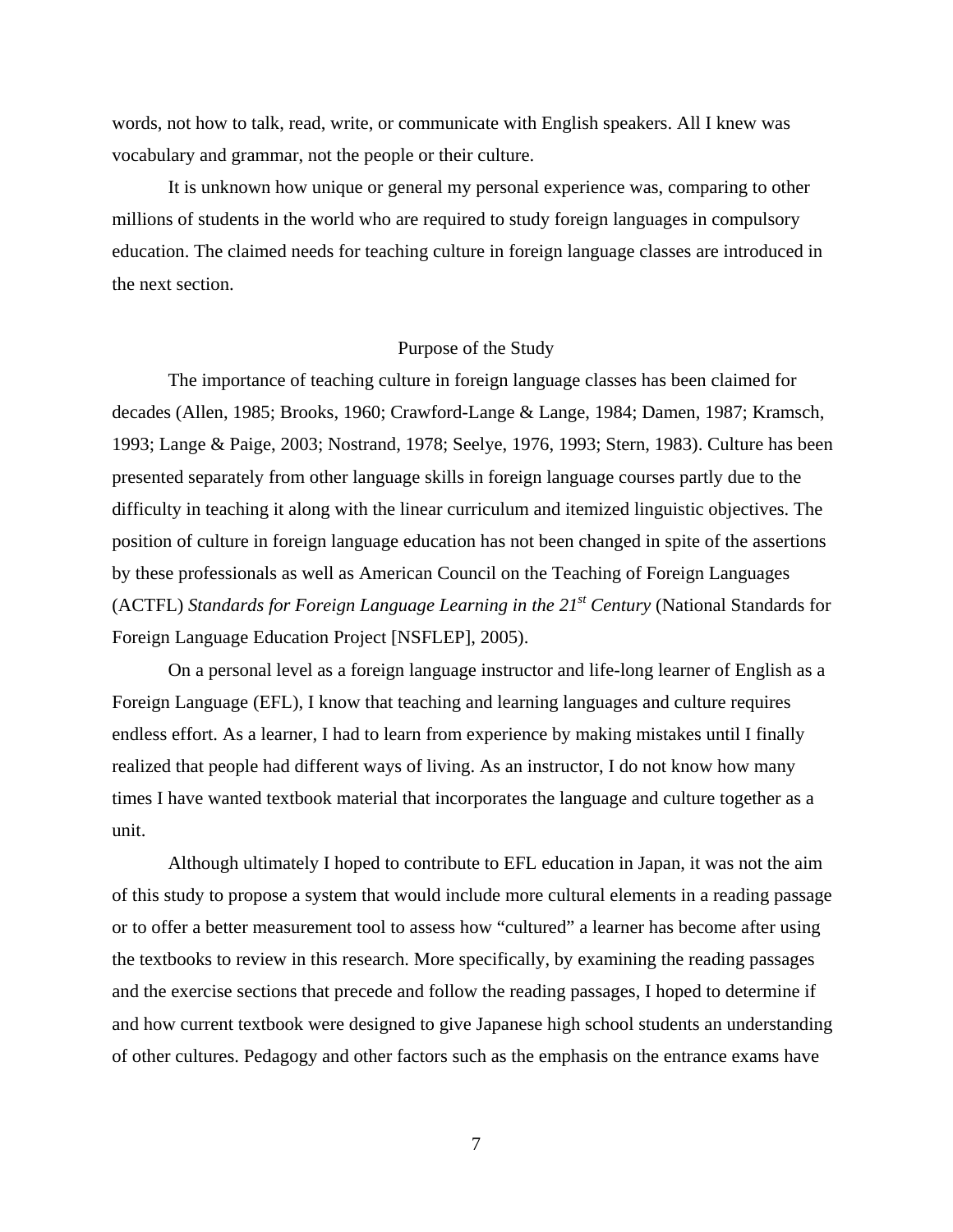words, not how to talk, read, write, or communicate with English speakers. All I knew was vocabulary and grammar, not the people or their culture.

It is unknown how unique or general my personal experience was, comparing to other millions of students in the world who are required to study foreign languages in compulsory education. The claimed needs for teaching culture in foreign language classes are introduced in the next section.

## Purpose of the Study

The importance of teaching culture in foreign language classes has been claimed for decades (Allen, 1985; Brooks, 1960; Crawford-Lange & Lange, 1984; Damen, 1987; Kramsch, 1993; Lange & Paige, 2003; Nostrand, 1978; Seelye, 1976, 1993; Stern, 1983). Culture has been presented separately from other language skills in foreign language courses partly due to the difficulty in teaching it along with the linear curriculum and itemized linguistic objectives. The position of culture in foreign language education has not been changed in spite of the assertions by these professionals as well as American Council on the Teaching of Foreign Languages (ACTFL) *Standards for Foreign Language Learning in the 21st Century* (National Standards for Foreign Language Education Project [NSFLEP], 2005).

On a personal level as a foreign language instructor and life-long learner of English as a Foreign Language (EFL), I know that teaching and learning languages and culture requires endless effort. As a learner, I had to learn from experience by making mistakes until I finally realized that people had different ways of living. As an instructor, I do not know how many times I have wanted textbook material that incorporates the language and culture together as a unit.

Although ultimately I hoped to contribute to EFL education in Japan, it was not the aim of this study to propose a system that would include more cultural elements in a reading passage or to offer a better measurement tool to assess how "cultured" a learner has become after using the textbooks to review in this research. More specifically, by examining the reading passages and the exercise sections that precede and follow the reading passages, I hoped to determine if and how current textbook were designed to give Japanese high school students an understanding of other cultures. Pedagogy and other factors such as the emphasis on the entrance exams have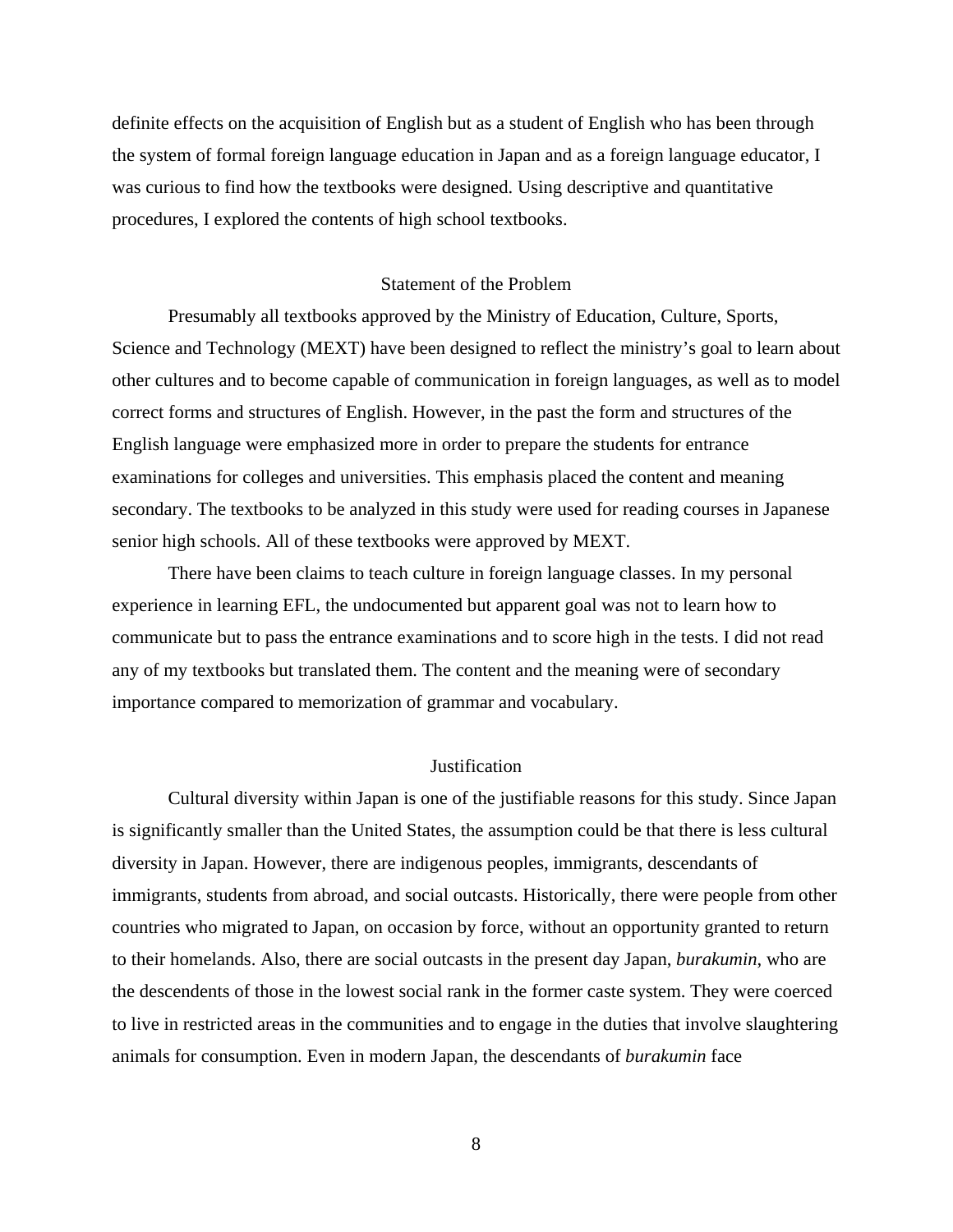definite effects on the acquisition of English but as a student of English who has been through the system of formal foreign language education in Japan and as a foreign language educator, I was curious to find how the textbooks were designed. Using descriptive and quantitative procedures, I explored the contents of high school textbooks.

## Statement of the Problem

Presumably all textbooks approved by the Ministry of Education, Culture, Sports, Science and Technology (MEXT) have been designed to reflect the ministry's goal to learn about other cultures and to become capable of communication in foreign languages, as well as to model correct forms and structures of English. However, in the past the form and structures of the English language were emphasized more in order to prepare the students for entrance examinations for colleges and universities. This emphasis placed the content and meaning secondary. The textbooks to be analyzed in this study were used for reading courses in Japanese senior high schools. All of these textbooks were approved by MEXT.

There have been claims to teach culture in foreign language classes. In my personal experience in learning EFL, the undocumented but apparent goal was not to learn how to communicate but to pass the entrance examinations and to score high in the tests. I did not read any of my textbooks but translated them. The content and the meaning were of secondary importance compared to memorization of grammar and vocabulary.

## Justification

Cultural diversity within Japan is one of the justifiable reasons for this study. Since Japan is significantly smaller than the United States, the assumption could be that there is less cultural diversity in Japan. However, there are indigenous peoples, immigrants, descendants of immigrants, students from abroad, and social outcasts. Historically, there were people from other countries who migrated to Japan, on occasion by force, without an opportunity granted to return to their homelands. Also, there are social outcasts in the present day Japan, *burakumin*, who are the descendents of those in the lowest social rank in the former caste system. They were coerced to live in restricted areas in the communities and to engage in the duties that involve slaughtering animals for consumption. Even in modern Japan, the descendants of *burakumin* face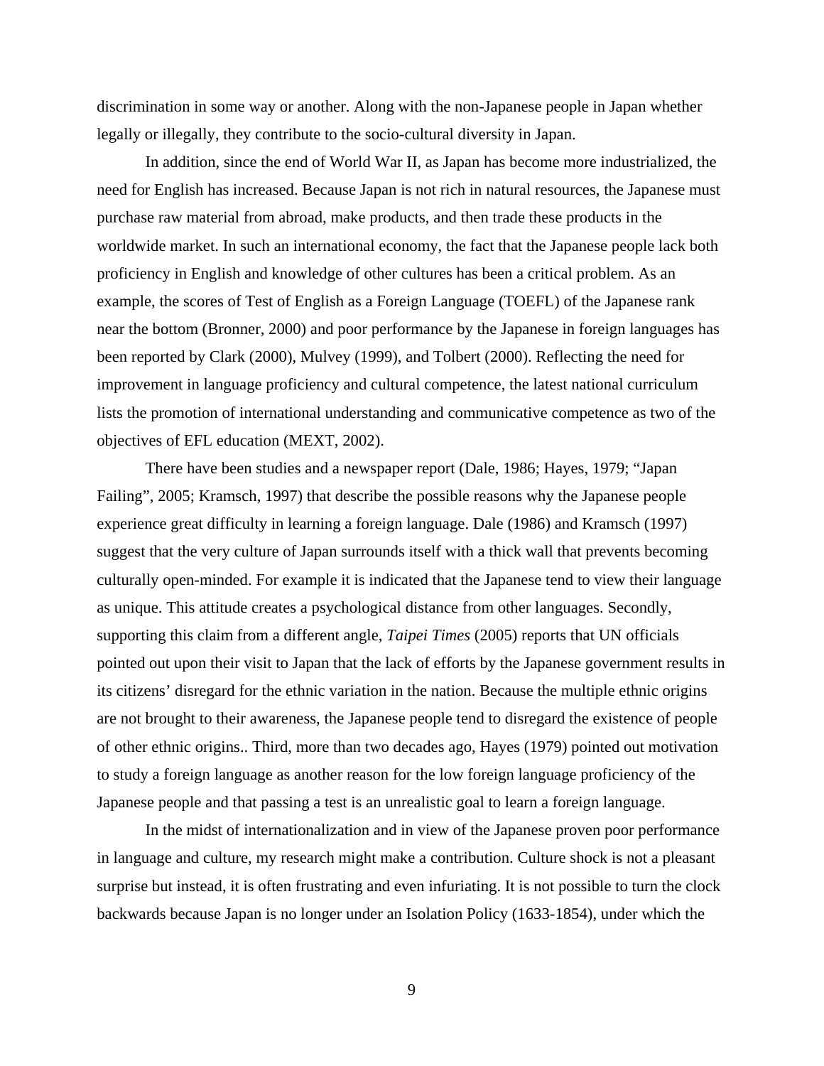discrimination in some way or another. Along with the non-Japanese people in Japan whether legally or illegally, they contribute to the socio-cultural diversity in Japan.

In addition, since the end of World War II, as Japan has become more industrialized, the need for English has increased. Because Japan is not rich in natural resources, the Japanese must purchase raw material from abroad, make products, and then trade these products in the worldwide market. In such an international economy, the fact that the Japanese people lack both proficiency in English and knowledge of other cultures has been a critical problem. As an example, the scores of Test of English as a Foreign Language (TOEFL) of the Japanese rank near the bottom (Bronner, 2000) and poor performance by the Japanese in foreign languages has been reported by Clark (2000), Mulvey (1999), and Tolbert (2000). Reflecting the need for improvement in language proficiency and cultural competence, the latest national curriculum lists the promotion of international understanding and communicative competence as two of the objectives of EFL education (MEXT, 2002).

There have been studies and a newspaper report (Dale, 1986; Hayes, 1979; "Japan Failing", 2005; Kramsch, 1997) that describe the possible reasons why the Japanese people experience great difficulty in learning a foreign language. Dale (1986) and Kramsch (1997) suggest that the very culture of Japan surrounds itself with a thick wall that prevents becoming culturally open-minded. For example it is indicated that the Japanese tend to view their language as unique. This attitude creates a psychological distance from other languages. Secondly, supporting this claim from a different angle, *Taipei Times* (2005) reports that UN officials pointed out upon their visit to Japan that the lack of efforts by the Japanese government results in its citizens' disregard for the ethnic variation in the nation. Because the multiple ethnic origins are not brought to their awareness, the Japanese people tend to disregard the existence of people of other ethnic origins.. Third, more than two decades ago, Hayes (1979) pointed out motivation to study a foreign language as another reason for the low foreign language proficiency of the Japanese people and that passing a test is an unrealistic goal to learn a foreign language.

In the midst of internationalization and in view of the Japanese proven poor performance in language and culture, my research might make a contribution. Culture shock is not a pleasant surprise but instead, it is often frustrating and even infuriating. It is not possible to turn the clock backwards because Japan is no longer under an Isolation Policy (1633-1854), under which the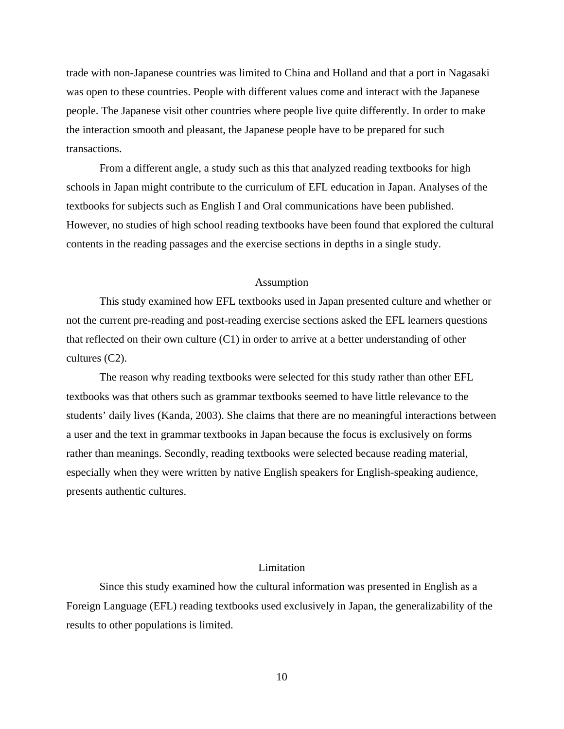trade with non-Japanese countries was limited to China and Holland and that a port in Nagasaki was open to these countries. People with different values come and interact with the Japanese people. The Japanese visit other countries where people live quite differently. In order to make the interaction smooth and pleasant, the Japanese people have to be prepared for such transactions.

From a different angle, a study such as this that analyzed reading textbooks for high schools in Japan might contribute to the curriculum of EFL education in Japan. Analyses of the textbooks for subjects such as English I and Oral communications have been published. However, no studies of high school reading textbooks have been found that explored the cultural contents in the reading passages and the exercise sections in depths in a single study.

## Assumption

This study examined how EFL textbooks used in Japan presented culture and whether or not the current pre-reading and post-reading exercise sections asked the EFL learners questions that reflected on their own culture (C1) in order to arrive at a better understanding of other cultures (C2).

The reason why reading textbooks were selected for this study rather than other EFL textbooks was that others such as grammar textbooks seemed to have little relevance to the students' daily lives (Kanda, 2003). She claims that there are no meaningful interactions between a user and the text in grammar textbooks in Japan because the focus is exclusively on forms rather than meanings. Secondly, reading textbooks were selected because reading material, especially when they were written by native English speakers for English-speaking audience, presents authentic cultures.

## Limitation

Since this study examined how the cultural information was presented in English as a Foreign Language (EFL) reading textbooks used exclusively in Japan, the generalizability of the results to other populations is limited.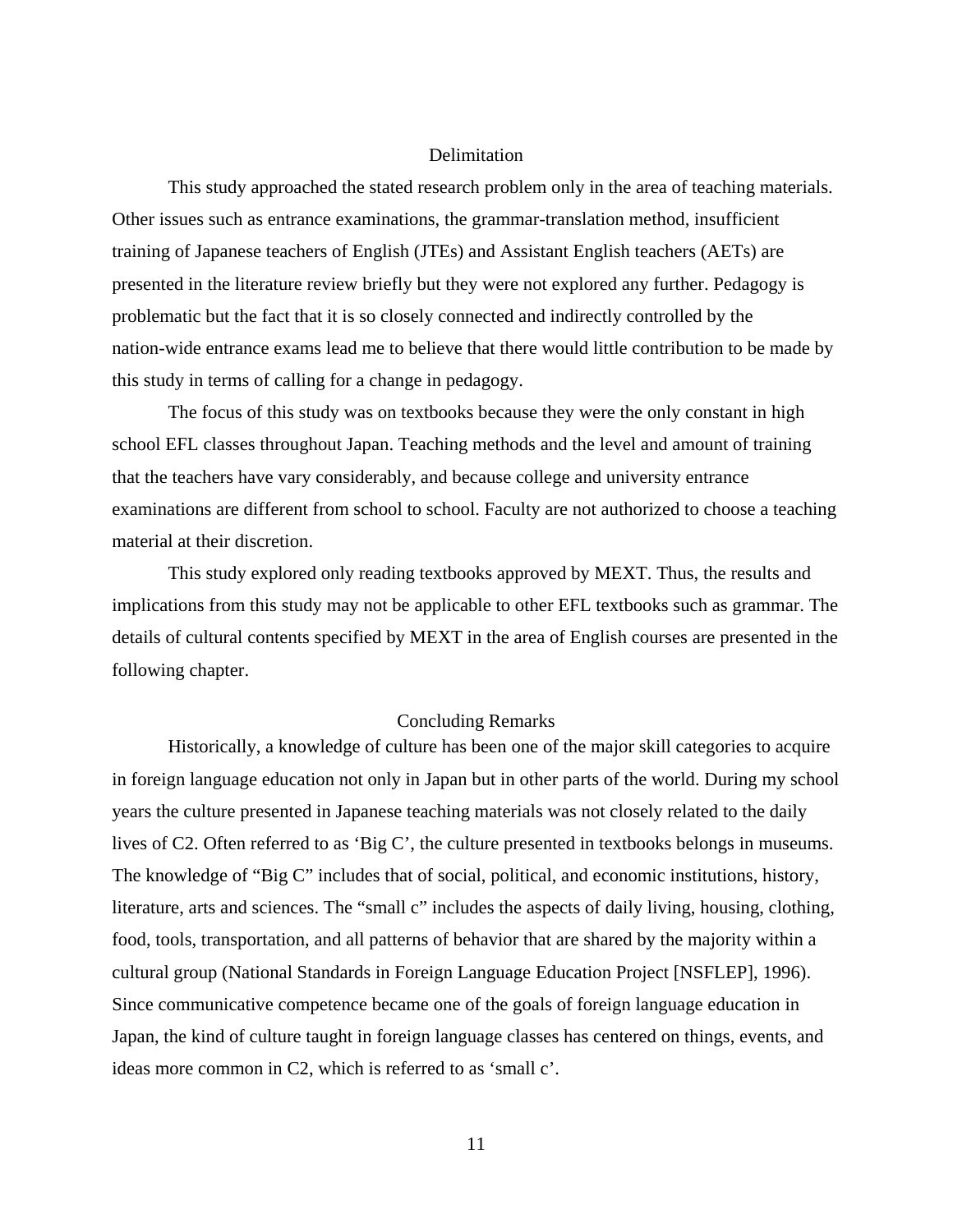## Delimitation

This study approached the stated research problem only in the area of teaching materials. Other issues such as entrance examinations, the grammar-translation method, insufficient training of Japanese teachers of English (JTEs) and Assistant English teachers (AETs) are presented in the literature review briefly but they were not explored any further. Pedagogy is problematic but the fact that it is so closely connected and indirectly controlled by the nation-wide entrance exams lead me to believe that there would little contribution to be made by this study in terms of calling for a change in pedagogy.

The focus of this study was on textbooks because they were the only constant in high school EFL classes throughout Japan. Teaching methods and the level and amount of training that the teachers have vary considerably, and because college and university entrance examinations are different from school to school. Faculty are not authorized to choose a teaching material at their discretion.

This study explored only reading textbooks approved by MEXT. Thus, the results and implications from this study may not be applicable to other EFL textbooks such as grammar. The details of cultural contents specified by MEXT in the area of English courses are presented in the following chapter.

## Concluding Remarks

Historically, a knowledge of culture has been one of the major skill categories to acquire in foreign language education not only in Japan but in other parts of the world. During my school years the culture presented in Japanese teaching materials was not closely related to the daily lives of C2. Often referred to as 'Big C', the culture presented in textbooks belongs in museums. The knowledge of "Big C" includes that of social, political, and economic institutions, history, literature, arts and sciences. The "small c" includes the aspects of daily living, housing, clothing, food, tools, transportation, and all patterns of behavior that are shared by the majority within a cultural group (National Standards in Foreign Language Education Project [NSFLEP], 1996). Since communicative competence became one of the goals of foreign language education in Japan, the kind of culture taught in foreign language classes has centered on things, events, and ideas more common in C2, which is referred to as 'small c'.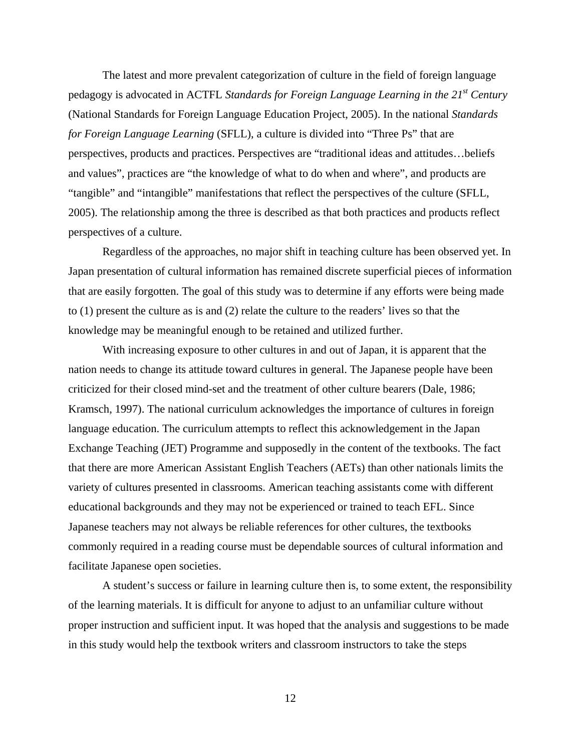The latest and more prevalent categorization of culture in the field of foreign language pedagogy is advocated in ACTFL *Standards for Foreign Language Learning in the 21st Century* (National Standards for Foreign Language Education Project, 2005). In the national *Standards for Foreign Language Learning* (SFLL), a culture is divided into "Three Ps" that are perspectives, products and practices. Perspectives are "traditional ideas and attitudes…beliefs and values", practices are "the knowledge of what to do when and where", and products are "tangible" and "intangible" manifestations that reflect the perspectives of the culture (SFLL, 2005). The relationship among the three is described as that both practices and products reflect perspectives of a culture.

Regardless of the approaches, no major shift in teaching culture has been observed yet. In Japan presentation of cultural information has remained discrete superficial pieces of information that are easily forgotten. The goal of this study was to determine if any efforts were being made to (1) present the culture as is and (2) relate the culture to the readers' lives so that the knowledge may be meaningful enough to be retained and utilized further.

With increasing exposure to other cultures in and out of Japan, it is apparent that the nation needs to change its attitude toward cultures in general. The Japanese people have been criticized for their closed mind-set and the treatment of other culture bearers (Dale, 1986; Kramsch, 1997). The national curriculum acknowledges the importance of cultures in foreign language education. The curriculum attempts to reflect this acknowledgement in the Japan Exchange Teaching (JET) Programme and supposedly in the content of the textbooks. The fact that there are more American Assistant English Teachers (AETs) than other nationals limits the variety of cultures presented in classrooms. American teaching assistants come with different educational backgrounds and they may not be experienced or trained to teach EFL. Since Japanese teachers may not always be reliable references for other cultures, the textbooks commonly required in a reading course must be dependable sources of cultural information and facilitate Japanese open societies.

A student's success or failure in learning culture then is, to some extent, the responsibility of the learning materials. It is difficult for anyone to adjust to an unfamiliar culture without proper instruction and sufficient input. It was hoped that the analysis and suggestions to be made in this study would help the textbook writers and classroom instructors to take the steps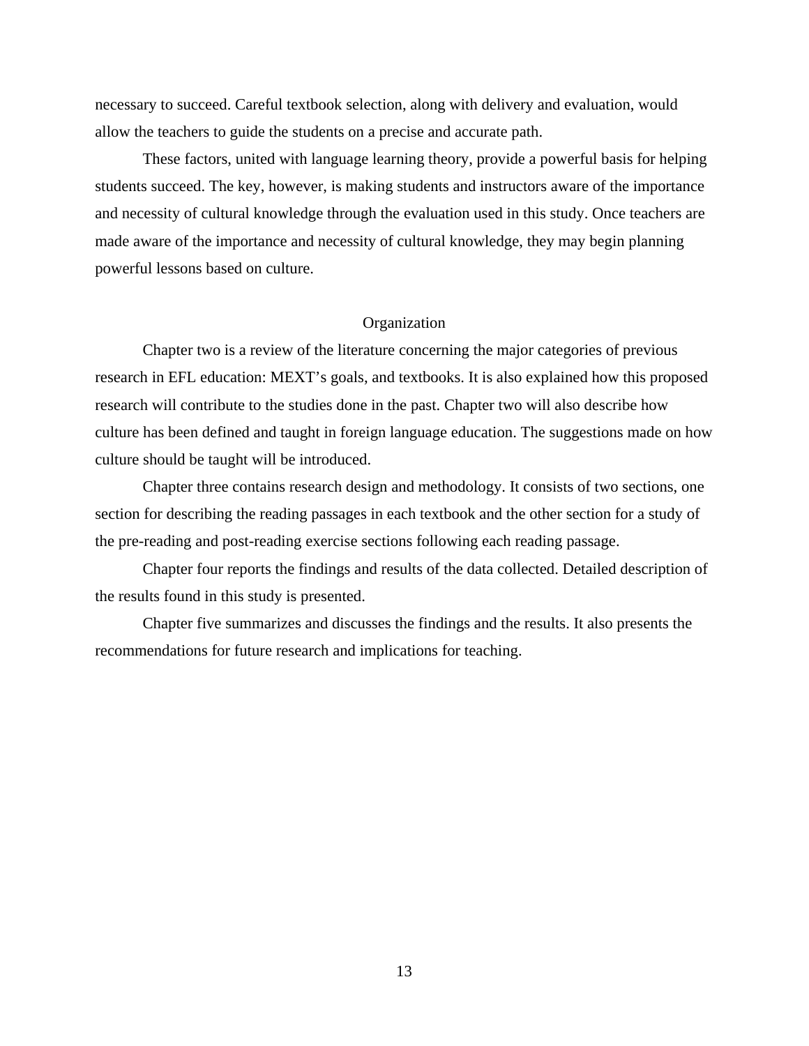necessary to succeed. Careful textbook selection, along with delivery and evaluation, would allow the teachers to guide the students on a precise and accurate path.

These factors, united with language learning theory, provide a powerful basis for helping students succeed. The key, however, is making students and instructors aware of the importance and necessity of cultural knowledge through the evaluation used in this study. Once teachers are made aware of the importance and necessity of cultural knowledge, they may begin planning powerful lessons based on culture.

## Organization

Chapter two is a review of the literature concerning the major categories of previous research in EFL education: MEXT's goals, and textbooks. It is also explained how this proposed research will contribute to the studies done in the past. Chapter two will also describe how culture has been defined and taught in foreign language education. The suggestions made on how culture should be taught will be introduced.

Chapter three contains research design and methodology. It consists of two sections, one section for describing the reading passages in each textbook and the other section for a study of the pre-reading and post-reading exercise sections following each reading passage.

Chapter four reports the findings and results of the data collected. Detailed description of the results found in this study is presented.

Chapter five summarizes and discusses the findings and the results. It also presents the recommendations for future research and implications for teaching.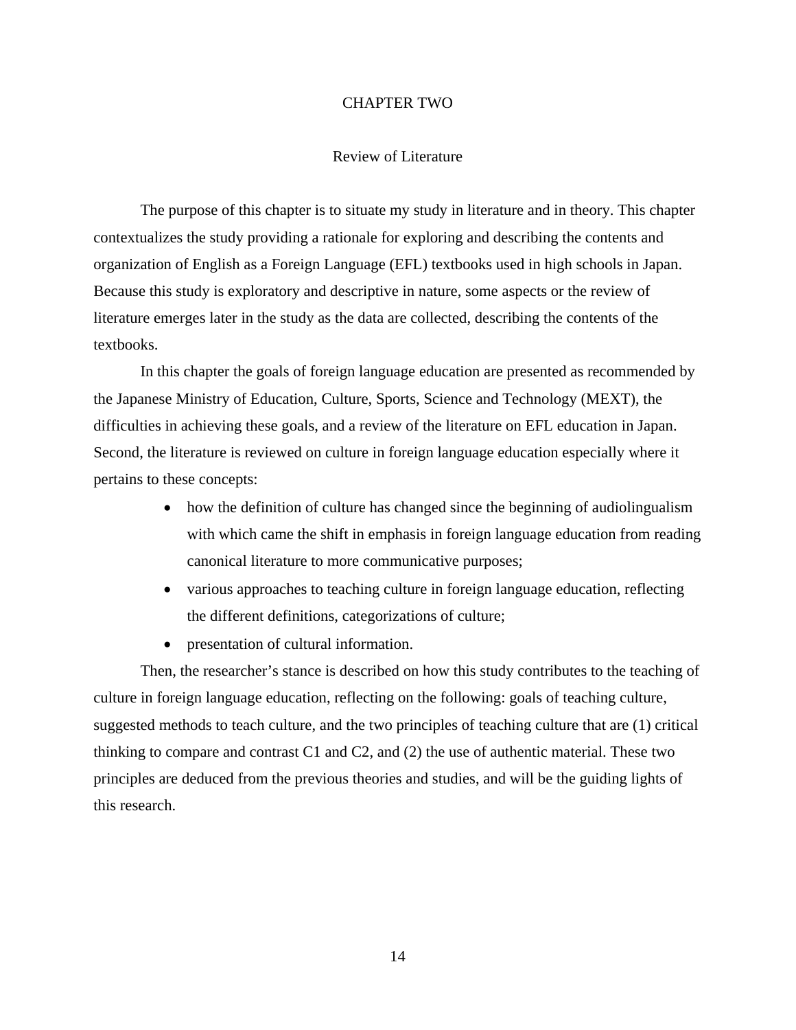# CHAPTER TWO

## Review of Literature

The purpose of this chapter is to situate my study in literature and in theory. This chapter contextualizes the study providing a rationale for exploring and describing the contents and organization of English as a Foreign Language (EFL) textbooks used in high schools in Japan. Because this study is exploratory and descriptive in nature, some aspects or the review of literature emerges later in the study as the data are collected, describing the contents of the textbooks.

In this chapter the goals of foreign language education are presented as recommended by the Japanese Ministry of Education, Culture, Sports, Science and Technology (MEXT), the difficulties in achieving these goals, and a review of the literature on EFL education in Japan. Second, the literature is reviewed on culture in foreign language education especially where it pertains to these concepts:

- how the definition of culture has changed since the beginning of audiolingualism with which came the shift in emphasis in foreign language education from reading canonical literature to more communicative purposes;
- various approaches to teaching culture in foreign language education, reflecting the different definitions, categorizations of culture;
- presentation of cultural information.

Then, the researcher's stance is described on how this study contributes to the teaching of culture in foreign language education, reflecting on the following: goals of teaching culture, suggested methods to teach culture, and the two principles of teaching culture that are (1) critical thinking to compare and contrast C1 and C2, and (2) the use of authentic material. These two principles are deduced from the previous theories and studies, and will be the guiding lights of this research.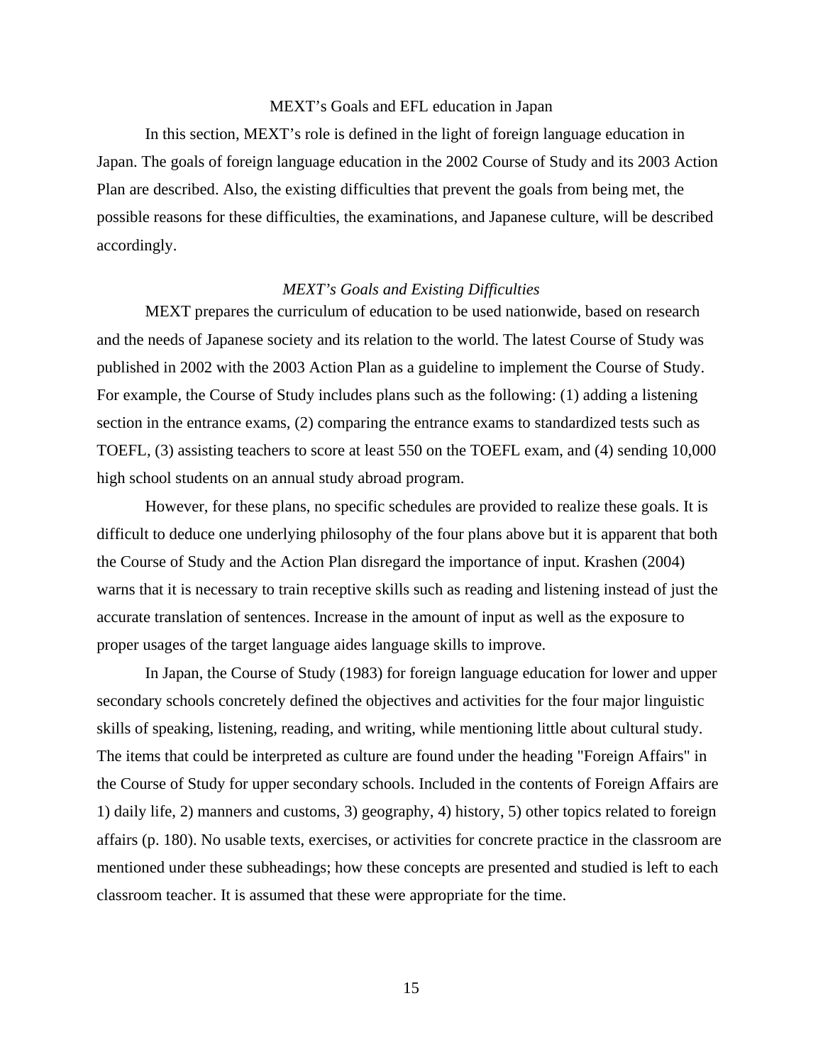## MEXT's Goals and EFL education in Japan

In this section, MEXT's role is defined in the light of foreign language education in Japan. The goals of foreign language education in the 2002 Course of Study and its 2003 Action Plan are described. Also, the existing difficulties that prevent the goals from being met, the possible reasons for these difficulties, the examinations, and Japanese culture, will be described accordingly.

### *MEXT's Goals and Existing Difficulties*

MEXT prepares the curriculum of education to be used nationwide, based on research and the needs of Japanese society and its relation to the world. The latest Course of Study was published in 2002 with the 2003 Action Plan as a guideline to implement the Course of Study. For example, the Course of Study includes plans such as the following: (1) adding a listening section in the entrance exams, (2) comparing the entrance exams to standardized tests such as TOEFL, (3) assisting teachers to score at least 550 on the TOEFL exam, and (4) sending 10,000 high school students on an annual study abroad program.

However, for these plans, no specific schedules are provided to realize these goals. It is difficult to deduce one underlying philosophy of the four plans above but it is apparent that both the Course of Study and the Action Plan disregard the importance of input. Krashen (2004) warns that it is necessary to train receptive skills such as reading and listening instead of just the accurate translation of sentences. Increase in the amount of input as well as the exposure to proper usages of the target language aides language skills to improve.

In Japan, the Course of Study (1983) for foreign language education for lower and upper secondary schools concretely defined the objectives and activities for the four major linguistic skills of speaking, listening, reading, and writing, while mentioning little about cultural study. The items that could be interpreted as culture are found under the heading "Foreign Affairs" in the Course of Study for upper secondary schools. Included in the contents of Foreign Affairs are 1) daily life, 2) manners and customs, 3) geography, 4) history, 5) other topics related to foreign affairs (p. 180). No usable texts, exercises, or activities for concrete practice in the classroom are mentioned under these subheadings; how these concepts are presented and studied is left to each classroom teacher. It is assumed that these were appropriate for the time.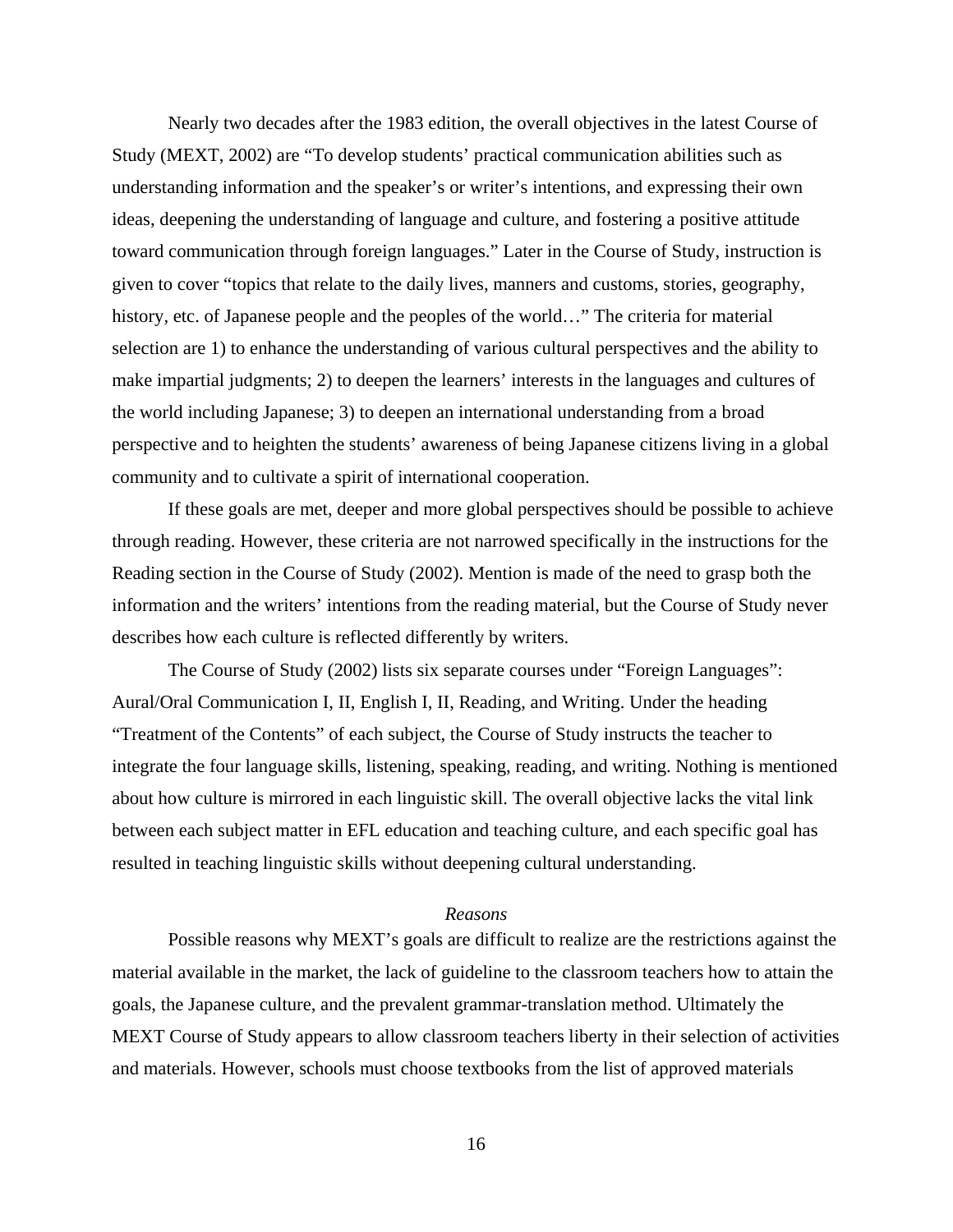Nearly two decades after the 1983 edition, the overall objectives in the latest Course of Study (MEXT, 2002) are "To develop students' practical communication abilities such as understanding information and the speaker's or writer's intentions, and expressing their own ideas, deepening the understanding of language and culture, and fostering a positive attitude toward communication through foreign languages." Later in the Course of Study, instruction is given to cover "topics that relate to the daily lives, manners and customs, stories, geography, history, etc. of Japanese people and the peoples of the world…" The criteria for material selection are 1) to enhance the understanding of various cultural perspectives and the ability to make impartial judgments; 2) to deepen the learners' interests in the languages and cultures of the world including Japanese; 3) to deepen an international understanding from a broad perspective and to heighten the students' awareness of being Japanese citizens living in a global community and to cultivate a spirit of international cooperation.

If these goals are met, deeper and more global perspectives should be possible to achieve through reading. However, these criteria are not narrowed specifically in the instructions for the Reading section in the Course of Study (2002). Mention is made of the need to grasp both the information and the writers' intentions from the reading material, but the Course of Study never describes how each culture is reflected differently by writers.

The Course of Study (2002) lists six separate courses under "Foreign Languages": Aural/Oral Communication I, II, English I, II, Reading, and Writing. Under the heading "Treatment of the Contents" of each subject, the Course of Study instructs the teacher to integrate the four language skills, listening, speaking, reading, and writing. Nothing is mentioned about how culture is mirrored in each linguistic skill. The overall objective lacks the vital link between each subject matter in EFL education and teaching culture, and each specific goal has resulted in teaching linguistic skills without deepening cultural understanding.

*Reasons*

Possible reasons why MEXT's goals are difficult to realize are the restrictions against the material available in the market, the lack of guideline to the classroom teachers how to attain the goals, the Japanese culture, and the prevalent grammar-translation method. Ultimately the MEXT Course of Study appears to allow classroom teachers liberty in their selection of activities and materials. However, schools must choose textbooks from the list of approved materials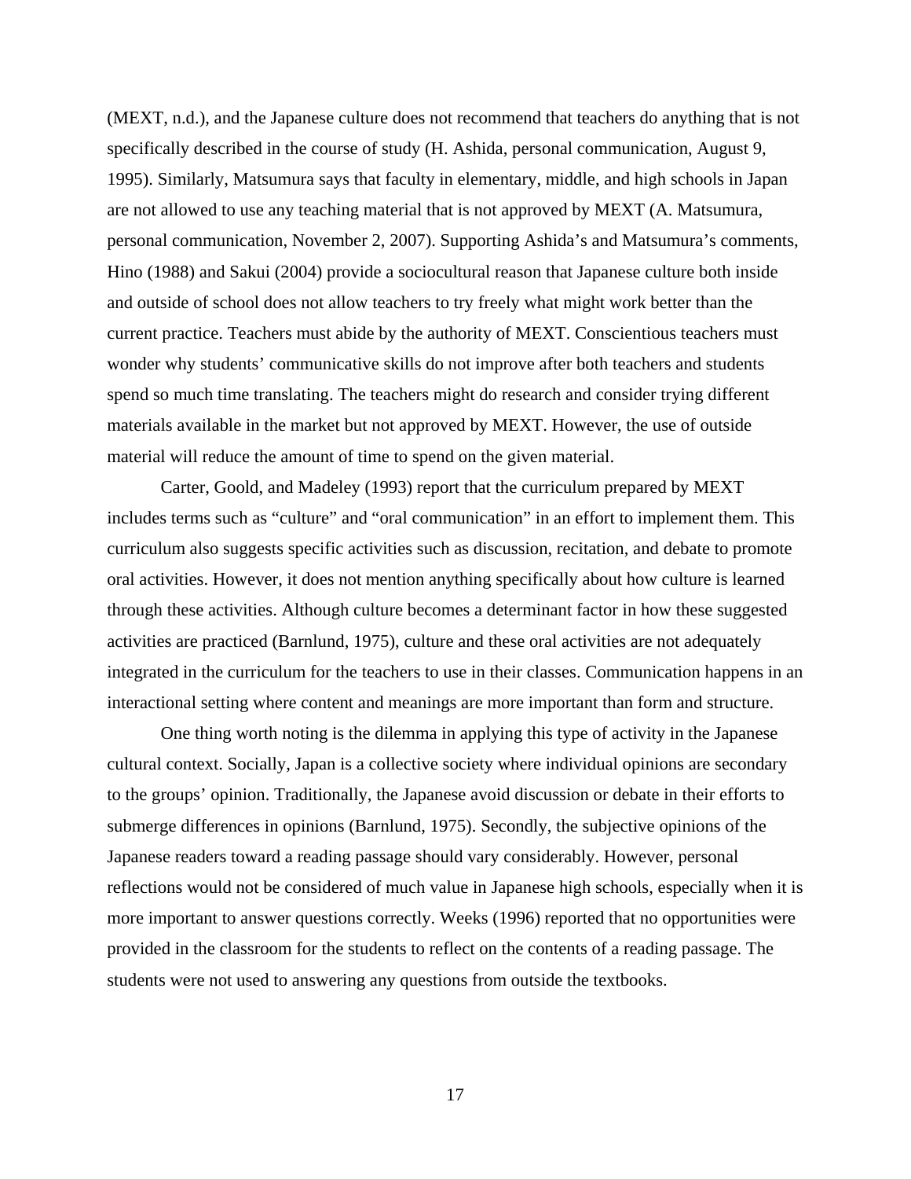(MEXT, n.d.), and the Japanese culture does not recommend that teachers do anything that is not specifically described in the course of study (H. Ashida, personal communication, August 9, 1995). Similarly, Matsumura says that faculty in elementary, middle, and high schools in Japan are not allowed to use any teaching material that is not approved by MEXT (A. Matsumura, personal communication, November 2, 2007). Supporting Ashida's and Matsumura's comments, Hino (1988) and Sakui (2004) provide a sociocultural reason that Japanese culture both inside and outside of school does not allow teachers to try freely what might work better than the current practice. Teachers must abide by the authority of MEXT. Conscientious teachers must wonder why students' communicative skills do not improve after both teachers and students spend so much time translating. The teachers might do research and consider trying different materials available in the market but not approved by MEXT. However, the use of outside material will reduce the amount of time to spend on the given material.

Carter, Goold, and Madeley (1993) report that the curriculum prepared by MEXT includes terms such as "culture" and "oral communication" in an effort to implement them. This curriculum also suggests specific activities such as discussion, recitation, and debate to promote oral activities. However, it does not mention anything specifically about how culture is learned through these activities. Although culture becomes a determinant factor in how these suggested activities are practiced (Barnlund, 1975), culture and these oral activities are not adequately integrated in the curriculum for the teachers to use in their classes. Communication happens in an interactional setting where content and meanings are more important than form and structure.

One thing worth noting is the dilemma in applying this type of activity in the Japanese cultural context. Socially, Japan is a collective society where individual opinions are secondary to the groups' opinion. Traditionally, the Japanese avoid discussion or debate in their efforts to submerge differences in opinions (Barnlund, 1975). Secondly, the subjective opinions of the Japanese readers toward a reading passage should vary considerably. However, personal reflections would not be considered of much value in Japanese high schools, especially when it is more important to answer questions correctly. Weeks (1996) reported that no opportunities were provided in the classroom for the students to reflect on the contents of a reading passage. The students were not used to answering any questions from outside the textbooks.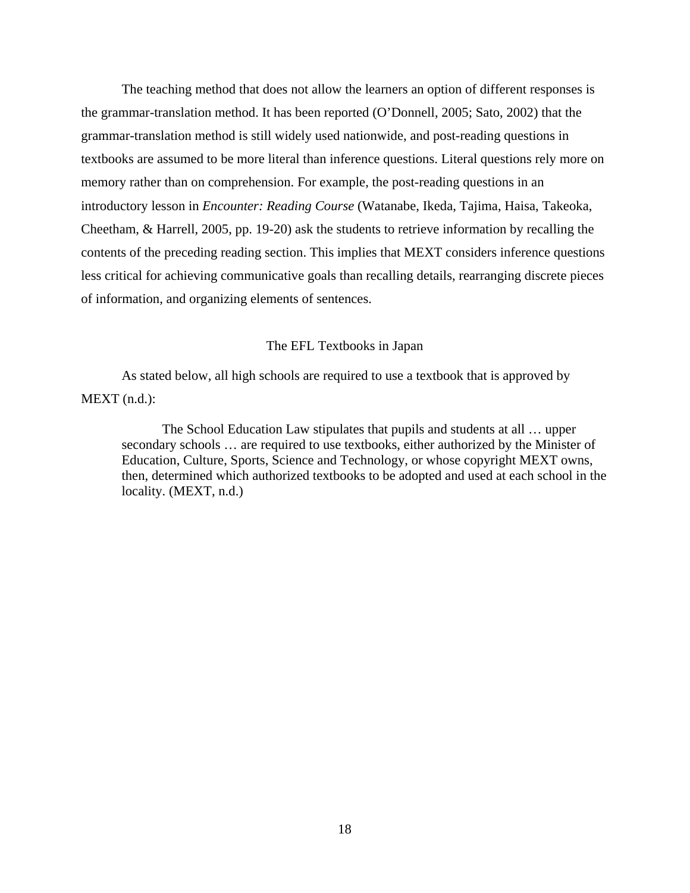The teaching method that does not allow the learners an option of different responses is the grammar-translation method. It has been reported (O'Donnell, 2005; Sato, 2002) that the grammar-translation method is still widely used nationwide, and post-reading questions in textbooks are assumed to be more literal than inference questions. Literal questions rely more on memory rather than on comprehension. For example, the post-reading questions in an introductory lesson in *Encounter: Reading Course* (Watanabe, Ikeda, Tajima, Haisa, Takeoka, Cheetham, & Harrell, 2005, pp. 19-20) ask the students to retrieve information by recalling the contents of the preceding reading section. This implies that MEXT considers inference questions less critical for achieving communicative goals than recalling details, rearranging discrete pieces of information, and organizing elements of sentences.

## The EFL Textbooks in Japan

As stated below, all high schools are required to use a textbook that is approved by MEXT (n.d.):

> The School Education Law stipulates that pupils and students at all … upper secondary schools … are required to use textbooks, either authorized by the Minister of Education, Culture, Sports, Science and Technology, or whose copyright MEXT owns, then, determined which authorized textbooks to be adopted and used at each school in the locality. (MEXT, n.d.)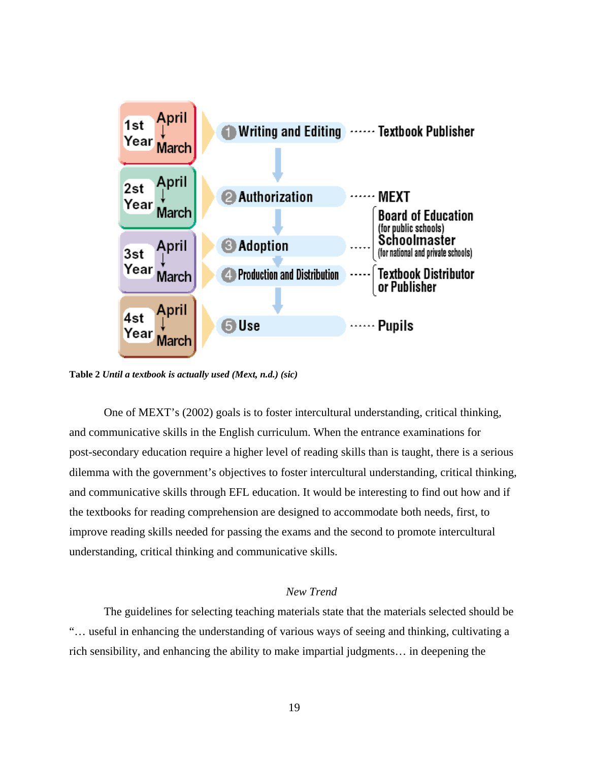| Year | Period | Step | Responsible |
|---|---|---|---|
| 1st Year | April ↓ March | 1 Writing and Editing | Textbook Publisher |
| 2st Year | April ↓ March | 2 Authorization | MEXT |
| 3st Year | April ↓ March | 3 Adoption | Board of Education (for public schools) Schoolmaster (for national and private schools) |
| | | 4 Production and Distribution | Textbook Distributor or Publisher |
| 4st Year | April ↓ March | 5 Use | Pupils |

**Table 2** ***Until a textbook is actually used (Mext, n.d.) (sic)***

One of MEXT's (2002) goals is to foster intercultural understanding, critical thinking, and communicative skills in the English curriculum. When the entrance examinations for post-secondary education require a higher level of reading skills than is taught, there is a serious dilemma with the government's objectives to foster intercultural understanding, critical thinking, and communicative skills through EFL education. It would be interesting to find out how and if the textbooks for reading comprehension are designed to accommodate both needs, first, to improve reading skills needed for passing the exams and the second to promote intercultural understanding, critical thinking and communicative skills.

### *New Trend*

The guidelines for selecting teaching materials state that the materials selected should be "… useful in enhancing the understanding of various ways of seeing and thinking, cultivating a rich sensibility, and enhancing the ability to make impartial judgments… in deepening the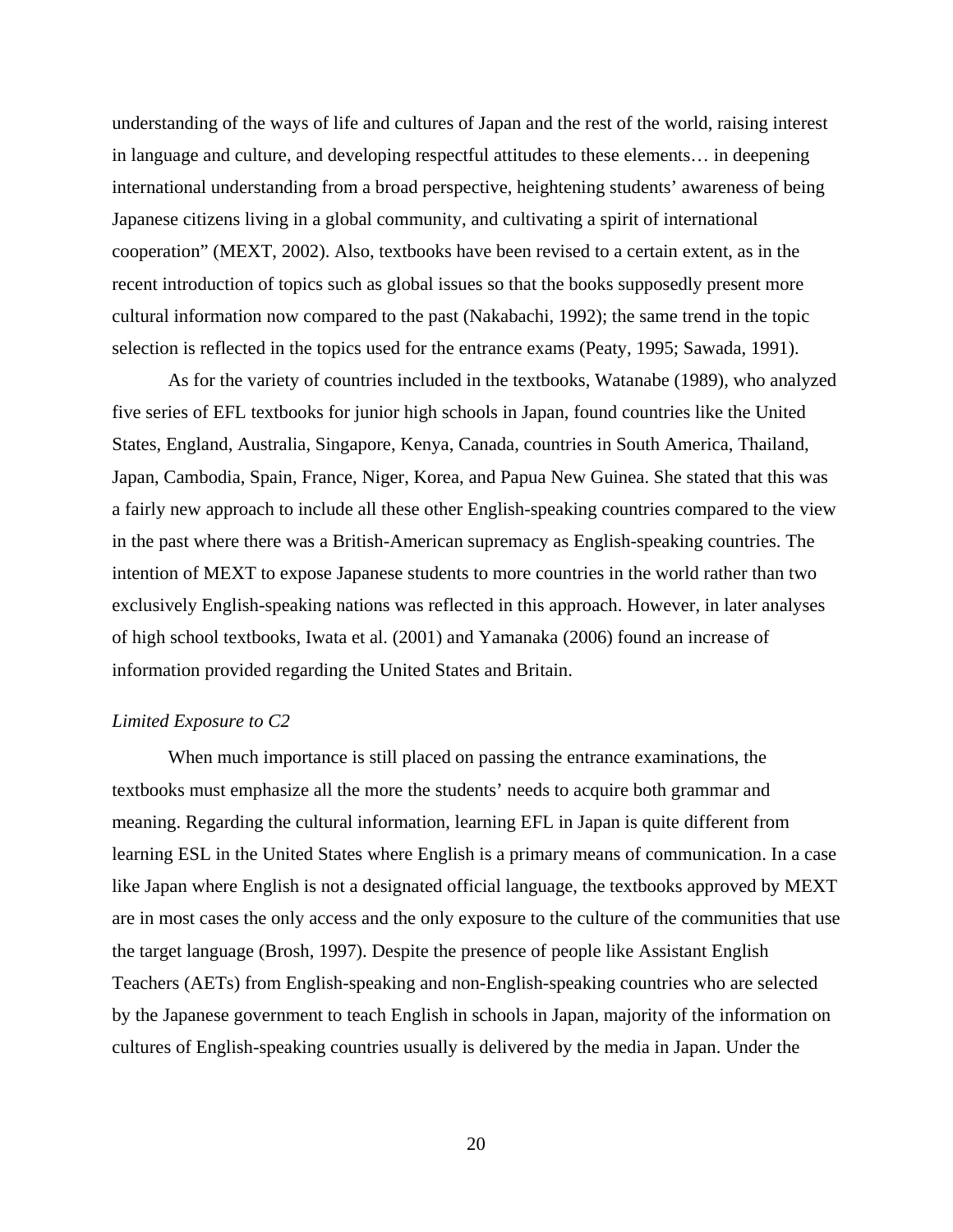understanding of the ways of life and cultures of Japan and the rest of the world, raising interest in language and culture, and developing respectful attitudes to these elements… in deepening international understanding from a broad perspective, heightening students' awareness of being Japanese citizens living in a global community, and cultivating a spirit of international cooperation" (MEXT, 2002). Also, textbooks have been revised to a certain extent, as in the recent introduction of topics such as global issues so that the books supposedly present more cultural information now compared to the past (Nakabachi, 1992); the same trend in the topic selection is reflected in the topics used for the entrance exams (Peaty, 1995; Sawada, 1991).

As for the variety of countries included in the textbooks, Watanabe (1989), who analyzed five series of EFL textbooks for junior high schools in Japan, found countries like the United States, England, Australia, Singapore, Kenya, Canada, countries in South America, Thailand, Japan, Cambodia, Spain, France, Niger, Korea, and Papua New Guinea. She stated that this was a fairly new approach to include all these other English-speaking countries compared to the view in the past where there was a British-American supremacy as English-speaking countries. The intention of MEXT to expose Japanese students to more countries in the world rather than two exclusively English-speaking nations was reflected in this approach. However, in later analyses of high school textbooks, Iwata et al. (2001) and Yamanaka (2006) found an increase of information provided regarding the United States and Britain.

*Limited Exposure to C2*

When much importance is still placed on passing the entrance examinations, the textbooks must emphasize all the more the students' needs to acquire both grammar and meaning. Regarding the cultural information, learning EFL in Japan is quite different from learning ESL in the United States where English is a primary means of communication. In a case like Japan where English is not a designated official language, the textbooks approved by MEXT are in most cases the only access and the only exposure to the culture of the communities that use the target language (Brosh, 1997). Despite the presence of people like Assistant English Teachers (AETs) from English-speaking and non-English-speaking countries who are selected by the Japanese government to teach English in schools in Japan, majority of the information on cultures of English-speaking countries usually is delivered by the media in Japan. Under the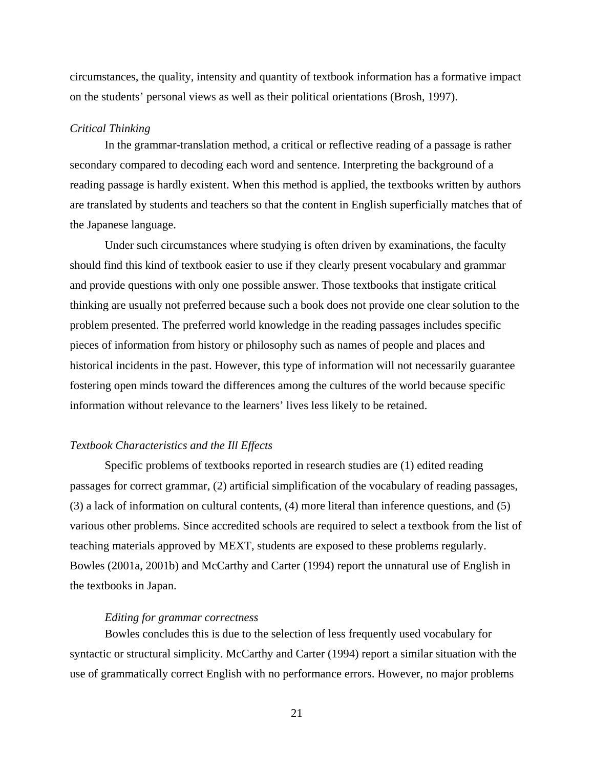circumstances, the quality, intensity and quantity of textbook information has a formative impact on the students' personal views as well as their political orientations (Brosh, 1997).

### *Critical Thinking*

In the grammar-translation method, a critical or reflective reading of a passage is rather secondary compared to decoding each word and sentence. Interpreting the background of a reading passage is hardly existent. When this method is applied, the textbooks written by authors are translated by students and teachers so that the content in English superficially matches that of the Japanese language.

Under such circumstances where studying is often driven by examinations, the faculty should find this kind of textbook easier to use if they clearly present vocabulary and grammar and provide questions with only one possible answer. Those textbooks that instigate critical thinking are usually not preferred because such a book does not provide one clear solution to the problem presented. The preferred world knowledge in the reading passages includes specific pieces of information from history or philosophy such as names of people and places and historical incidents in the past. However, this type of information will not necessarily guarantee fostering open minds toward the differences among the cultures of the world because specific information without relevance to the learners' lives less likely to be retained.

### *Textbook Characteristics and the Ill Effects*

Specific problems of textbooks reported in research studies are (1) edited reading passages for correct grammar, (2) artificial simplification of the vocabulary of reading passages, (3) a lack of information on cultural contents, (4) more literal than inference questions, and (5) various other problems. Since accredited schools are required to select a textbook from the list of teaching materials approved by MEXT, students are exposed to these problems regularly. Bowles (2001a, 2001b) and McCarthy and Carter (1994) report the unnatural use of English in the textbooks in Japan.

#### *Editing for grammar correctness*

Bowles concludes this is due to the selection of less frequently used vocabulary for syntactic or structural simplicity. McCarthy and Carter (1994) report a similar situation with the use of grammatically correct English with no performance errors. However, no major problems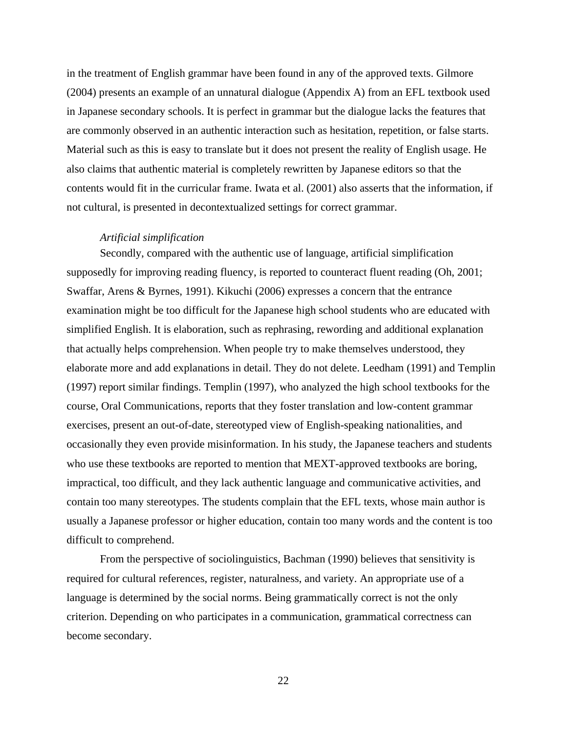in the treatment of English grammar have been found in any of the approved texts. Gilmore (2004) presents an example of an unnatural dialogue (Appendix A) from an EFL textbook used in Japanese secondary schools. It is perfect in grammar but the dialogue lacks the features that are commonly observed in an authentic interaction such as hesitation, repetition, or false starts. Material such as this is easy to translate but it does not present the reality of English usage. He also claims that authentic material is completely rewritten by Japanese editors so that the contents would fit in the curricular frame. Iwata et al. (2001) also asserts that the information, if not cultural, is presented in decontextualized settings for correct grammar.

*Artificial simplification*

Secondly, compared with the authentic use of language, artificial simplification supposedly for improving reading fluency, is reported to counteract fluent reading (Oh, 2001; Swaffar, Arens & Byrnes, 1991). Kikuchi (2006) expresses a concern that the entrance examination might be too difficult for the Japanese high school students who are educated with simplified English. It is elaboration, such as rephrasing, rewording and additional explanation that actually helps comprehension. When people try to make themselves understood, they elaborate more and add explanations in detail. They do not delete. Leedham (1991) and Templin (1997) report similar findings. Templin (1997), who analyzed the high school textbooks for the course, Oral Communications, reports that they foster translation and low-content grammar exercises, present an out-of-date, stereotyped view of English-speaking nationalities, and occasionally they even provide misinformation. In his study, the Japanese teachers and students who use these textbooks are reported to mention that MEXT-approved textbooks are boring, impractical, too difficult, and they lack authentic language and communicative activities, and contain too many stereotypes. The students complain that the EFL texts, whose main author is usually a Japanese professor or higher education, contain too many words and the content is too difficult to comprehend.

From the perspective of sociolinguistics, Bachman (1990) believes that sensitivity is required for cultural references, register, naturalness, and variety. An appropriate use of a language is determined by the social norms. Being grammatically correct is not the only criterion. Depending on who participates in a communication, grammatical correctness can become secondary.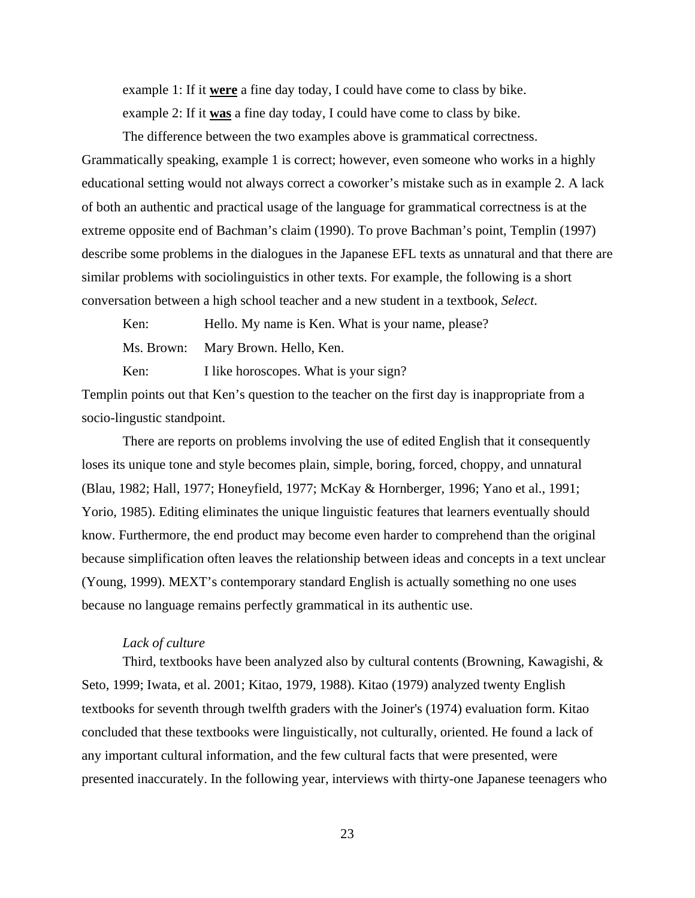example 1: If it **were** a fine day today, I could have come to class by bike.

example 2: If it **was** a fine day today, I could have come to class by bike.

The difference between the two examples above is grammatical correctness. Grammatically speaking, example 1 is correct; however, even someone who works in a highly educational setting would not always correct a coworker's mistake such as in example 2. A lack of both an authentic and practical usage of the language for grammatical correctness is at the extreme opposite end of Bachman's claim (1990). To prove Bachman's point, Templin (1997) describe some problems in the dialogues in the Japanese EFL texts as unnatural and that there are similar problems with sociolinguistics in other texts. For example, the following is a short conversation between a high school teacher and a new student in a textbook, *Select*.

Ken: Hello. My name is Ken. What is your name, please?

Ms. Brown: Mary Brown. Hello, Ken.

Ken: I like horoscopes. What is your sign?

Templin points out that Ken's question to the teacher on the first day is inappropriate from a socio-lingustic standpoint.

There are reports on problems involving the use of edited English that it consequently loses its unique tone and style becomes plain, simple, boring, forced, choppy, and unnatural (Blau, 1982; Hall, 1977; Honeyfield, 1977; McKay & Hornberger, 1996; Yano et al., 1991; Yorio, 1985). Editing eliminates the unique linguistic features that learners eventually should know. Furthermore, the end product may become even harder to comprehend than the original because simplification often leaves the relationship between ideas and concepts in a text unclear (Young, 1999). MEXT's contemporary standard English is actually something no one uses because no language remains perfectly grammatical in its authentic use.

*Lack of culture*

Third, textbooks have been analyzed also by cultural contents (Browning, Kawagishi, & Seto, 1999; Iwata, et al. 2001; Kitao, 1979, 1988). Kitao (1979) analyzed twenty English textbooks for seventh through twelfth graders with the Joiner's (1974) evaluation form. Kitao concluded that these textbooks were linguistically, not culturally, oriented. He found a lack of any important cultural information, and the few cultural facts that were presented, were presented inaccurately. In the following year, interviews with thirty-one Japanese teenagers who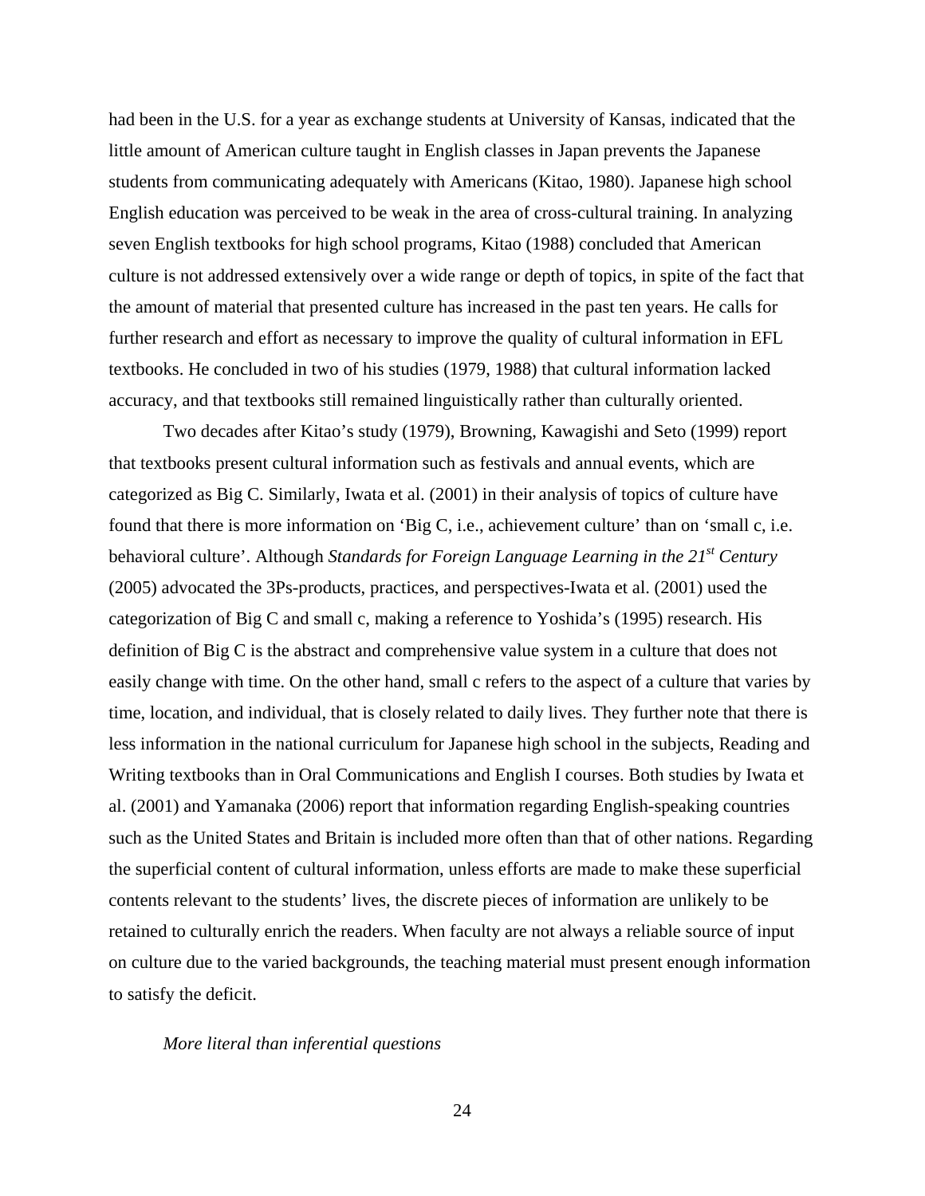had been in the U.S. for a year as exchange students at University of Kansas, indicated that the little amount of American culture taught in English classes in Japan prevents the Japanese students from communicating adequately with Americans (Kitao, 1980). Japanese high school English education was perceived to be weak in the area of cross-cultural training. In analyzing seven English textbooks for high school programs, Kitao (1988) concluded that American culture is not addressed extensively over a wide range or depth of topics, in spite of the fact that the amount of material that presented culture has increased in the past ten years. He calls for further research and effort as necessary to improve the quality of cultural information in EFL textbooks. He concluded in two of his studies (1979, 1988) that cultural information lacked accuracy, and that textbooks still remained linguistically rather than culturally oriented.

Two decades after Kitao's study (1979), Browning, Kawagishi and Seto (1999) report that textbooks present cultural information such as festivals and annual events, which are categorized as Big C. Similarly, Iwata et al. (2001) in their analysis of topics of culture have found that there is more information on 'Big C, i.e., achievement culture' than on 'small c, i.e. behavioral culture'. Although *Standards for Foreign Language Learning in the 21st Century* (2005) advocated the 3Ps-products, practices, and perspectives-Iwata et al. (2001) used the categorization of Big C and small c, making a reference to Yoshida's (1995) research. His definition of Big C is the abstract and comprehensive value system in a culture that does not easily change with time. On the other hand, small c refers to the aspect of a culture that varies by time, location, and individual, that is closely related to daily lives. They further note that there is less information in the national curriculum for Japanese high school in the subjects, Reading and Writing textbooks than in Oral Communications and English I courses. Both studies by Iwata et al. (2001) and Yamanaka (2006) report that information regarding English-speaking countries such as the United States and Britain is included more often than that of other nations. Regarding the superficial content of cultural information, unless efforts are made to make these superficial contents relevant to the students' lives, the discrete pieces of information are unlikely to be retained to culturally enrich the readers. When faculty are not always a reliable source of input on culture due to the varied backgrounds, the teaching material must present enough information to satisfy the deficit.

*More literal than inferential questions*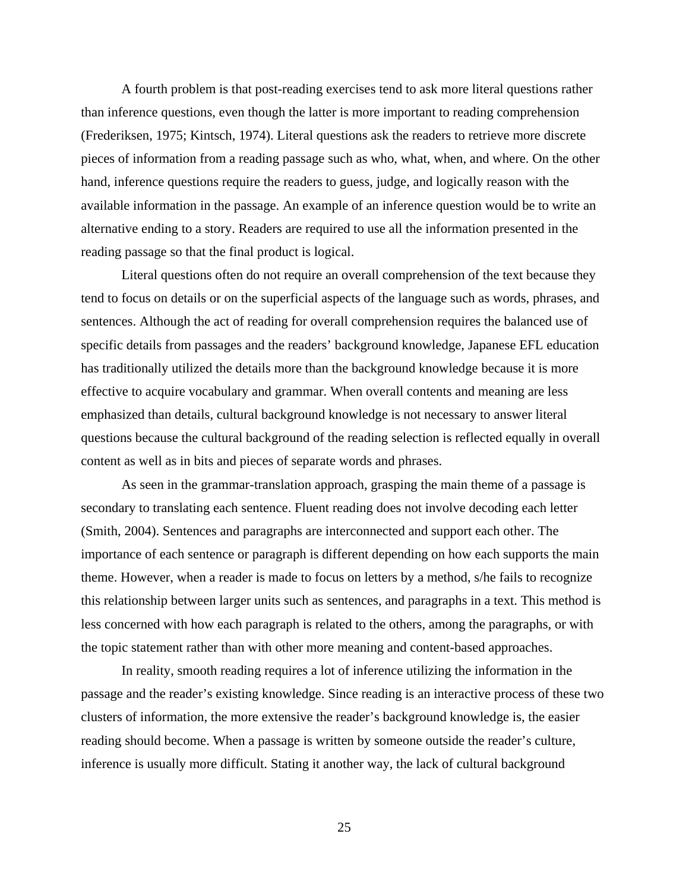A fourth problem is that post-reading exercises tend to ask more literal questions rather than inference questions, even though the latter is more important to reading comprehension (Frederiksen, 1975; Kintsch, 1974). Literal questions ask the readers to retrieve more discrete pieces of information from a reading passage such as who, what, when, and where. On the other hand, inference questions require the readers to guess, judge, and logically reason with the available information in the passage. An example of an inference question would be to write an alternative ending to a story. Readers are required to use all the information presented in the reading passage so that the final product is logical.

Literal questions often do not require an overall comprehension of the text because they tend to focus on details or on the superficial aspects of the language such as words, phrases, and sentences. Although the act of reading for overall comprehension requires the balanced use of specific details from passages and the readers' background knowledge, Japanese EFL education has traditionally utilized the details more than the background knowledge because it is more effective to acquire vocabulary and grammar. When overall contents and meaning are less emphasized than details, cultural background knowledge is not necessary to answer literal questions because the cultural background of the reading selection is reflected equally in overall content as well as in bits and pieces of separate words and phrases.

As seen in the grammar-translation approach, grasping the main theme of a passage is secondary to translating each sentence. Fluent reading does not involve decoding each letter (Smith, 2004). Sentences and paragraphs are interconnected and support each other. The importance of each sentence or paragraph is different depending on how each supports the main theme. However, when a reader is made to focus on letters by a method, s/he fails to recognize this relationship between larger units such as sentences, and paragraphs in a text. This method is less concerned with how each paragraph is related to the others, among the paragraphs, or with the topic statement rather than with other more meaning and content-based approaches.

In reality, smooth reading requires a lot of inference utilizing the information in the passage and the reader's existing knowledge. Since reading is an interactive process of these two clusters of information, the more extensive the reader's background knowledge is, the easier reading should become. When a passage is written by someone outside the reader's culture, inference is usually more difficult. Stating it another way, the lack of cultural background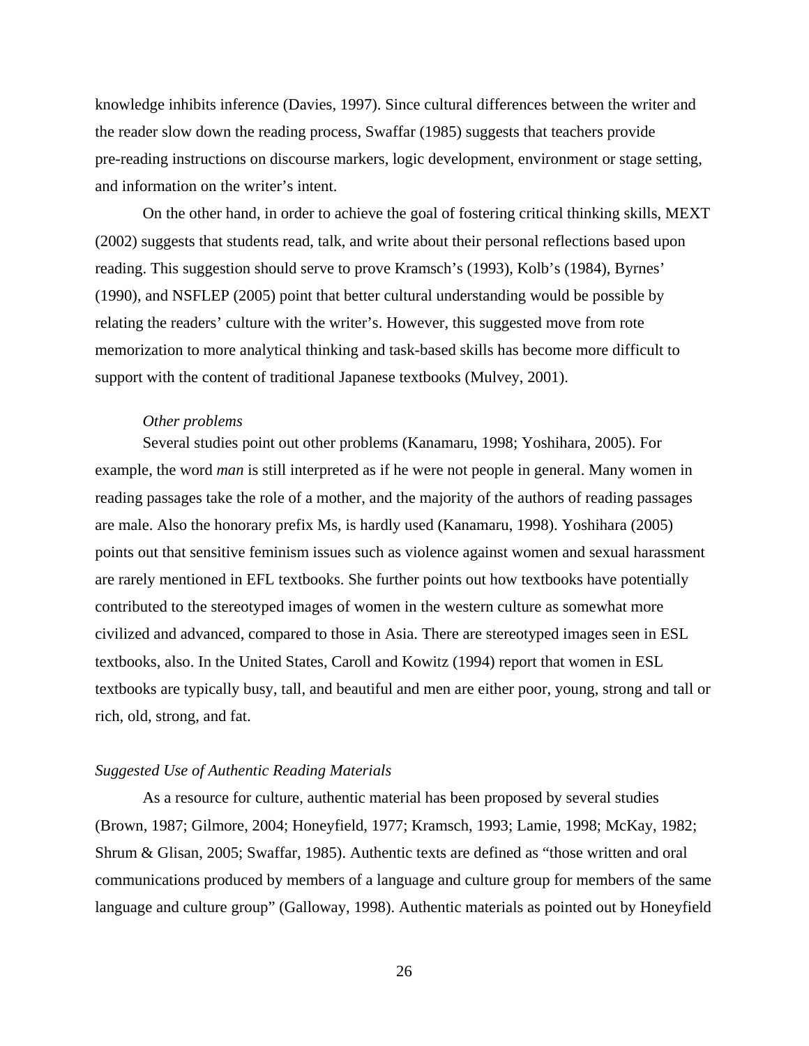knowledge inhibits inference (Davies, 1997). Since cultural differences between the writer and the reader slow down the reading process, Swaffar (1985) suggests that teachers provide pre-reading instructions on discourse markers, logic development, environment or stage setting, and information on the writer's intent.

On the other hand, in order to achieve the goal of fostering critical thinking skills, MEXT (2002) suggests that students read, talk, and write about their personal reflections based upon reading. This suggestion should serve to prove Kramsch's (1993), Kolb's (1984), Byrnes' (1990), and NSFLEP (2005) point that better cultural understanding would be possible by relating the readers' culture with the writer's. However, this suggested move from rote memorization to more analytical thinking and task-based skills has become more difficult to support with the content of traditional Japanese textbooks (Mulvey, 2001).

*Other problems*

Several studies point out other problems (Kanamaru, 1998; Yoshihara, 2005). For example, the word *man* is still interpreted as if he were not people in general. Many women in reading passages take the role of a mother, and the majority of the authors of reading passages are male. Also the honorary prefix Ms, is hardly used (Kanamaru, 1998). Yoshihara (2005) points out that sensitive feminism issues such as violence against women and sexual harassment are rarely mentioned in EFL textbooks. She further points out how textbooks have potentially contributed to the stereotyped images of women in the western culture as somewhat more civilized and advanced, compared to those in Asia. There are stereotyped images seen in ESL textbooks, also. In the United States, Caroll and Kowitz (1994) report that women in ESL textbooks are typically busy, tall, and beautiful and men are either poor, young, strong and tall or rich, old, strong, and fat.

### *Suggested Use of Authentic Reading Materials*

As a resource for culture, authentic material has been proposed by several studies (Brown, 1987; Gilmore, 2004; Honeyfield, 1977; Kramsch, 1993; Lamie, 1998; McKay, 1982; Shrum & Glisan, 2005; Swaffar, 1985). Authentic texts are defined as "those written and oral communications produced by members of a language and culture group for members of the same language and culture group" (Galloway, 1998). Authentic materials as pointed out by Honeyfield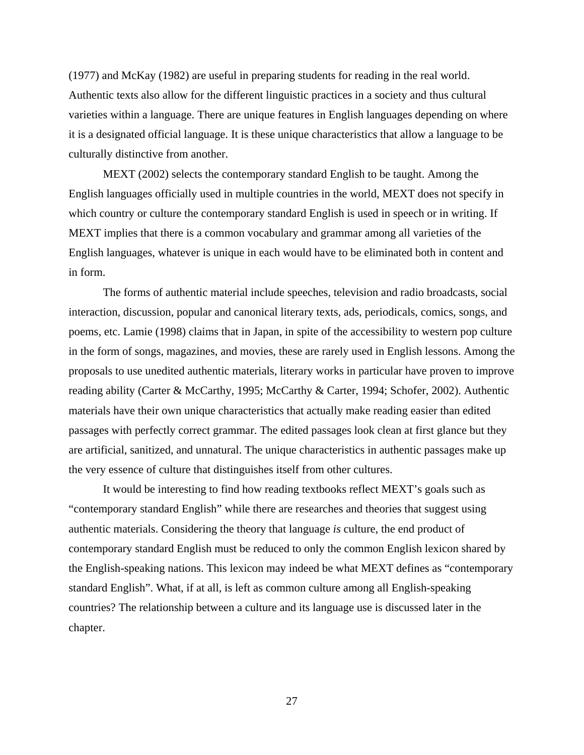(1977) and McKay (1982) are useful in preparing students for reading in the real world. Authentic texts also allow for the different linguistic practices in a society and thus cultural varieties within a language. There are unique features in English languages depending on where it is a designated official language. It is these unique characteristics that allow a language to be culturally distinctive from another.

MEXT (2002) selects the contemporary standard English to be taught. Among the English languages officially used in multiple countries in the world, MEXT does not specify in which country or culture the contemporary standard English is used in speech or in writing. If MEXT implies that there is a common vocabulary and grammar among all varieties of the English languages, whatever is unique in each would have to be eliminated both in content and in form.

The forms of authentic material include speeches, television and radio broadcasts, social interaction, discussion, popular and canonical literary texts, ads, periodicals, comics, songs, and poems, etc. Lamie (1998) claims that in Japan, in spite of the accessibility to western pop culture in the form of songs, magazines, and movies, these are rarely used in English lessons. Among the proposals to use unedited authentic materials, literary works in particular have proven to improve reading ability (Carter & McCarthy, 1995; McCarthy & Carter, 1994; Schofer, 2002). Authentic materials have their own unique characteristics that actually make reading easier than edited passages with perfectly correct grammar. The edited passages look clean at first glance but they are artificial, sanitized, and unnatural. The unique characteristics in authentic passages make up the very essence of culture that distinguishes itself from other cultures.

It would be interesting to find how reading textbooks reflect MEXT's goals such as "contemporary standard English" while there are researches and theories that suggest using authentic materials. Considering the theory that language *is* culture, the end product of contemporary standard English must be reduced to only the common English lexicon shared by the English-speaking nations. This lexicon may indeed be what MEXT defines as "contemporary standard English". What, if at all, is left as common culture among all English-speaking countries? The relationship between a culture and its language use is discussed later in the chapter.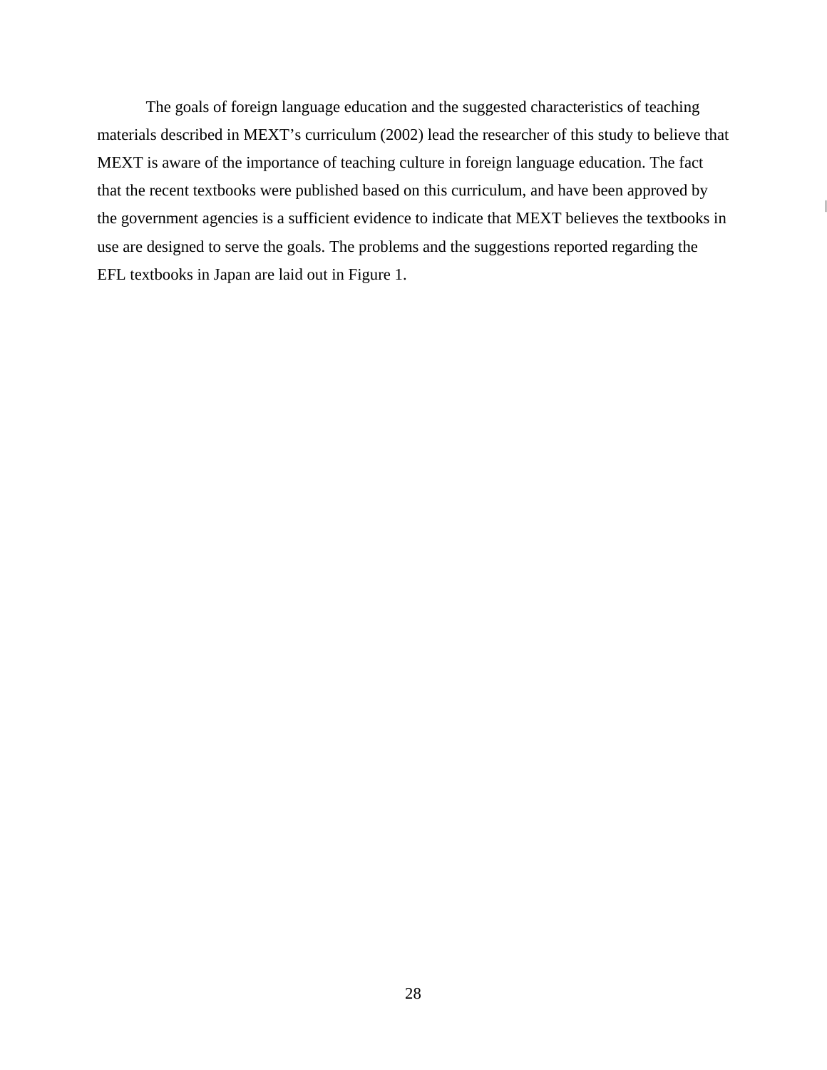The goals of foreign language education and the suggested characteristics of teaching materials described in MEXT's curriculum (2002) lead the researcher of this study to believe that MEXT is aware of the importance of teaching culture in foreign language education. The fact that the recent textbooks were published based on this curriculum, and have been approved by the government agencies is a sufficient evidence to indicate that MEXT believes the textbooks in use are designed to serve the goals. The problems and the suggestions reported regarding the EFL textbooks in Japan are laid out in Figure 1.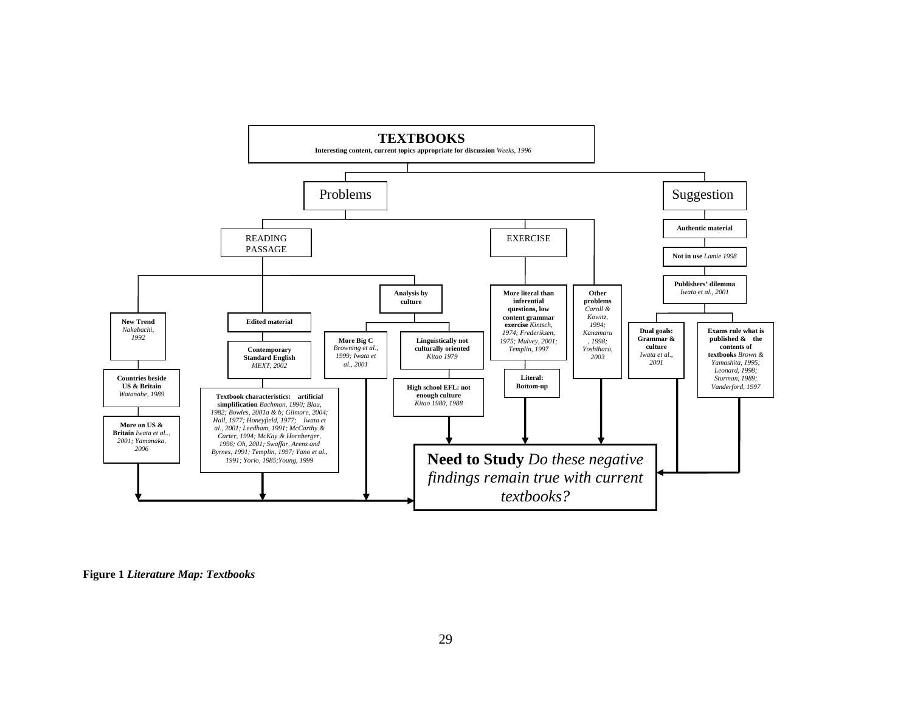**TEXTBOOKS**
**Interesting content, current topics appropriate for discussion** *Weeks, 1996*

- **Problems**
  - READING PASSAGE
    - **New Trend** *Nakabachi, 1992*
      - **Countries beside US & Britain** *Watanabe, 1989*
      - **More on US & Britain** *Iwata et al.., 2001; Yamanaka, 2006*
    - **Edited material**
      - **Contemporary Standard English** *MEXT, 2002*
      - **Textbook characteristics: artificial simplification** *Bachman, 1990; Blau, 1982; Bowles, 2001a & b; Gilmore, 2004; Hall, 1977; Honeyfield, 1977; Iwata et al., 2001; Leedham, 1991; McCarthy & Carter, 1994; McKay & Hornberger, 1996; Oh, 2001; Swaffar, Arens and Byrnes, 1991; Templin, 1997; Yano et al., 1991; Yorio, 1985;Young, 1999*
    - **Analysis by culture**
      - **More Big C** *Browning et al., 1999; Iwata et al., 2001*
      - **Linguistically not culturally oriented** *Kitao 1979*
        - **High school EFL: not enough culture** *Kitao 1980, 1988*
  - EXERCISE
    - **More literal than inferential questions, low content grammar exercise** *Kintsch, 1974; Frederiksen, 1975; Mulvey, 2001; Templin, 1997*
      - **Literal: Bottom-up**
  - **Other problems** *Caroll & Kowitz, 1994; Kanamaru, 1998; Yoshihara, 2003*
- **Suggestion**
  - **Authentic material**
    - **Not in use** *Lamie 1998*
      - **Publishers' dilemma** *Iwata et al., 2001*
        - **Dual goals: Grammar & culture** *Iwata et al., 2001*
        - **Exams rule what is published & the contents of textbooks** *Brown & Yamashita, 1995; Leonard, 1998; Sturman, 1989; Vanderford, 1997*

→ **Need to Study** *Do these negative findings remain true with current textbooks?*

**Figure 1** ***Literature Map: Textbooks***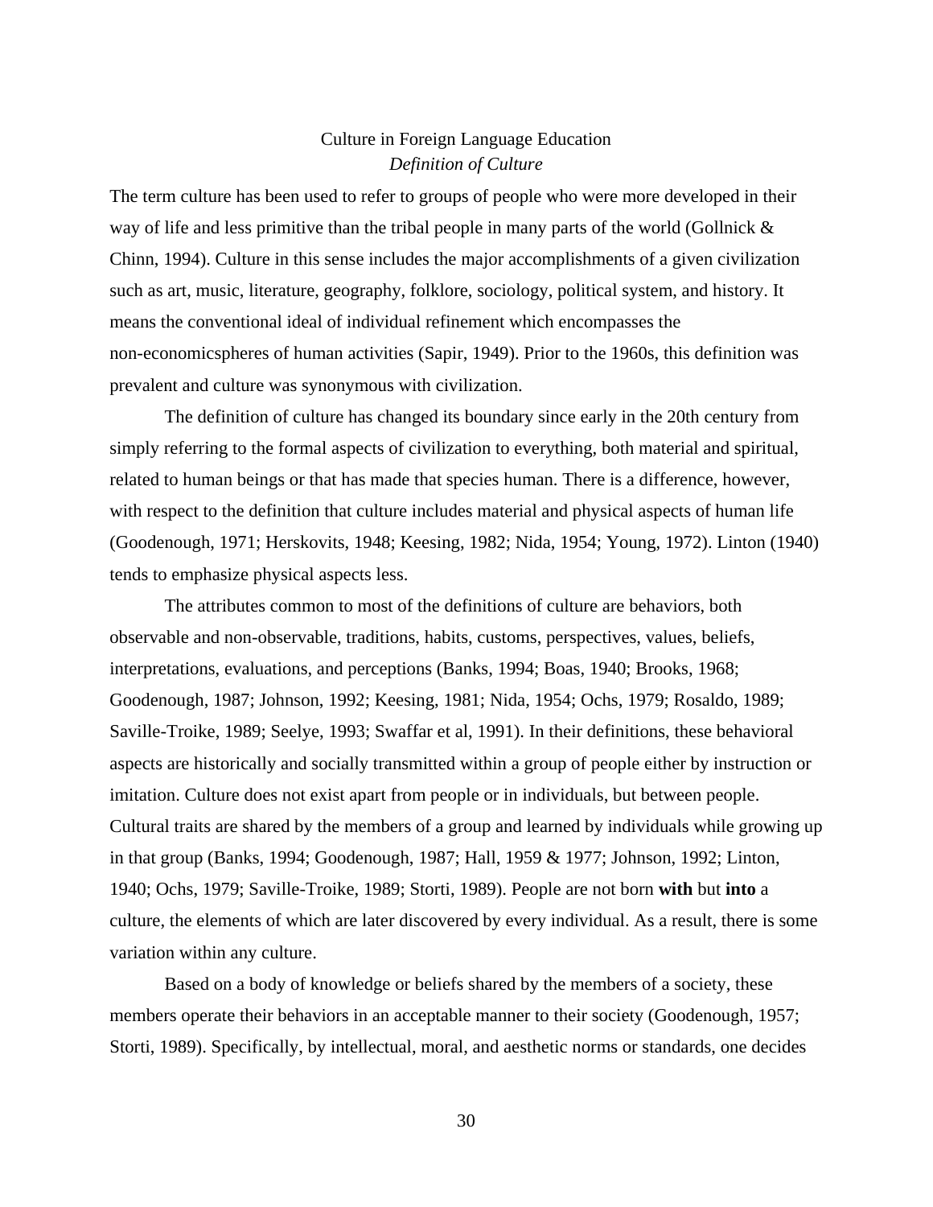# Culture in Foreign Language Education

## *Definition of Culture*

The term culture has been used to refer to groups of people who were more developed in their way of life and less primitive than the tribal people in many parts of the world (Gollnick & Chinn, 1994). Culture in this sense includes the major accomplishments of a given civilization such as art, music, literature, geography, folklore, sociology, political system, and history. It means the conventional ideal of individual refinement which encompasses the non-economicspheres of human activities (Sapir, 1949). Prior to the 1960s, this definition was prevalent and culture was synonymous with civilization.

The definition of culture has changed its boundary since early in the 20th century from simply referring to the formal aspects of civilization to everything, both material and spiritual, related to human beings or that has made that species human. There is a difference, however, with respect to the definition that culture includes material and physical aspects of human life (Goodenough, 1971; Herskovits, 1948; Keesing, 1982; Nida, 1954; Young, 1972). Linton (1940) tends to emphasize physical aspects less.

The attributes common to most of the definitions of culture are behaviors, both observable and non-observable, traditions, habits, customs, perspectives, values, beliefs, interpretations, evaluations, and perceptions (Banks, 1994; Boas, 1940; Brooks, 1968; Goodenough, 1987; Johnson, 1992; Keesing, 1981; Nida, 1954; Ochs, 1979; Rosaldo, 1989; Saville-Troike, 1989; Seelye, 1993; Swaffar et al, 1991). In their definitions, these behavioral aspects are historically and socially transmitted within a group of people either by instruction or imitation. Culture does not exist apart from people or in individuals, but between people. Cultural traits are shared by the members of a group and learned by individuals while growing up in that group (Banks, 1994; Goodenough, 1987; Hall, 1959 & 1977; Johnson, 1992; Linton, 1940; Ochs, 1979; Saville-Troike, 1989; Storti, 1989). People are not born **with** but **into** a culture, the elements of which are later discovered by every individual. As a result, there is some variation within any culture.

Based on a body of knowledge or beliefs shared by the members of a society, these members operate their behaviors in an acceptable manner to their society (Goodenough, 1957; Storti, 1989). Specifically, by intellectual, moral, and aesthetic norms or standards, one decides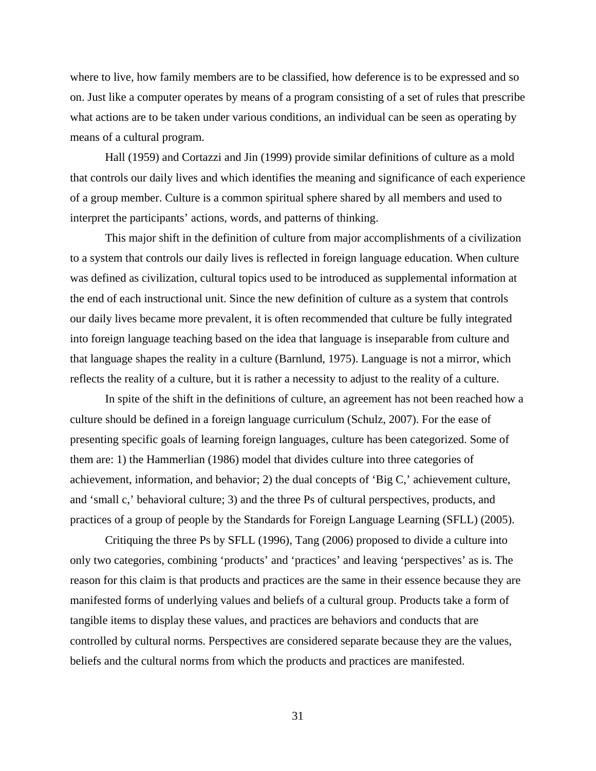where to live, how family members are to be classified, how deference is to be expressed and so on. Just like a computer operates by means of a program consisting of a set of rules that prescribe what actions are to be taken under various conditions, an individual can be seen as operating by means of a cultural program.

Hall (1959) and Cortazzi and Jin (1999) provide similar definitions of culture as a mold that controls our daily lives and which identifies the meaning and significance of each experience of a group member. Culture is a common spiritual sphere shared by all members and used to interpret the participants' actions, words, and patterns of thinking.

This major shift in the definition of culture from major accomplishments of a civilization to a system that controls our daily lives is reflected in foreign language education. When culture was defined as civilization, cultural topics used to be introduced as supplemental information at the end of each instructional unit. Since the new definition of culture as a system that controls our daily lives became more prevalent, it is often recommended that culture be fully integrated into foreign language teaching based on the idea that language is inseparable from culture and that language shapes the reality in a culture (Barnlund, 1975). Language is not a mirror, which reflects the reality of a culture, but it is rather a necessity to adjust to the reality of a culture.

In spite of the shift in the definitions of culture, an agreement has not been reached how a culture should be defined in a foreign language curriculum (Schulz, 2007). For the ease of presenting specific goals of learning foreign languages, culture has been categorized. Some of them are: 1) the Hammerlian (1986) model that divides culture into three categories of achievement, information, and behavior; 2) the dual concepts of 'Big C,' achievement culture, and 'small c,' behavioral culture; 3) and the three Ps of cultural perspectives, products, and practices of a group of people by the Standards for Foreign Language Learning (SFLL) (2005).

Critiquing the three Ps by SFLL (1996), Tang (2006) proposed to divide a culture into only two categories, combining 'products' and 'practices' and leaving 'perspectives' as is. The reason for this claim is that products and practices are the same in their essence because they are manifested forms of underlying values and beliefs of a cultural group. Products take a form of tangible items to display these values, and practices are behaviors and conducts that are controlled by cultural norms. Perspectives are considered separate because they are the values, beliefs and the cultural norms from which the products and practices are manifested.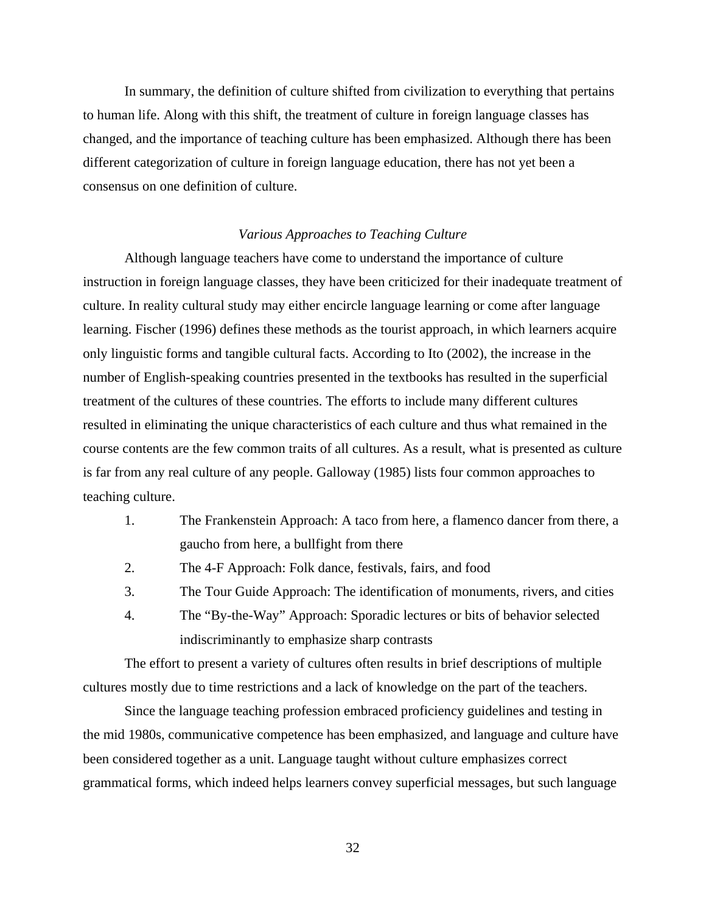In summary, the definition of culture shifted from civilization to everything that pertains to human life. Along with this shift, the treatment of culture in foreign language classes has changed, and the importance of teaching culture has been emphasized. Although there has been different categorization of culture in foreign language education, there has not yet been a consensus on one definition of culture.

### *Various Approaches to Teaching Culture*

Although language teachers have come to understand the importance of culture instruction in foreign language classes, they have been criticized for their inadequate treatment of culture. In reality cultural study may either encircle language learning or come after language learning. Fischer (1996) defines these methods as the tourist approach, in which learners acquire only linguistic forms and tangible cultural facts. According to Ito (2002), the increase in the number of English-speaking countries presented in the textbooks has resulted in the superficial treatment of the cultures of these countries. The efforts to include many different cultures resulted in eliminating the unique characteristics of each culture and thus what remained in the course contents are the few common traits of all cultures. As a result, what is presented as culture is far from any real culture of any people. Galloway (1985) lists four common approaches to teaching culture.

1. The Frankenstein Approach: A taco from here, a flamenco dancer from there, a gaucho from here, a bullfight from there
2. The 4-F Approach: Folk dance, festivals, fairs, and food
3. The Tour Guide Approach: The identification of monuments, rivers, and cities
4. The "By-the-Way" Approach: Sporadic lectures or bits of behavior selected indiscriminantly to emphasize sharp contrasts

The effort to present a variety of cultures often results in brief descriptions of multiple cultures mostly due to time restrictions and a lack of knowledge on the part of the teachers.

Since the language teaching profession embraced proficiency guidelines and testing in the mid 1980s, communicative competence has been emphasized, and language and culture have been considered together as a unit. Language taught without culture emphasizes correct grammatical forms, which indeed helps learners convey superficial messages, but such language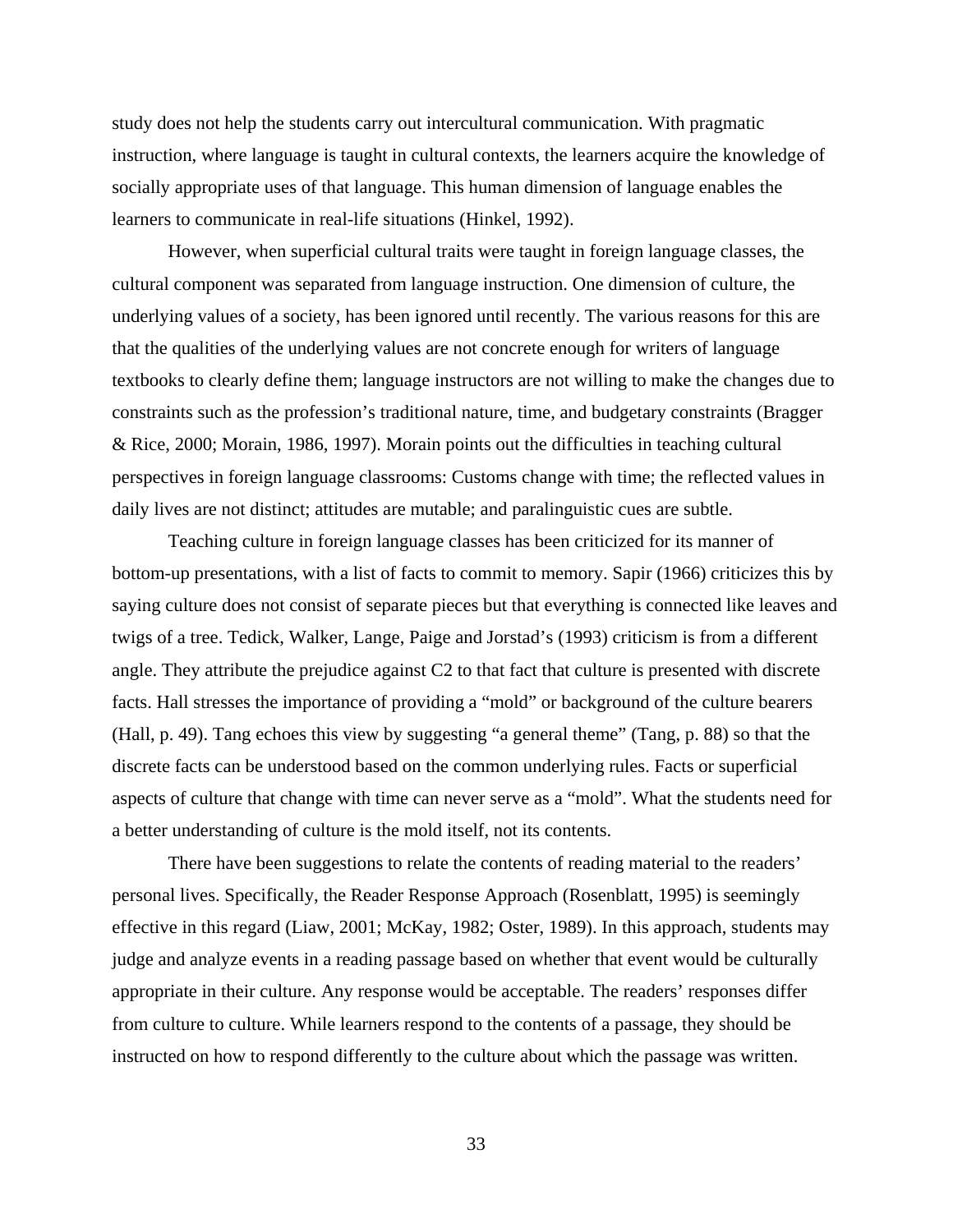study does not help the students carry out intercultural communication. With pragmatic instruction, where language is taught in cultural contexts, the learners acquire the knowledge of socially appropriate uses of that language. This human dimension of language enables the learners to communicate in real-life situations (Hinkel, 1992).

However, when superficial cultural traits were taught in foreign language classes, the cultural component was separated from language instruction. One dimension of culture, the underlying values of a society, has been ignored until recently. The various reasons for this are that the qualities of the underlying values are not concrete enough for writers of language textbooks to clearly define them; language instructors are not willing to make the changes due to constraints such as the profession's traditional nature, time, and budgetary constraints (Bragger & Rice, 2000; Morain, 1986, 1997). Morain points out the difficulties in teaching cultural perspectives in foreign language classrooms: Customs change with time; the reflected values in daily lives are not distinct; attitudes are mutable; and paralinguistic cues are subtle.

Teaching culture in foreign language classes has been criticized for its manner of bottom-up presentations, with a list of facts to commit to memory. Sapir (1966) criticizes this by saying culture does not consist of separate pieces but that everything is connected like leaves and twigs of a tree. Tedick, Walker, Lange, Paige and Jorstad's (1993) criticism is from a different angle. They attribute the prejudice against C2 to that fact that culture is presented with discrete facts. Hall stresses the importance of providing a "mold" or background of the culture bearers (Hall, p. 49). Tang echoes this view by suggesting "a general theme" (Tang, p. 88) so that the discrete facts can be understood based on the common underlying rules. Facts or superficial aspects of culture that change with time can never serve as a "mold". What the students need for a better understanding of culture is the mold itself, not its contents.

There have been suggestions to relate the contents of reading material to the readers' personal lives. Specifically, the Reader Response Approach (Rosenblatt, 1995) is seemingly effective in this regard (Liaw, 2001; McKay, 1982; Oster, 1989). In this approach, students may judge and analyze events in a reading passage based on whether that event would be culturally appropriate in their culture. Any response would be acceptable. The readers' responses differ from culture to culture. While learners respond to the contents of a passage, they should be instructed on how to respond differently to the culture about which the passage was written.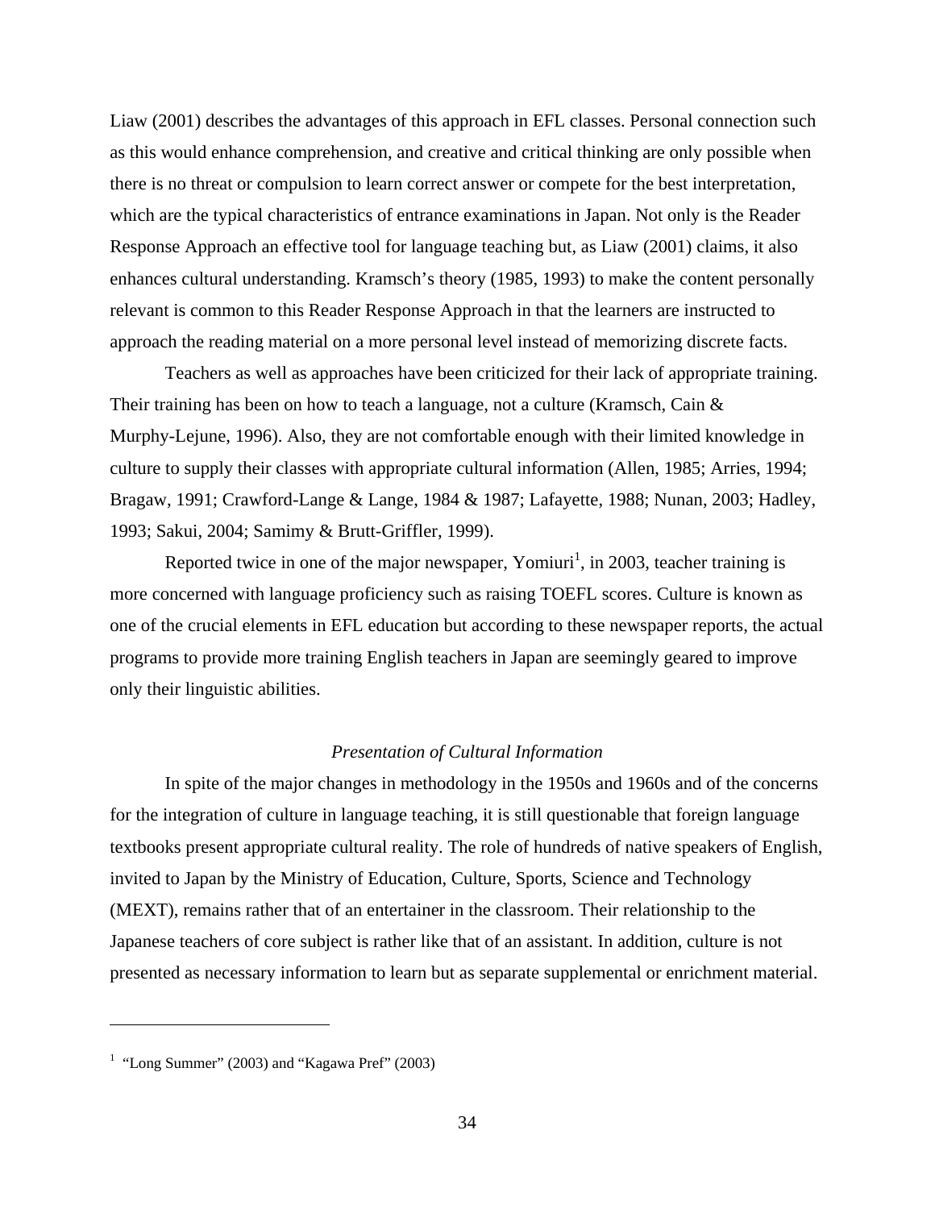Liaw (2001) describes the advantages of this approach in EFL classes. Personal connection such as this would enhance comprehension, and creative and critical thinking are only possible when there is no threat or compulsion to learn correct answer or compete for the best interpretation, which are the typical characteristics of entrance examinations in Japan. Not only is the Reader Response Approach an effective tool for language teaching but, as Liaw (2001) claims, it also enhances cultural understanding. Kramsch's theory (1985, 1993) to make the content personally relevant is common to this Reader Response Approach in that the learners are instructed to approach the reading material on a more personal level instead of memorizing discrete facts.

Teachers as well as approaches have been criticized for their lack of appropriate training. Their training has been on how to teach a language, not a culture (Kramsch, Cain & Murphy-Lejune, 1996). Also, they are not comfortable enough with their limited knowledge in culture to supply their classes with appropriate cultural information (Allen, 1985; Arries, 1994; Bragaw, 1991; Crawford-Lange & Lange, 1984 & 1987; Lafayette, 1988; Nunan, 2003; Hadley, 1993; Sakui, 2004; Samimy & Brutt-Griffler, 1999).

Reported twice in one of the major newspaper, Yomiuri[1], in 2003, teacher training is more concerned with language proficiency such as raising TOEFL scores. Culture is known as one of the crucial elements in EFL education but according to these newspaper reports, the actual programs to provide more training English teachers in Japan are seemingly geared to improve only their linguistic abilities.

### *Presentation of Cultural Information*

In spite of the major changes in methodology in the 1950s and 1960s and of the concerns for the integration of culture in language teaching, it is still questionable that foreign language textbooks present appropriate cultural reality. The role of hundreds of native speakers of English, invited to Japan by the Ministry of Education, Culture, Sports, Science and Technology (MEXT), remains rather that of an entertainer in the classroom. Their relationship to the Japanese teachers of core subject is rather like that of an assistant. In addition, culture is not presented as necessary information to learn but as separate supplemental or enrichment material.

---

[1] "Long Summer" (2003) and "Kagawa Pref" (2003)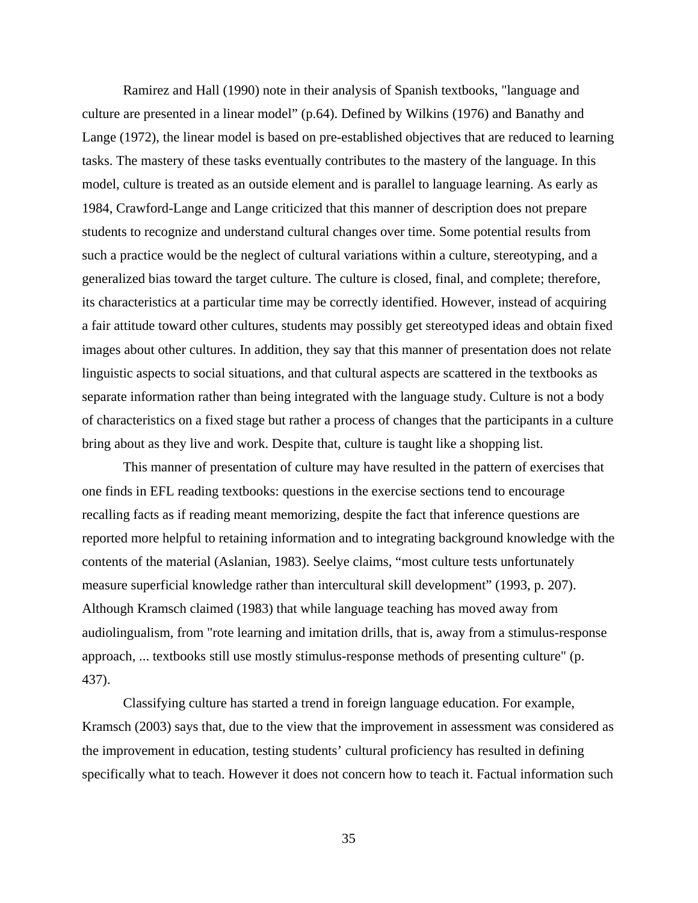Ramirez and Hall (1990) note in their analysis of Spanish textbooks, "language and culture are presented in a linear model" (p.64). Defined by Wilkins (1976) and Banathy and Lange (1972), the linear model is based on pre-established objectives that are reduced to learning tasks. The mastery of these tasks eventually contributes to the mastery of the language. In this model, culture is treated as an outside element and is parallel to language learning. As early as 1984, Crawford-Lange and Lange criticized that this manner of description does not prepare students to recognize and understand cultural changes over time. Some potential results from such a practice would be the neglect of cultural variations within a culture, stereotyping, and a generalized bias toward the target culture. The culture is closed, final, and complete; therefore, its characteristics at a particular time may be correctly identified. However, instead of acquiring a fair attitude toward other cultures, students may possibly get stereotyped ideas and obtain fixed images about other cultures. In addition, they say that this manner of presentation does not relate linguistic aspects to social situations, and that cultural aspects are scattered in the textbooks as separate information rather than being integrated with the language study. Culture is not a body of characteristics on a fixed stage but rather a process of changes that the participants in a culture bring about as they live and work. Despite that, culture is taught like a shopping list.

This manner of presentation of culture may have resulted in the pattern of exercises that one finds in EFL reading textbooks: questions in the exercise sections tend to encourage recalling facts as if reading meant memorizing, despite the fact that inference questions are reported more helpful to retaining information and to integrating background knowledge with the contents of the material (Aslanian, 1983). Seelye claims, "most culture tests unfortunately measure superficial knowledge rather than intercultural skill development" (1993, p. 207). Although Kramsch claimed (1983) that while language teaching has moved away from audiolingualism, from "rote learning and imitation drills, that is, away from a stimulus-response approach, ... textbooks still use mostly stimulus-response methods of presenting culture" (p. 437).

Classifying culture has started a trend in foreign language education. For example, Kramsch (2003) says that, due to the view that the improvement in assessment was considered as the improvement in education, testing students' cultural proficiency has resulted in defining specifically what to teach. However it does not concern how to teach it. Factual information such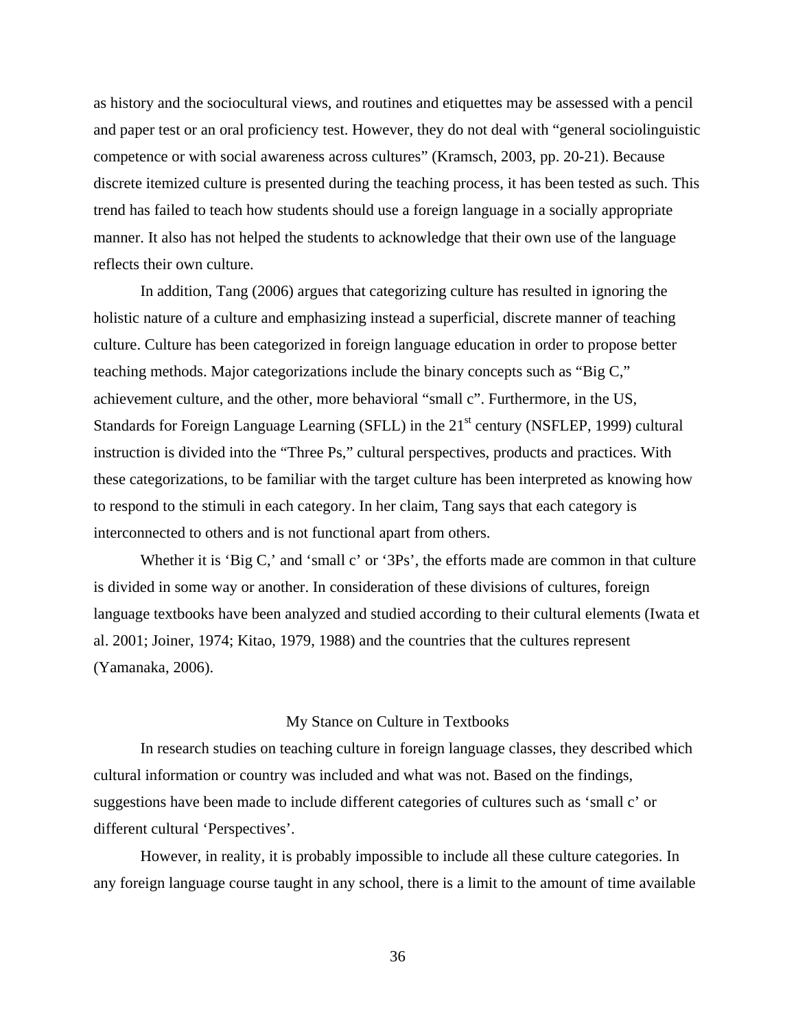as history and the sociocultural views, and routines and etiquettes may be assessed with a pencil and paper test or an oral proficiency test. However, they do not deal with "general sociolinguistic competence or with social awareness across cultures" (Kramsch, 2003, pp. 20-21). Because discrete itemized culture is presented during the teaching process, it has been tested as such. This trend has failed to teach how students should use a foreign language in a socially appropriate manner. It also has not helped the students to acknowledge that their own use of the language reflects their own culture.

In addition, Tang (2006) argues that categorizing culture has resulted in ignoring the holistic nature of a culture and emphasizing instead a superficial, discrete manner of teaching culture. Culture has been categorized in foreign language education in order to propose better teaching methods. Major categorizations include the binary concepts such as "Big C," achievement culture, and the other, more behavioral "small c". Furthermore, in the US, Standards for Foreign Language Learning (SFLL) in the 21st century (NSFLEP, 1999) cultural instruction is divided into the "Three Ps," cultural perspectives, products and practices. With these categorizations, to be familiar with the target culture has been interpreted as knowing how to respond to the stimuli in each category. In her claim, Tang says that each category is interconnected to others and is not functional apart from others.

Whether it is 'Big C,' and 'small c' or '3Ps', the efforts made are common in that culture is divided in some way or another. In consideration of these divisions of cultures, foreign language textbooks have been analyzed and studied according to their cultural elements (Iwata et al. 2001; Joiner, 1974; Kitao, 1979, 1988) and the countries that the cultures represent (Yamanaka, 2006).

## My Stance on Culture in Textbooks

In research studies on teaching culture in foreign language classes, they described which cultural information or country was included and what was not. Based on the findings, suggestions have been made to include different categories of cultures such as 'small c' or different cultural 'Perspectives'.

However, in reality, it is probably impossible to include all these culture categories. In any foreign language course taught in any school, there is a limit to the amount of time available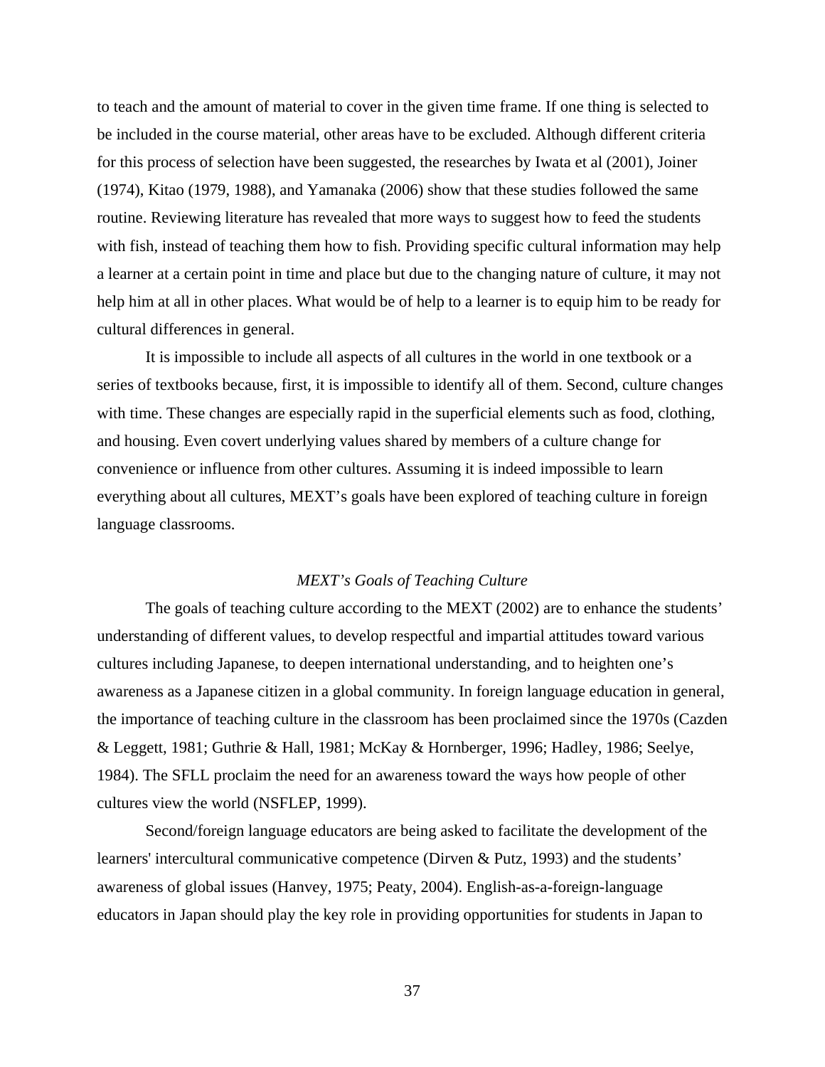to teach and the amount of material to cover in the given time frame. If one thing is selected to be included in the course material, other areas have to be excluded. Although different criteria for this process of selection have been suggested, the researches by Iwata et al (2001), Joiner (1974), Kitao (1979, 1988), and Yamanaka (2006) show that these studies followed the same routine. Reviewing literature has revealed that more ways to suggest how to feed the students with fish, instead of teaching them how to fish. Providing specific cultural information may help a learner at a certain point in time and place but due to the changing nature of culture, it may not help him at all in other places. What would be of help to a learner is to equip him to be ready for cultural differences in general.

It is impossible to include all aspects of all cultures in the world in one textbook or a series of textbooks because, first, it is impossible to identify all of them. Second, culture changes with time. These changes are especially rapid in the superficial elements such as food, clothing, and housing. Even covert underlying values shared by members of a culture change for convenience or influence from other cultures. Assuming it is indeed impossible to learn everything about all cultures, MEXT's goals have been explored of teaching culture in foreign language classrooms.

### *MEXT's Goals of Teaching Culture*

The goals of teaching culture according to the MEXT (2002) are to enhance the students' understanding of different values, to develop respectful and impartial attitudes toward various cultures including Japanese, to deepen international understanding, and to heighten one's awareness as a Japanese citizen in a global community. In foreign language education in general, the importance of teaching culture in the classroom has been proclaimed since the 1970s (Cazden & Leggett, 1981; Guthrie & Hall, 1981; McKay & Hornberger, 1996; Hadley, 1986; Seelye, 1984). The SFLL proclaim the need for an awareness toward the ways how people of other cultures view the world (NSFLEP, 1999).

Second/foreign language educators are being asked to facilitate the development of the learners' intercultural communicative competence (Dirven & Putz, 1993) and the students' awareness of global issues (Hanvey, 1975; Peaty, 2004). English-as-a-foreign-language educators in Japan should play the key role in providing opportunities for students in Japan to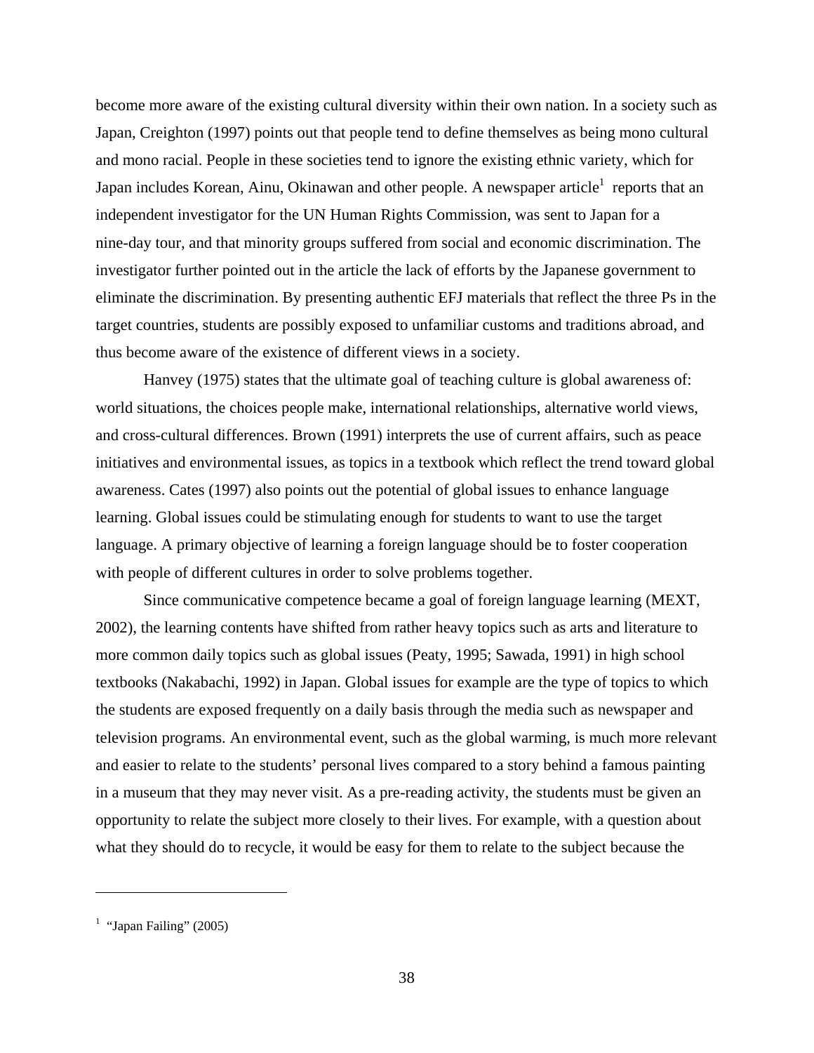become more aware of the existing cultural diversity within their own nation. In a society such as Japan, Creighton (1997) points out that people tend to define themselves as being mono cultural and mono racial. People in these societies tend to ignore the existing ethnic variety, which for Japan includes Korean, Ainu, Okinawan and other people. A newspaper article[1] reports that an independent investigator for the UN Human Rights Commission, was sent to Japan for a nine-day tour, and that minority groups suffered from social and economic discrimination. The investigator further pointed out in the article the lack of efforts by the Japanese government to eliminate the discrimination. By presenting authentic EFJ materials that reflect the three Ps in the target countries, students are possibly exposed to unfamiliar customs and traditions abroad, and thus become aware of the existence of different views in a society.

Hanvey (1975) states that the ultimate goal of teaching culture is global awareness of: world situations, the choices people make, international relationships, alternative world views, and cross-cultural differences. Brown (1991) interprets the use of current affairs, such as peace initiatives and environmental issues, as topics in a textbook which reflect the trend toward global awareness. Cates (1997) also points out the potential of global issues to enhance language learning. Global issues could be stimulating enough for students to want to use the target language. A primary objective of learning a foreign language should be to foster cooperation with people of different cultures in order to solve problems together.

Since communicative competence became a goal of foreign language learning (MEXT, 2002), the learning contents have shifted from rather heavy topics such as arts and literature to more common daily topics such as global issues (Peaty, 1995; Sawada, 1991) in high school textbooks (Nakabachi, 1992) in Japan. Global issues for example are the type of topics to which the students are exposed frequently on a daily basis through the media such as newspaper and television programs. An environmental event, such as the global warming, is much more relevant and easier to relate to the students' personal lives compared to a story behind a famous painting in a museum that they may never visit. As a pre-reading activity, the students must be given an opportunity to relate the subject more closely to their lives. For example, with a question about what they should do to recycle, it would be easy for them to relate to the subject because the

---

[1] "Japan Failing" (2005)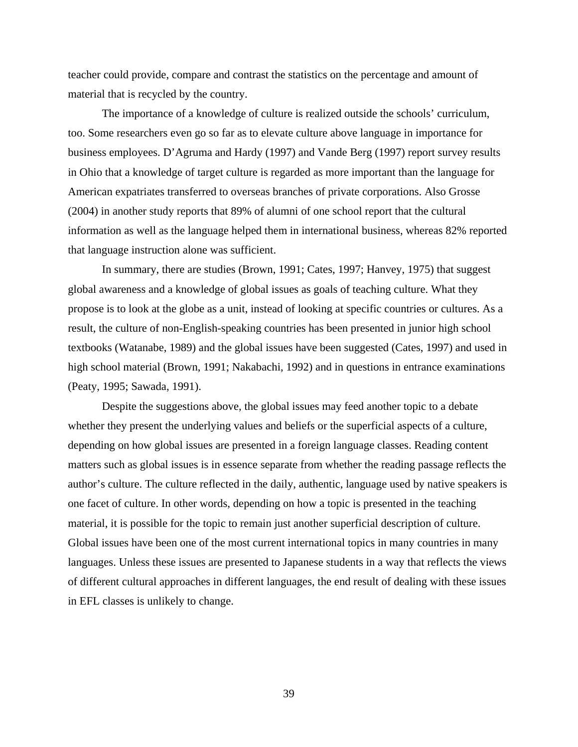teacher could provide, compare and contrast the statistics on the percentage and amount of material that is recycled by the country.

The importance of a knowledge of culture is realized outside the schools' curriculum, too. Some researchers even go so far as to elevate culture above language in importance for business employees. D'Agruma and Hardy (1997) and Vande Berg (1997) report survey results in Ohio that a knowledge of target culture is regarded as more important than the language for American expatriates transferred to overseas branches of private corporations. Also Grosse (2004) in another study reports that 89% of alumni of one school report that the cultural information as well as the language helped them in international business, whereas 82% reported that language instruction alone was sufficient.

In summary, there are studies (Brown, 1991; Cates, 1997; Hanvey, 1975) that suggest global awareness and a knowledge of global issues as goals of teaching culture. What they propose is to look at the globe as a unit, instead of looking at specific countries or cultures. As a result, the culture of non-English-speaking countries has been presented in junior high school textbooks (Watanabe, 1989) and the global issues have been suggested (Cates, 1997) and used in high school material (Brown, 1991; Nakabachi, 1992) and in questions in entrance examinations (Peaty, 1995; Sawada, 1991).

Despite the suggestions above, the global issues may feed another topic to a debate whether they present the underlying values and beliefs or the superficial aspects of a culture, depending on how global issues are presented in a foreign language classes. Reading content matters such as global issues is in essence separate from whether the reading passage reflects the author's culture. The culture reflected in the daily, authentic, language used by native speakers is one facet of culture. In other words, depending on how a topic is presented in the teaching material, it is possible for the topic to remain just another superficial description of culture. Global issues have been one of the most current international topics in many countries in many languages. Unless these issues are presented to Japanese students in a way that reflects the views of different cultural approaches in different languages, the end result of dealing with these issues in EFL classes is unlikely to change.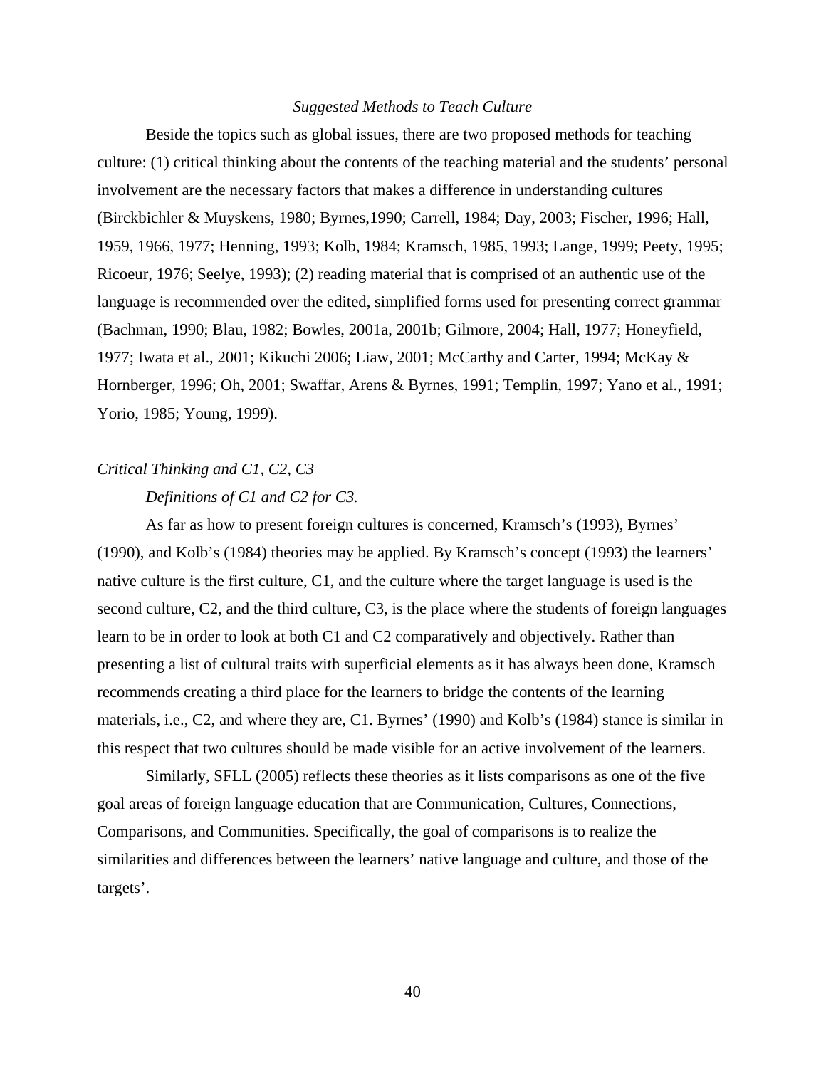### *Suggested Methods to Teach Culture*

Beside the topics such as global issues, there are two proposed methods for teaching culture: (1) critical thinking about the contents of the teaching material and the students' personal involvement are the necessary factors that makes a difference in understanding cultures (Birckbichler & Muyskens, 1980; Byrnes,1990; Carrell, 1984; Day, 2003; Fischer, 1996; Hall, 1959, 1966, 1977; Henning, 1993; Kolb, 1984; Kramsch, 1985, 1993; Lange, 1999; Peety, 1995; Ricoeur, 1976; Seelye, 1993); (2) reading material that is comprised of an authentic use of the language is recommended over the edited, simplified forms used for presenting correct grammar (Bachman, 1990; Blau, 1982; Bowles, 2001a, 2001b; Gilmore, 2004; Hall, 1977; Honeyfield, 1977; Iwata et al., 2001; Kikuchi 2006; Liaw, 2001; McCarthy and Carter, 1994; McKay & Hornberger, 1996; Oh, 2001; Swaffar, Arens & Byrnes, 1991; Templin, 1997; Yano et al., 1991; Yorio, 1985; Young, 1999).

#### *Critical Thinking and C1, C2, C3*

##### *Definitions of C1 and C2 for C3.*

As far as how to present foreign cultures is concerned, Kramsch's (1993), Byrnes' (1990), and Kolb's (1984) theories may be applied. By Kramsch's concept (1993) the learners' native culture is the first culture, C1, and the culture where the target language is used is the second culture, C2, and the third culture, C3, is the place where the students of foreign languages learn to be in order to look at both C1 and C2 comparatively and objectively. Rather than presenting a list of cultural traits with superficial elements as it has always been done, Kramsch recommends creating a third place for the learners to bridge the contents of the learning materials, i.e., C2, and where they are, C1. Byrnes' (1990) and Kolb's (1984) stance is similar in this respect that two cultures should be made visible for an active involvement of the learners.

Similarly, SFLL (2005) reflects these theories as it lists comparisons as one of the five goal areas of foreign language education that are Communication, Cultures, Connections, Comparisons, and Communities. Specifically, the goal of comparisons is to realize the similarities and differences between the learners' native language and culture, and those of the targets'.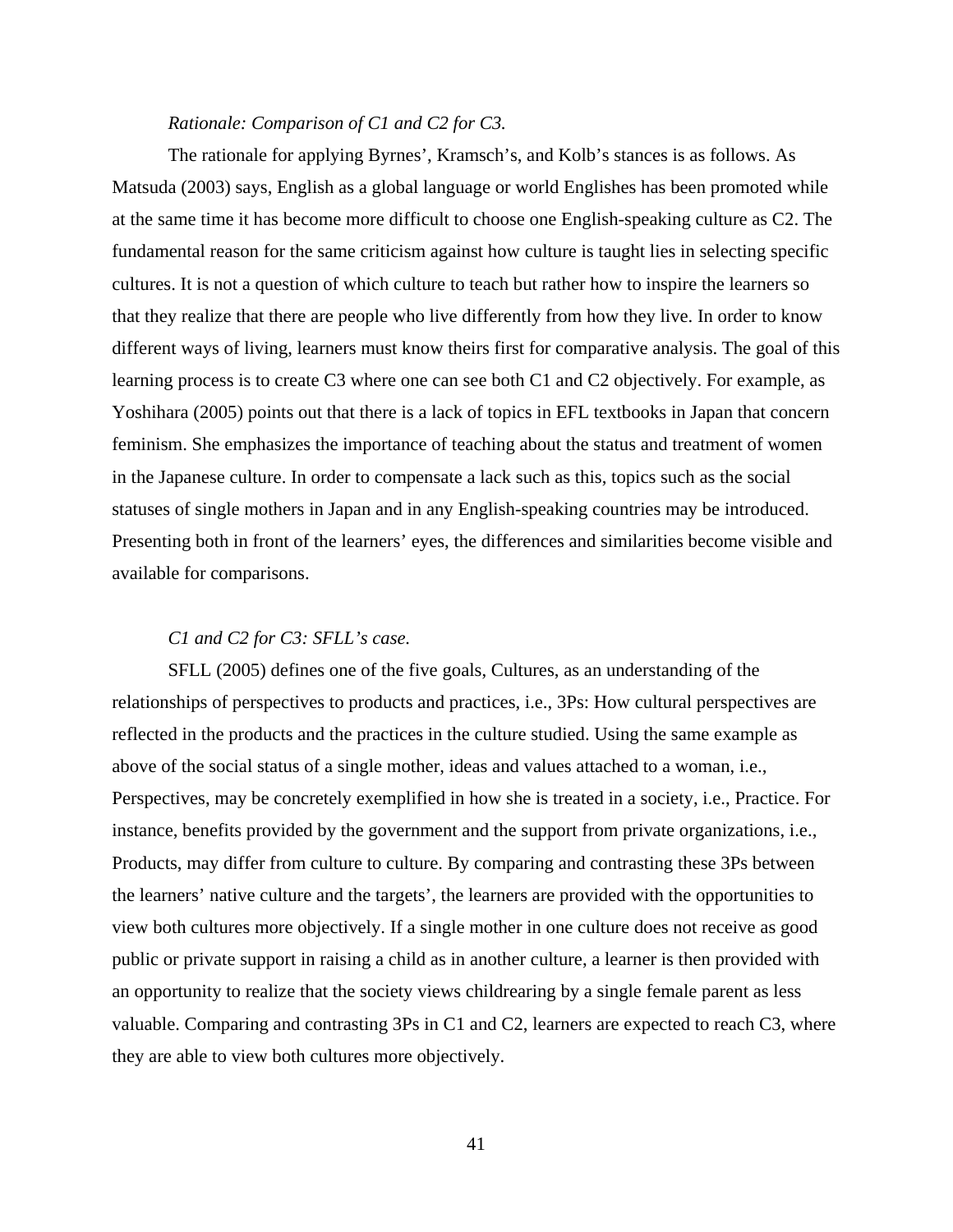*Rationale: Comparison of C1 and C2 for C3.*

The rationale for applying Byrnes', Kramsch's, and Kolb's stances is as follows. As Matsuda (2003) says, English as a global language or world Englishes has been promoted while at the same time it has become more difficult to choose one English-speaking culture as C2. The fundamental reason for the same criticism against how culture is taught lies in selecting specific cultures. It is not a question of which culture to teach but rather how to inspire the learners so that they realize that there are people who live differently from how they live. In order to know different ways of living, learners must know theirs first for comparative analysis. The goal of this learning process is to create C3 where one can see both C1 and C2 objectively. For example, as Yoshihara (2005) points out that there is a lack of topics in EFL textbooks in Japan that concern feminism. She emphasizes the importance of teaching about the status and treatment of women in the Japanese culture. In order to compensate a lack such as this, topics such as the social statuses of single mothers in Japan and in any English-speaking countries may be introduced. Presenting both in front of the learners' eyes, the differences and similarities become visible and available for comparisons.

*C1 and C2 for C3: SFLL's case.*

SFLL (2005) defines one of the five goals, Cultures, as an understanding of the relationships of perspectives to products and practices, i.e., 3Ps: How cultural perspectives are reflected in the products and the practices in the culture studied. Using the same example as above of the social status of a single mother, ideas and values attached to a woman, i.e., Perspectives, may be concretely exemplified in how she is treated in a society, i.e., Practice. For instance, benefits provided by the government and the support from private organizations, i.e., Products, may differ from culture to culture. By comparing and contrasting these 3Ps between the learners' native culture and the targets', the learners are provided with the opportunities to view both cultures more objectively. If a single mother in one culture does not receive as good public or private support in raising a child as in another culture, a learner is then provided with an opportunity to realize that the society views childrearing by a single female parent as less valuable. Comparing and contrasting 3Ps in C1 and C2, learners are expected to reach C3, where they are able to view both cultures more objectively.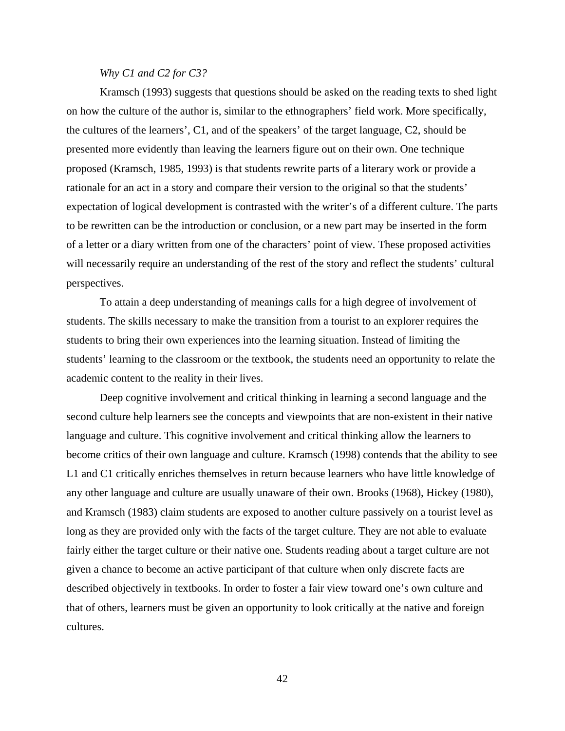*Why C1 and C2 for C3?*

Kramsch (1993) suggests that questions should be asked on the reading texts to shed light on how the culture of the author is, similar to the ethnographers' field work. More specifically, the cultures of the learners', C1, and of the speakers' of the target language, C2, should be presented more evidently than leaving the learners figure out on their own. One technique proposed (Kramsch, 1985, 1993) is that students rewrite parts of a literary work or provide a rationale for an act in a story and compare their version to the original so that the students' expectation of logical development is contrasted with the writer's of a different culture. The parts to be rewritten can be the introduction or conclusion, or a new part may be inserted in the form of a letter or a diary written from one of the characters' point of view. These proposed activities will necessarily require an understanding of the rest of the story and reflect the students' cultural perspectives.

To attain a deep understanding of meanings calls for a high degree of involvement of students. The skills necessary to make the transition from a tourist to an explorer requires the students to bring their own experiences into the learning situation. Instead of limiting the students' learning to the classroom or the textbook, the students need an opportunity to relate the academic content to the reality in their lives.

Deep cognitive involvement and critical thinking in learning a second language and the second culture help learners see the concepts and viewpoints that are non-existent in their native language and culture. This cognitive involvement and critical thinking allow the learners to become critics of their own language and culture. Kramsch (1998) contends that the ability to see L1 and C1 critically enriches themselves in return because learners who have little knowledge of any other language and culture are usually unaware of their own. Brooks (1968), Hickey (1980), and Kramsch (1983) claim students are exposed to another culture passively on a tourist level as long as they are provided only with the facts of the target culture. They are not able to evaluate fairly either the target culture or their native one. Students reading about a target culture are not given a chance to become an active participant of that culture when only discrete facts are described objectively in textbooks. In order to foster a fair view toward one's own culture and that of others, learners must be given an opportunity to look critically at the native and foreign cultures.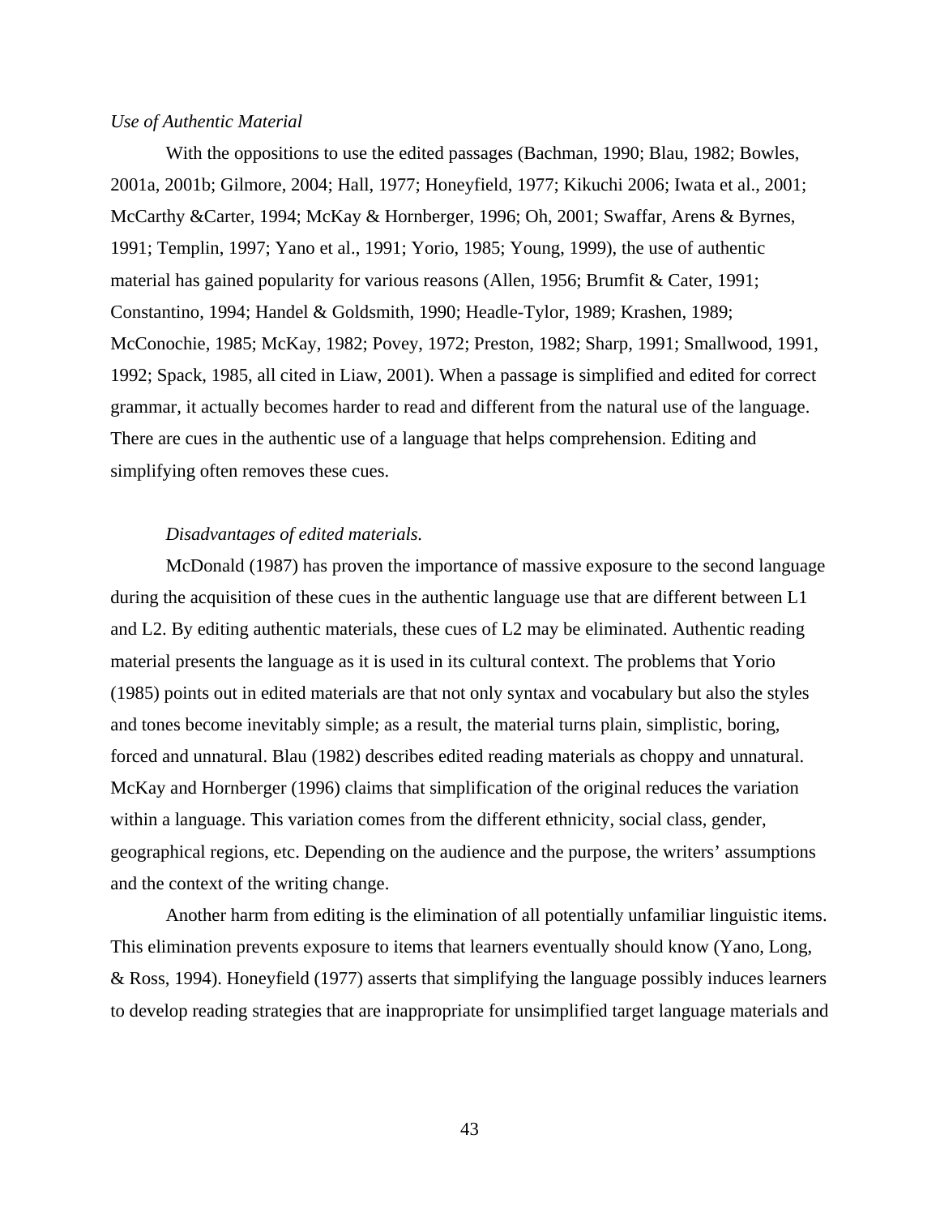*Use of Authentic Material*

With the oppositions to use the edited passages (Bachman, 1990; Blau, 1982; Bowles, 2001a, 2001b; Gilmore, 2004; Hall, 1977; Honeyfield, 1977; Kikuchi 2006; Iwata et al., 2001; McCarthy &Carter, 1994; McKay & Hornberger, 1996; Oh, 2001; Swaffar, Arens & Byrnes, 1991; Templin, 1997; Yano et al., 1991; Yorio, 1985; Young, 1999), the use of authentic material has gained popularity for various reasons (Allen, 1956; Brumfit & Cater, 1991; Constantino, 1994; Handel & Goldsmith, 1990; Headle-Tylor, 1989; Krashen, 1989; McConochie, 1985; McKay, 1982; Povey, 1972; Preston, 1982; Sharp, 1991; Smallwood, 1991, 1992; Spack, 1985, all cited in Liaw, 2001). When a passage is simplified and edited for correct grammar, it actually becomes harder to read and different from the natural use of the language. There are cues in the authentic use of a language that helps comprehension. Editing and simplifying often removes these cues.

*Disadvantages of edited materials.*

McDonald (1987) has proven the importance of massive exposure to the second language during the acquisition of these cues in the authentic language use that are different between L1 and L2. By editing authentic materials, these cues of L2 may be eliminated. Authentic reading material presents the language as it is used in its cultural context. The problems that Yorio (1985) points out in edited materials are that not only syntax and vocabulary but also the styles and tones become inevitably simple; as a result, the material turns plain, simplistic, boring, forced and unnatural. Blau (1982) describes edited reading materials as choppy and unnatural. McKay and Hornberger (1996) claims that simplification of the original reduces the variation within a language. This variation comes from the different ethnicity, social class, gender, geographical regions, etc. Depending on the audience and the purpose, the writers' assumptions and the context of the writing change.

Another harm from editing is the elimination of all potentially unfamiliar linguistic items. This elimination prevents exposure to items that learners eventually should know (Yano, Long, & Ross, 1994). Honeyfield (1977) asserts that simplifying the language possibly induces learners to develop reading strategies that are inappropriate for unsimplified target language materials and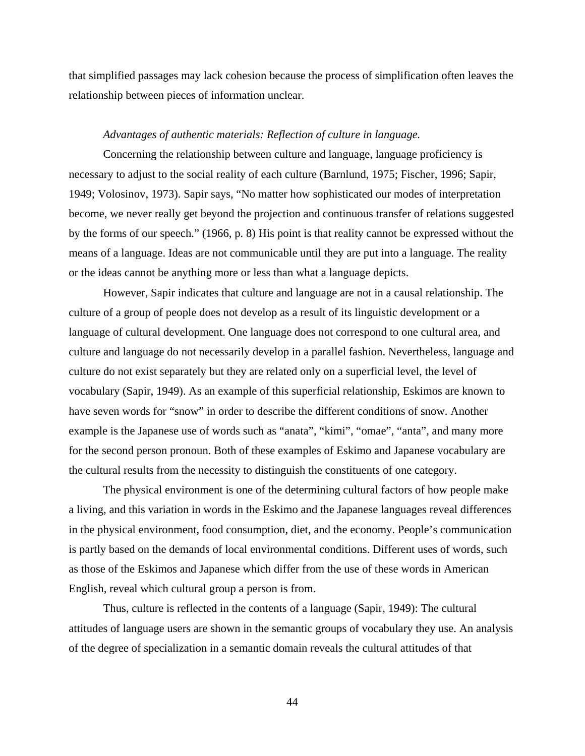that simplified passages may lack cohesion because the process of simplification often leaves the relationship between pieces of information unclear.

*Advantages of authentic materials: Reflection of culture in language.*

Concerning the relationship between culture and language, language proficiency is necessary to adjust to the social reality of each culture (Barnlund, 1975; Fischer, 1996; Sapir, 1949; Volosinov, 1973). Sapir says, "No matter how sophisticated our modes of interpretation become, we never really get beyond the projection and continuous transfer of relations suggested by the forms of our speech." (1966, p. 8) His point is that reality cannot be expressed without the means of a language. Ideas are not communicable until they are put into a language. The reality or the ideas cannot be anything more or less than what a language depicts.

However, Sapir indicates that culture and language are not in a causal relationship. The culture of a group of people does not develop as a result of its linguistic development or a language of cultural development. One language does not correspond to one cultural area, and culture and language do not necessarily develop in a parallel fashion. Nevertheless, language and culture do not exist separately but they are related only on a superficial level, the level of vocabulary (Sapir, 1949). As an example of this superficial relationship, Eskimos are known to have seven words for "snow" in order to describe the different conditions of snow. Another example is the Japanese use of words such as "anata", "kimi", "omae", "anta", and many more for the second person pronoun. Both of these examples of Eskimo and Japanese vocabulary are the cultural results from the necessity to distinguish the constituents of one category.

The physical environment is one of the determining cultural factors of how people make a living, and this variation in words in the Eskimo and the Japanese languages reveal differences in the physical environment, food consumption, diet, and the economy. People's communication is partly based on the demands of local environmental conditions. Different uses of words, such as those of the Eskimos and Japanese which differ from the use of these words in American English, reveal which cultural group a person is from.

Thus, culture is reflected in the contents of a language (Sapir, 1949): The cultural attitudes of language users are shown in the semantic groups of vocabulary they use. An analysis of the degree of specialization in a semantic domain reveals the cultural attitudes of that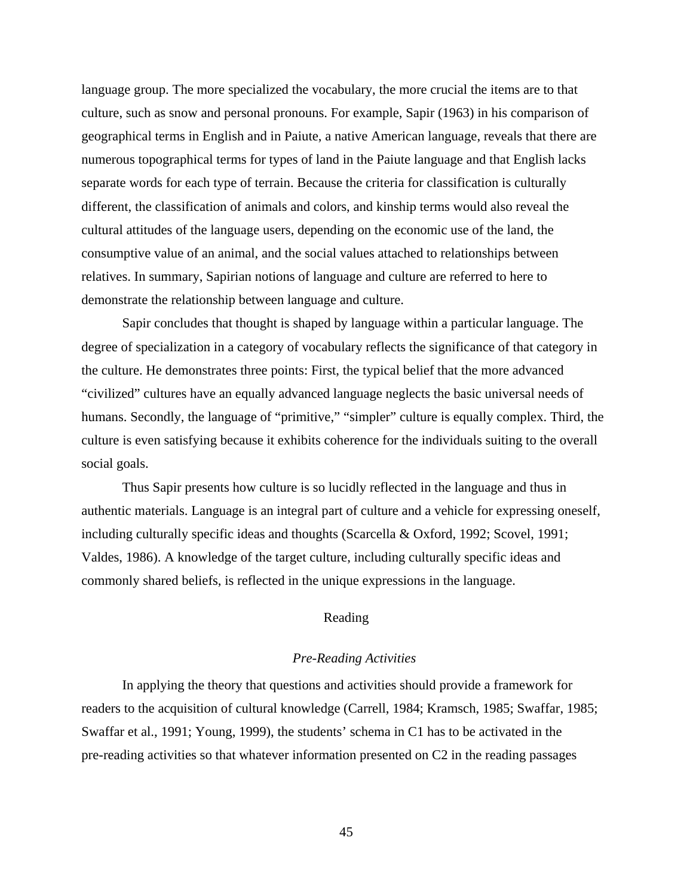language group. The more specialized the vocabulary, the more crucial the items are to that culture, such as snow and personal pronouns. For example, Sapir (1963) in his comparison of geographical terms in English and in Paiute, a native American language, reveals that there are numerous topographical terms for types of land in the Paiute language and that English lacks separate words for each type of terrain. Because the criteria for classification is culturally different, the classification of animals and colors, and kinship terms would also reveal the cultural attitudes of the language users, depending on the economic use of the land, the consumptive value of an animal, and the social values attached to relationships between relatives. In summary, Sapirian notions of language and culture are referred to here to demonstrate the relationship between language and culture.

Sapir concludes that thought is shaped by language within a particular language. The degree of specialization in a category of vocabulary reflects the significance of that category in the culture. He demonstrates three points: First, the typical belief that the more advanced "civilized" cultures have an equally advanced language neglects the basic universal needs of humans. Secondly, the language of "primitive," "simpler" culture is equally complex. Third, the culture is even satisfying because it exhibits coherence for the individuals suiting to the overall social goals.

Thus Sapir presents how culture is so lucidly reflected in the language and thus in authentic materials. Language is an integral part of culture and a vehicle for expressing oneself, including culturally specific ideas and thoughts (Scarcella & Oxford, 1992; Scovel, 1991; Valdes, 1986). A knowledge of the target culture, including culturally specific ideas and commonly shared beliefs, is reflected in the unique expressions in the language.

## Reading

### *Pre-Reading Activities*

In applying the theory that questions and activities should provide a framework for readers to the acquisition of cultural knowledge (Carrell, 1984; Kramsch, 1985; Swaffar, 1985; Swaffar et al., 1991; Young, 1999), the students' schema in C1 has to be activated in the pre-reading activities so that whatever information presented on C2 in the reading passages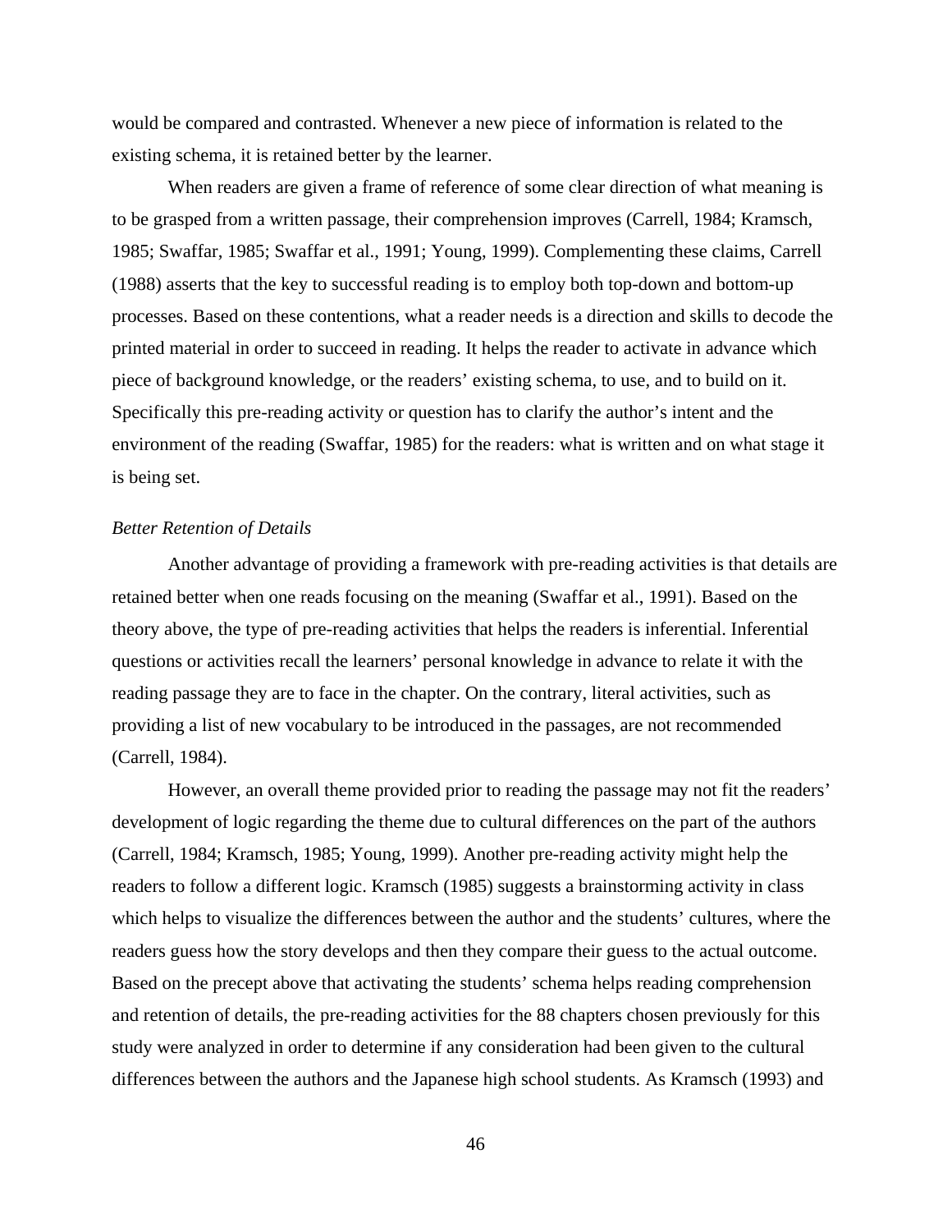would be compared and contrasted. Whenever a new piece of information is related to the existing schema, it is retained better by the learner.

When readers are given a frame of reference of some clear direction of what meaning is to be grasped from a written passage, their comprehension improves (Carrell, 1984; Kramsch, 1985; Swaffar, 1985; Swaffar et al., 1991; Young, 1999). Complementing these claims, Carrell (1988) asserts that the key to successful reading is to employ both top-down and bottom-up processes. Based on these contentions, what a reader needs is a direction and skills to decode the printed material in order to succeed in reading. It helps the reader to activate in advance which piece of background knowledge, or the readers' existing schema, to use, and to build on it. Specifically this pre-reading activity or question has to clarify the author's intent and the environment of the reading (Swaffar, 1985) for the readers: what is written and on what stage it is being set.

*Better Retention of Details*

Another advantage of providing a framework with pre-reading activities is that details are retained better when one reads focusing on the meaning (Swaffar et al., 1991). Based on the theory above, the type of pre-reading activities that helps the readers is inferential. Inferential questions or activities recall the learners' personal knowledge in advance to relate it with the reading passage they are to face in the chapter. On the contrary, literal activities, such as providing a list of new vocabulary to be introduced in the passages, are not recommended (Carrell, 1984).

However, an overall theme provided prior to reading the passage may not fit the readers' development of logic regarding the theme due to cultural differences on the part of the authors (Carrell, 1984; Kramsch, 1985; Young, 1999). Another pre-reading activity might help the readers to follow a different logic. Kramsch (1985) suggests a brainstorming activity in class which helps to visualize the differences between the author and the students' cultures, where the readers guess how the story develops and then they compare their guess to the actual outcome. Based on the precept above that activating the students' schema helps reading comprehension and retention of details, the pre-reading activities for the 88 chapters chosen previously for this study were analyzed in order to determine if any consideration had been given to the cultural differences between the authors and the Japanese high school students. As Kramsch (1993) and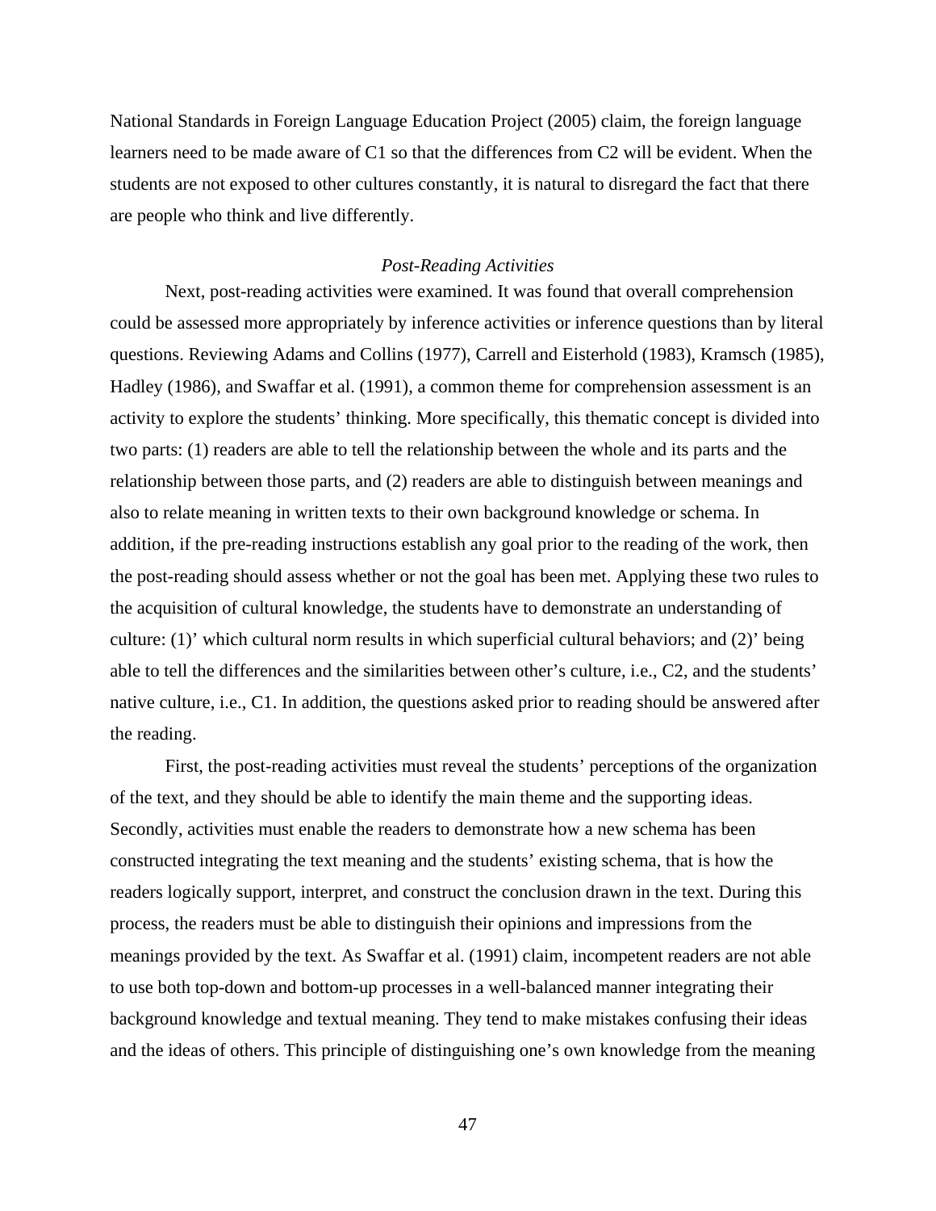National Standards in Foreign Language Education Project (2005) claim, the foreign language learners need to be made aware of C1 so that the differences from C2 will be evident. When the students are not exposed to other cultures constantly, it is natural to disregard the fact that there are people who think and live differently.

### *Post-Reading Activities*

Next, post-reading activities were examined. It was found that overall comprehension could be assessed more appropriately by inference activities or inference questions than by literal questions. Reviewing Adams and Collins (1977), Carrell and Eisterhold (1983), Kramsch (1985), Hadley (1986), and Swaffar et al. (1991), a common theme for comprehension assessment is an activity to explore the students' thinking. More specifically, this thematic concept is divided into two parts: (1) readers are able to tell the relationship between the whole and its parts and the relationship between those parts, and (2) readers are able to distinguish between meanings and also to relate meaning in written texts to their own background knowledge or schema. In addition, if the pre-reading instructions establish any goal prior to the reading of the work, then the post-reading should assess whether or not the goal has been met. Applying these two rules to the acquisition of cultural knowledge, the students have to demonstrate an understanding of culture: (1)' which cultural norm results in which superficial cultural behaviors; and (2)' being able to tell the differences and the similarities between other's culture, i.e., C2, and the students' native culture, i.e., C1. In addition, the questions asked prior to reading should be answered after the reading.

First, the post-reading activities must reveal the students' perceptions of the organization of the text, and they should be able to identify the main theme and the supporting ideas. Secondly, activities must enable the readers to demonstrate how a new schema has been constructed integrating the text meaning and the students' existing schema, that is how the readers logically support, interpret, and construct the conclusion drawn in the text. During this process, the readers must be able to distinguish their opinions and impressions from the meanings provided by the text. As Swaffar et al. (1991) claim, incompetent readers are not able to use both top-down and bottom-up processes in a well-balanced manner integrating their background knowledge and textual meaning. They tend to make mistakes confusing their ideas and the ideas of others. This principle of distinguishing one's own knowledge from the meaning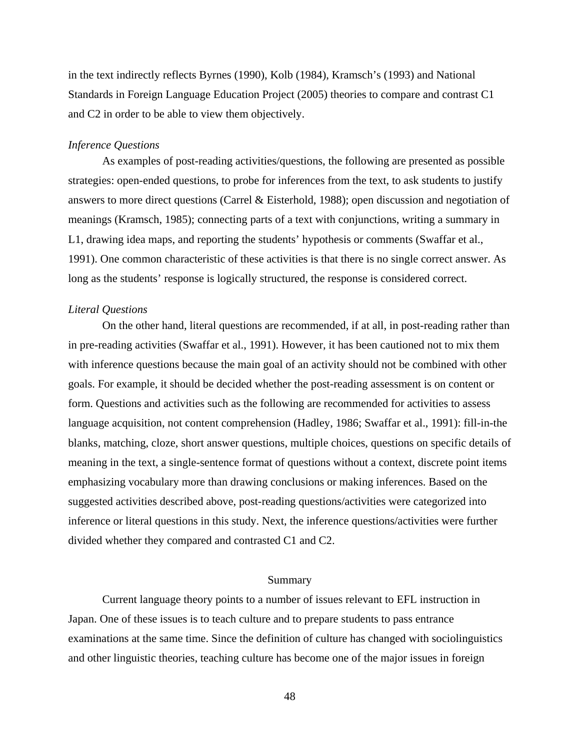in the text indirectly reflects Byrnes (1990), Kolb (1984), Kramsch's (1993) and National Standards in Foreign Language Education Project (2005) theories to compare and contrast C1 and C2 in order to be able to view them objectively.

*Inference Questions*

As examples of post-reading activities/questions, the following are presented as possible strategies: open-ended questions, to probe for inferences from the text, to ask students to justify answers to more direct questions (Carrel & Eisterhold, 1988); open discussion and negotiation of meanings (Kramsch, 1985); connecting parts of a text with conjunctions, writing a summary in L1, drawing idea maps, and reporting the students' hypothesis or comments (Swaffar et al., 1991). One common characteristic of these activities is that there is no single correct answer. As long as the students' response is logically structured, the response is considered correct.

*Literal Questions*

On the other hand, literal questions are recommended, if at all, in post-reading rather than in pre-reading activities (Swaffar et al., 1991). However, it has been cautioned not to mix them with inference questions because the main goal of an activity should not be combined with other goals. For example, it should be decided whether the post-reading assessment is on content or form. Questions and activities such as the following are recommended for activities to assess language acquisition, not content comprehension (Hadley, 1986; Swaffar et al., 1991): fill-in-the blanks, matching, cloze, short answer questions, multiple choices, questions on specific details of meaning in the text, a single-sentence format of questions without a context, discrete point items emphasizing vocabulary more than drawing conclusions or making inferences. Based on the suggested activities described above, post-reading questions/activities were categorized into inference or literal questions in this study. Next, the inference questions/activities were further divided whether they compared and contrasted C1 and C2.

## Summary

Current language theory points to a number of issues relevant to EFL instruction in Japan. One of these issues is to teach culture and to prepare students to pass entrance examinations at the same time. Since the definition of culture has changed with sociolinguistics and other linguistic theories, teaching culture has become one of the major issues in foreign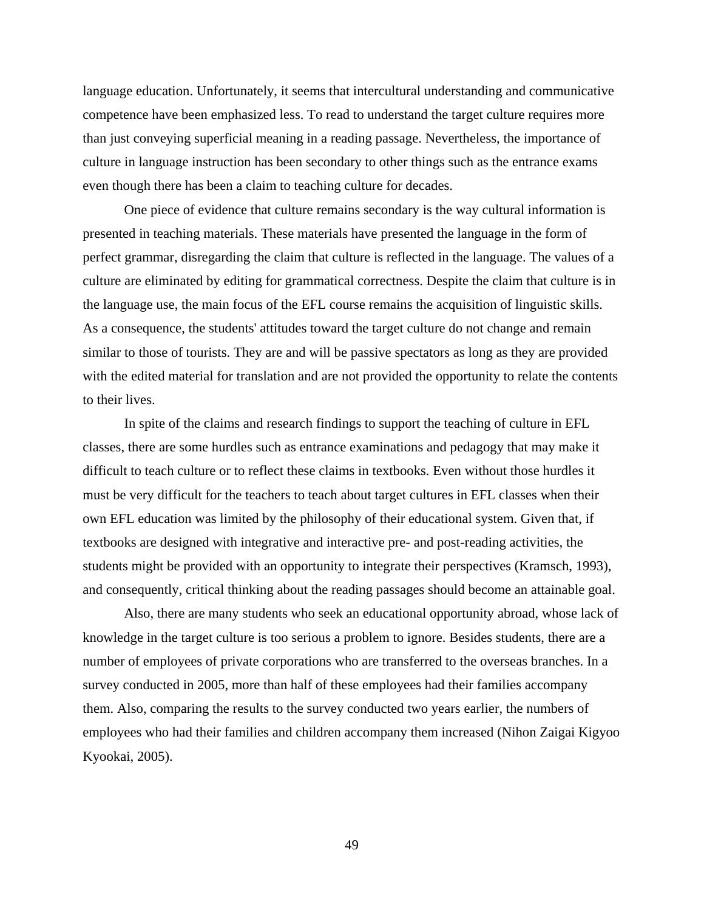language education. Unfortunately, it seems that intercultural understanding and communicative competence have been emphasized less. To read to understand the target culture requires more than just conveying superficial meaning in a reading passage. Nevertheless, the importance of culture in language instruction has been secondary to other things such as the entrance exams even though there has been a claim to teaching culture for decades.

One piece of evidence that culture remains secondary is the way cultural information is presented in teaching materials. These materials have presented the language in the form of perfect grammar, disregarding the claim that culture is reflected in the language. The values of a culture are eliminated by editing for grammatical correctness. Despite the claim that culture is in the language use, the main focus of the EFL course remains the acquisition of linguistic skills. As a consequence, the students' attitudes toward the target culture do not change and remain similar to those of tourists. They are and will be passive spectators as long as they are provided with the edited material for translation and are not provided the opportunity to relate the contents to their lives.

In spite of the claims and research findings to support the teaching of culture in EFL classes, there are some hurdles such as entrance examinations and pedagogy that may make it difficult to teach culture or to reflect these claims in textbooks. Even without those hurdles it must be very difficult for the teachers to teach about target cultures in EFL classes when their own EFL education was limited by the philosophy of their educational system. Given that, if textbooks are designed with integrative and interactive pre- and post-reading activities, the students might be provided with an opportunity to integrate their perspectives (Kramsch, 1993), and consequently, critical thinking about the reading passages should become an attainable goal.

Also, there are many students who seek an educational opportunity abroad, whose lack of knowledge in the target culture is too serious a problem to ignore. Besides students, there are a number of employees of private corporations who are transferred to the overseas branches. In a survey conducted in 2005, more than half of these employees had their families accompany them. Also, comparing the results to the survey conducted two years earlier, the numbers of employees who had their families and children accompany them increased (Nihon Zaigai Kigyoo Kyookai, 2005).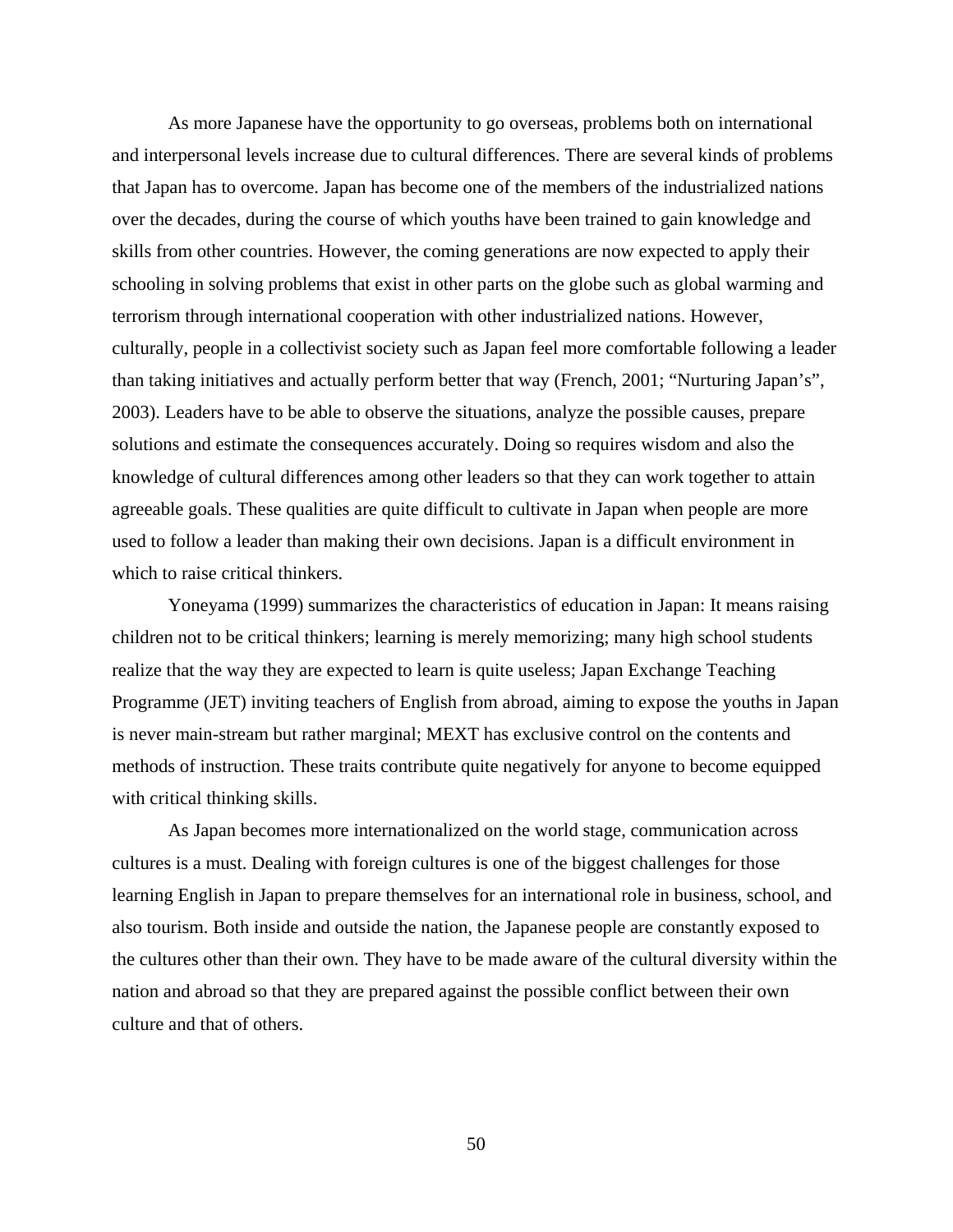As more Japanese have the opportunity to go overseas, problems both on international and interpersonal levels increase due to cultural differences. There are several kinds of problems that Japan has to overcome. Japan has become one of the members of the industrialized nations over the decades, during the course of which youths have been trained to gain knowledge and skills from other countries. However, the coming generations are now expected to apply their schooling in solving problems that exist in other parts on the globe such as global warming and terrorism through international cooperation with other industrialized nations. However, culturally, people in a collectivist society such as Japan feel more comfortable following a leader than taking initiatives and actually perform better that way (French, 2001; "Nurturing Japan's", 2003). Leaders have to be able to observe the situations, analyze the possible causes, prepare solutions and estimate the consequences accurately. Doing so requires wisdom and also the knowledge of cultural differences among other leaders so that they can work together to attain agreeable goals. These qualities are quite difficult to cultivate in Japan when people are more used to follow a leader than making their own decisions. Japan is a difficult environment in which to raise critical thinkers.

Yoneyama (1999) summarizes the characteristics of education in Japan: It means raising children not to be critical thinkers; learning is merely memorizing; many high school students realize that the way they are expected to learn is quite useless; Japan Exchange Teaching Programme (JET) inviting teachers of English from abroad, aiming to expose the youths in Japan is never main-stream but rather marginal; MEXT has exclusive control on the contents and methods of instruction. These traits contribute quite negatively for anyone to become equipped with critical thinking skills.

As Japan becomes more internationalized on the world stage, communication across cultures is a must. Dealing with foreign cultures is one of the biggest challenges for those learning English in Japan to prepare themselves for an international role in business, school, and also tourism. Both inside and outside the nation, the Japanese people are constantly exposed to the cultures other than their own. They have to be made aware of the cultural diversity within the nation and abroad so that they are prepared against the possible conflict between their own culture and that of others.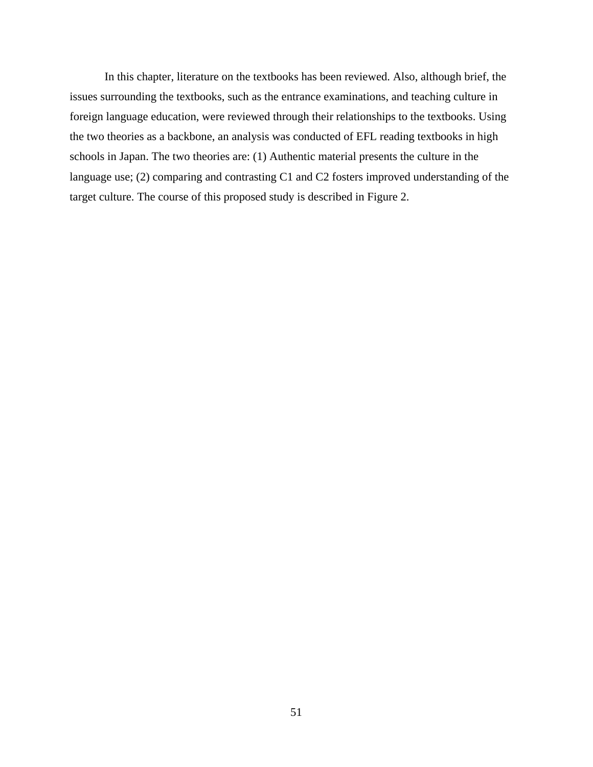In this chapter, literature on the textbooks has been reviewed. Also, although brief, the issues surrounding the textbooks, such as the entrance examinations, and teaching culture in foreign language education, were reviewed through their relationships to the textbooks. Using the two theories as a backbone, an analysis was conducted of EFL reading textbooks in high schools in Japan. The two theories are: (1) Authentic material presents the culture in the language use; (2) comparing and contrasting C1 and C2 fosters improved understanding of the target culture. The course of this proposed study is described in Figure 2.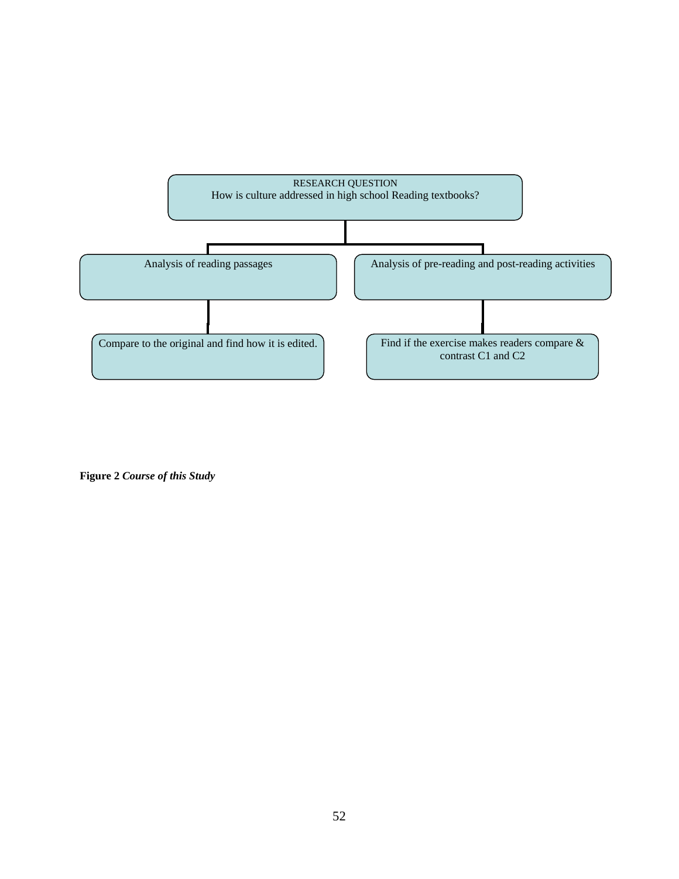RESEARCH QUESTION

How is culture addressed in high school Reading textbooks?

- Analysis of reading passages
  - Compare to the original and find how it is edited.
- Analysis of pre-reading and post-reading activities
  - Find if the exercise makes readers compare & contrast C1 and C2

**Figure 2** ***Course of this Study***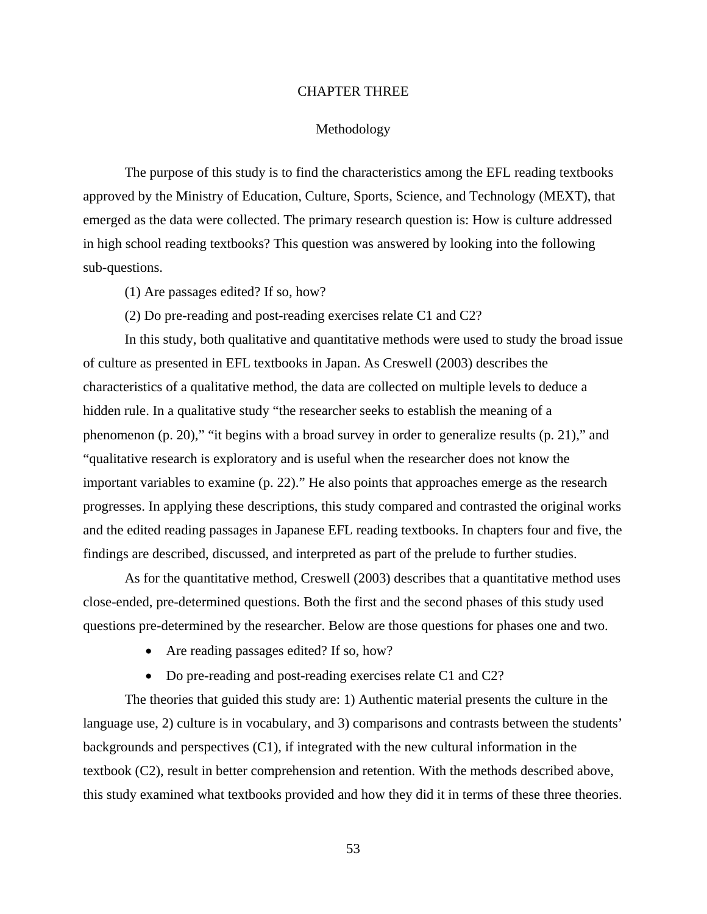# CHAPTER THREE

## Methodology

The purpose of this study is to find the characteristics among the EFL reading textbooks approved by the Ministry of Education, Culture, Sports, Science, and Technology (MEXT), that emerged as the data were collected. The primary research question is: How is culture addressed in high school reading textbooks? This question was answered by looking into the following sub-questions.

(1) Are passages edited? If so, how?

(2) Do pre-reading and post-reading exercises relate C1 and C2?

In this study, both qualitative and quantitative methods were used to study the broad issue of culture as presented in EFL textbooks in Japan. As Creswell (2003) describes the characteristics of a qualitative method, the data are collected on multiple levels to deduce a hidden rule. In a qualitative study "the researcher seeks to establish the meaning of a phenomenon (p. 20)," "it begins with a broad survey in order to generalize results (p. 21)," and "qualitative research is exploratory and is useful when the researcher does not know the important variables to examine (p. 22)." He also points that approaches emerge as the research progresses. In applying these descriptions, this study compared and contrasted the original works and the edited reading passages in Japanese EFL reading textbooks. In chapters four and five, the findings are described, discussed, and interpreted as part of the prelude to further studies.

As for the quantitative method, Creswell (2003) describes that a quantitative method uses close-ended, pre-determined questions. Both the first and the second phases of this study used questions pre-determined by the researcher. Below are those questions for phases one and two.

- Are reading passages edited? If so, how?
- Do pre-reading and post-reading exercises relate C1 and C2?

The theories that guided this study are: 1) Authentic material presents the culture in the language use, 2) culture is in vocabulary, and 3) comparisons and contrasts between the students' backgrounds and perspectives (C1), if integrated with the new cultural information in the textbook (C2), result in better comprehension and retention. With the methods described above, this study examined what textbooks provided and how they did it in terms of these three theories.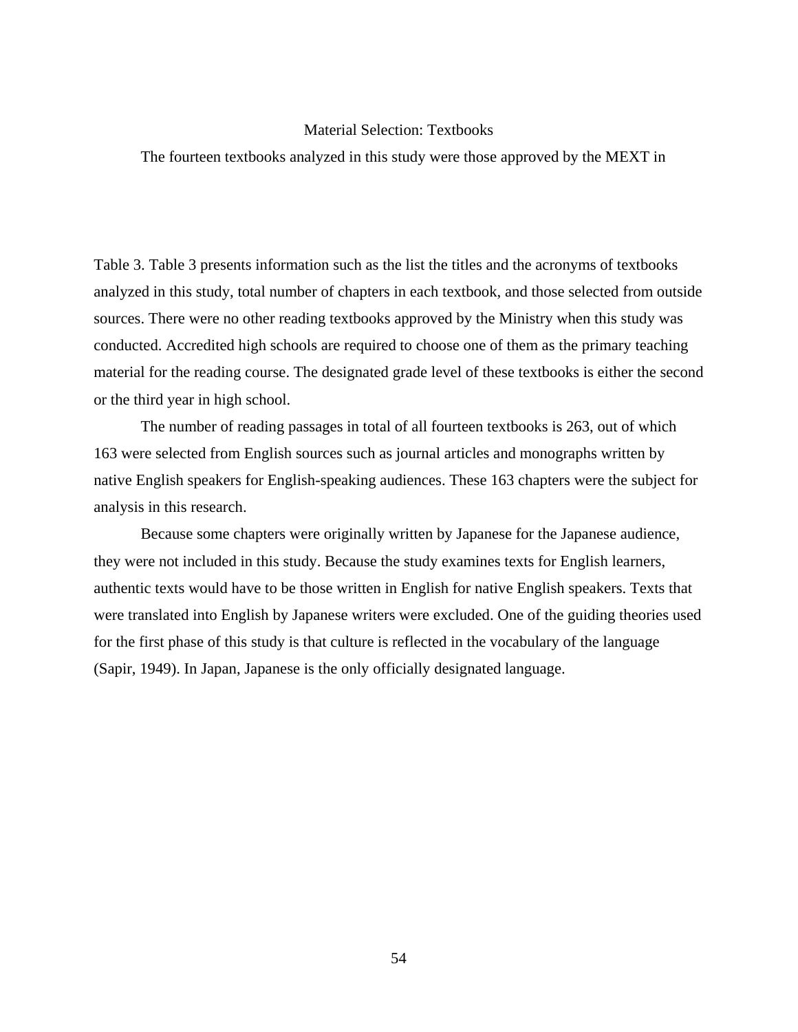## Material Selection: Textbooks

The fourteen textbooks analyzed in this study were those approved by the MEXT in

Table 3. Table 3 presents information such as the list the titles and the acronyms of textbooks analyzed in this study, total number of chapters in each textbook, and those selected from outside sources. There were no other reading textbooks approved by the Ministry when this study was conducted. Accredited high schools are required to choose one of them as the primary teaching material for the reading course. The designated grade level of these textbooks is either the second or the third year in high school.

The number of reading passages in total of all fourteen textbooks is 263, out of which 163 were selected from English sources such as journal articles and monographs written by native English speakers for English-speaking audiences. These 163 chapters were the subject for analysis in this research.

Because some chapters were originally written by Japanese for the Japanese audience, they were not included in this study. Because the study examines texts for English learners, authentic texts would have to be those written in English for native English speakers. Texts that were translated into English by Japanese writers were excluded. One of the guiding theories used for the first phase of this study is that culture is reflected in the vocabulary of the language (Sapir, 1949). In Japan, Japanese is the only officially designated language.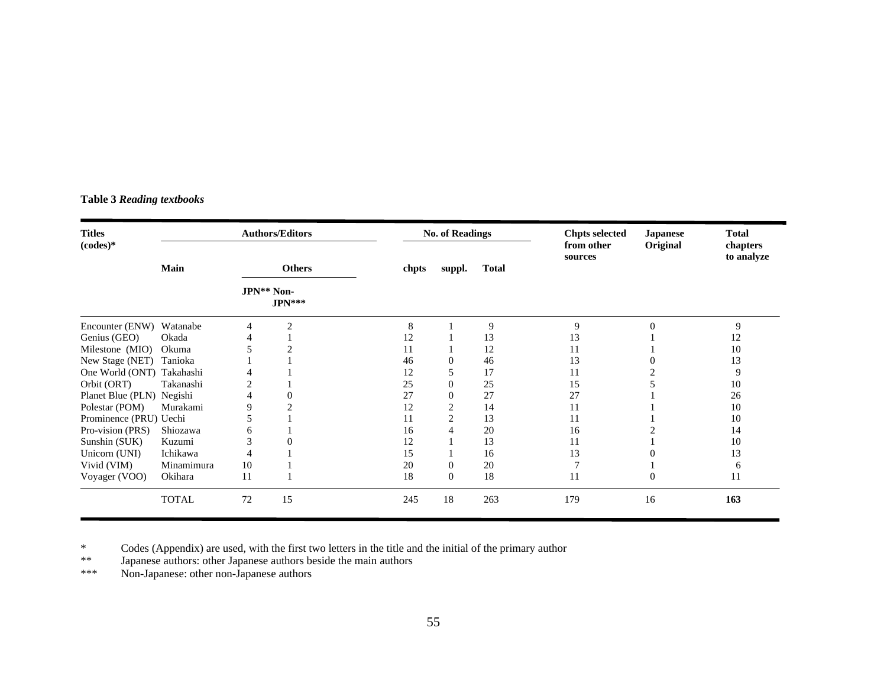**Table 3** ***Reading textbooks***

| Titles (codes)* | Authors/Editors | | | No. of Readings | | | Chpts selected from other sources | Japanese Original | Total chapters to analyze |
|---|---|---|---|---|---|---|---|---|---|
| | Main | Others | | chpts | suppl. | Total | | | |
| | | JPN** | Non-JPN*** | | | | | | |
| Encounter (ENW) | Watanabe | 4 | 2 | 8 | 1 | 9 | 9 | 0 | 9 |
| Genius (GEO) | Okada | 4 | 1 | 12 | 1 | 13 | 13 | 1 | 12 |
| Milestone (MIO) | Okuma | 5 | 2 | 11 | 1 | 12 | 11 | 1 | 10 |
| New Stage (NET) | Tanioka | 1 | 1 | 46 | 0 | 46 | 13 | 0 | 13 |
| One World (ONT) | Takahashi | 4 | 1 | 12 | 5 | 17 | 11 | 2 | 9 |
| Orbit (ORT) | Takanashi | 2 | 1 | 25 | 0 | 25 | 15 | 5 | 10 |
| Planet Blue (PLN) | Negishi | 4 | 0 | 27 | 0 | 27 | 27 | 1 | 26 |
| Polestar (POM) | Murakami | 9 | 2 | 12 | 2 | 14 | 11 | 1 | 10 |
| Prominence (PRU) | Uechi | 5 | 1 | 11 | 2 | 13 | 11 | 1 | 10 |
| Pro-vision (PRS) | Shiozawa | 6 | 1 | 16 | 4 | 20 | 16 | 2 | 14 |
| Sunshin (SUK) | Kuzumi | 3 | 0 | 12 | 1 | 13 | 11 | 1 | 10 |
| Unicorn (UNI) | Ichikawa | 4 | 1 | 15 | 1 | 16 | 13 | 0 | 13 |
| Vivid (VIM) | Minamimura | 10 | 1 | 20 | 0 | 20 | 7 | 1 | 6 |
| Voyager (VOO) | Okihara | 11 | 1 | 18 | 0 | 18 | 11 | 0 | 11 |
| | TOTAL | 72 | 15 | 245 | 18 | 263 | 179 | 16 | **163** |

\* Codes (Appendix) are used, with the first two letters in the title and the initial of the primary author

\*\* Japanese authors: other Japanese authors beside the main authors

\*\*\* Non-Japanese: other non-Japanese authors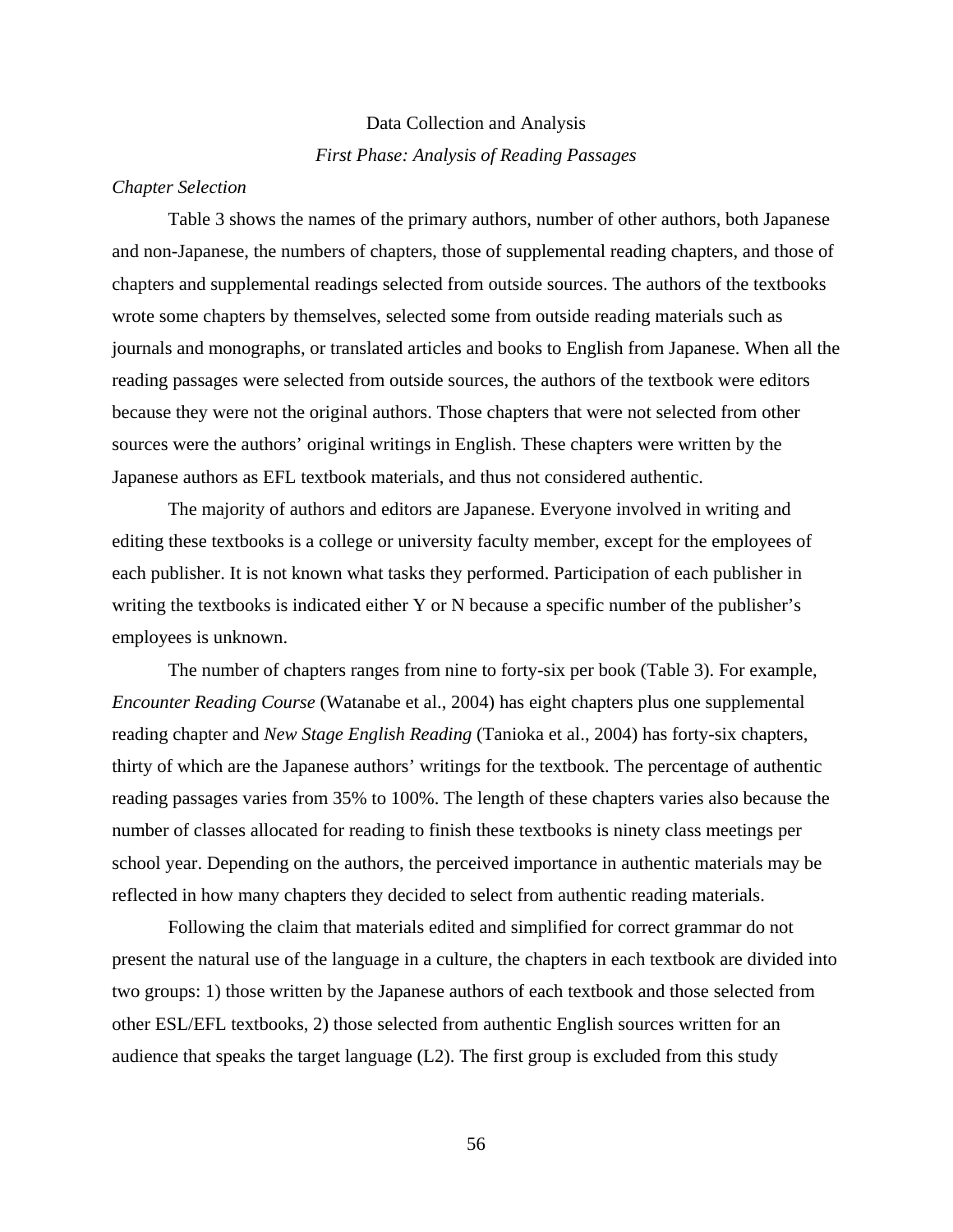## Data Collection and Analysis

### *First Phase: Analysis of Reading Passages*

#### *Chapter Selection*

Table 3 shows the names of the primary authors, number of other authors, both Japanese and non-Japanese, the numbers of chapters, those of supplemental reading chapters, and those of chapters and supplemental readings selected from outside sources. The authors of the textbooks wrote some chapters by themselves, selected some from outside reading materials such as journals and monographs, or translated articles and books to English from Japanese. When all the reading passages were selected from outside sources, the authors of the textbook were editors because they were not the original authors. Those chapters that were not selected from other sources were the authors' original writings in English. These chapters were written by the Japanese authors as EFL textbook materials, and thus not considered authentic.

The majority of authors and editors are Japanese. Everyone involved in writing and editing these textbooks is a college or university faculty member, except for the employees of each publisher. It is not known what tasks they performed. Participation of each publisher in writing the textbooks is indicated either Y or N because a specific number of the publisher's employees is unknown.

The number of chapters ranges from nine to forty-six per book (Table 3). For example, *Encounter Reading Course* (Watanabe et al., 2004) has eight chapters plus one supplemental reading chapter and *New Stage English Reading* (Tanioka et al., 2004) has forty-six chapters, thirty of which are the Japanese authors' writings for the textbook. The percentage of authentic reading passages varies from 35% to 100%. The length of these chapters varies also because the number of classes allocated for reading to finish these textbooks is ninety class meetings per school year. Depending on the authors, the perceived importance in authentic materials may be reflected in how many chapters they decided to select from authentic reading materials.

Following the claim that materials edited and simplified for correct grammar do not present the natural use of the language in a culture, the chapters in each textbook are divided into two groups: 1) those written by the Japanese authors of each textbook and those selected from other ESL/EFL textbooks, 2) those selected from authentic English sources written for an audience that speaks the target language (L2). The first group is excluded from this study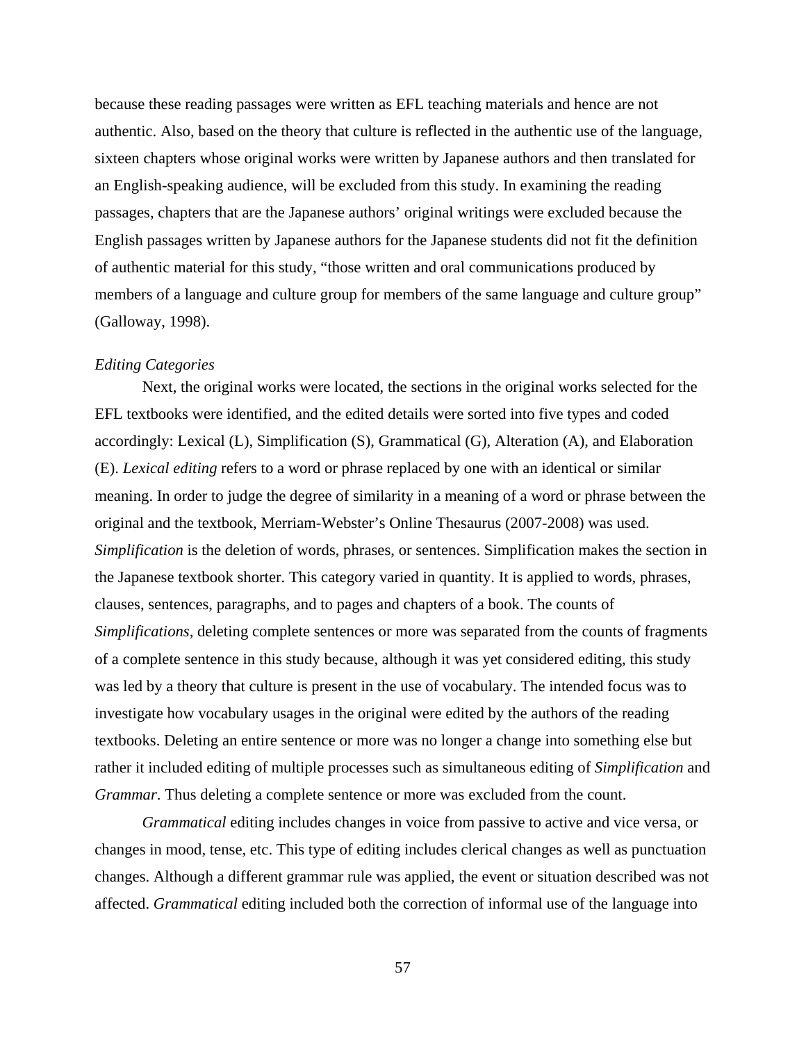because these reading passages were written as EFL teaching materials and hence are not authentic. Also, based on the theory that culture is reflected in the authentic use of the language, sixteen chapters whose original works were written by Japanese authors and then translated for an English-speaking audience, will be excluded from this study. In examining the reading passages, chapters that are the Japanese authors' original writings were excluded because the English passages written by Japanese authors for the Japanese students did not fit the definition of authentic material for this study, "those written and oral communications produced by members of a language and culture group for members of the same language and culture group" (Galloway, 1998).

*Editing Categories*

Next, the original works were located, the sections in the original works selected for the EFL textbooks were identified, and the edited details were sorted into five types and coded accordingly: Lexical (L), Simplification (S), Grammatical (G), Alteration (A), and Elaboration (E). *Lexical editing* refers to a word or phrase replaced by one with an identical or similar meaning. In order to judge the degree of similarity in a meaning of a word or phrase between the original and the textbook, Merriam-Webster's Online Thesaurus (2007-2008) was used. *Simplification* is the deletion of words, phrases, or sentences. Simplification makes the section in the Japanese textbook shorter. This category varied in quantity. It is applied to words, phrases, clauses, sentences, paragraphs, and to pages and chapters of a book. The counts of *Simplifications,* deleting complete sentences or more was separated from the counts of fragments of a complete sentence in this study because, although it was yet considered editing, this study was led by a theory that culture is present in the use of vocabulary. The intended focus was to investigate how vocabulary usages in the original were edited by the authors of the reading textbooks. Deleting an entire sentence or more was no longer a change into something else but rather it included editing of multiple processes such as simultaneous editing of *Simplification* and *Grammar*. Thus deleting a complete sentence or more was excluded from the count.

*Grammatical* editing includes changes in voice from passive to active and vice versa, or changes in mood, tense, etc. This type of editing includes clerical changes as well as punctuation changes. Although a different grammar rule was applied, the event or situation described was not affected. *Grammatical* editing included both the correction of informal use of the language into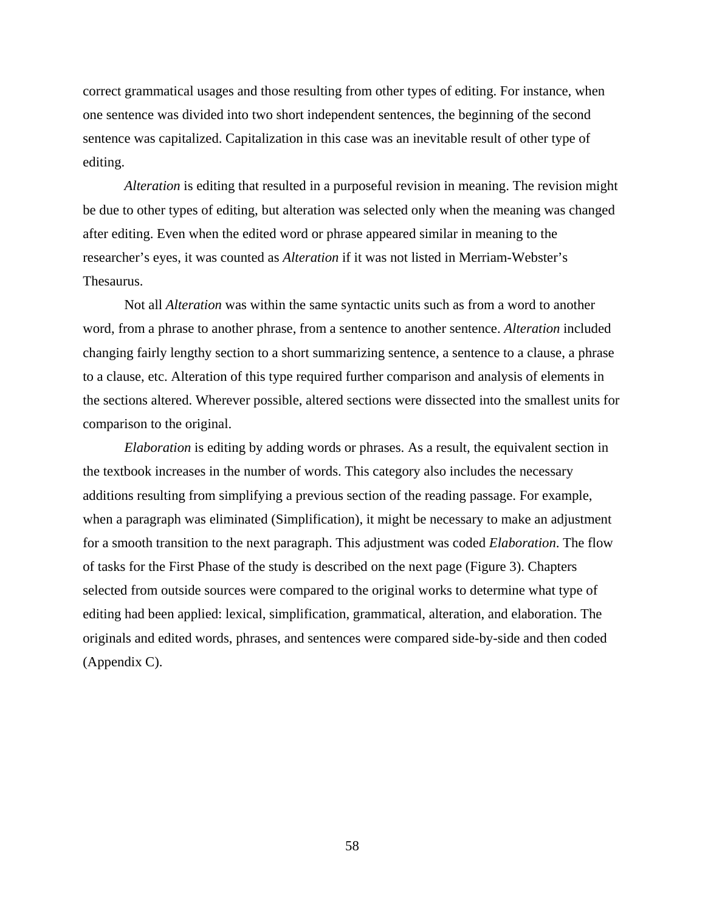correct grammatical usages and those resulting from other types of editing. For instance, when one sentence was divided into two short independent sentences, the beginning of the second sentence was capitalized. Capitalization in this case was an inevitable result of other type of editing.

*Alteration* is editing that resulted in a purposeful revision in meaning. The revision might be due to other types of editing, but alteration was selected only when the meaning was changed after editing. Even when the edited word or phrase appeared similar in meaning to the researcher's eyes, it was counted as *Alteration* if it was not listed in Merriam-Webster's Thesaurus.

Not all *Alteration* was within the same syntactic units such as from a word to another word, from a phrase to another phrase, from a sentence to another sentence. *Alteration* included changing fairly lengthy section to a short summarizing sentence, a sentence to a clause, a phrase to a clause, etc. Alteration of this type required further comparison and analysis of elements in the sections altered. Wherever possible, altered sections were dissected into the smallest units for comparison to the original.

*Elaboration* is editing by adding words or phrases. As a result, the equivalent section in the textbook increases in the number of words. This category also includes the necessary additions resulting from simplifying a previous section of the reading passage. For example, when a paragraph was eliminated (Simplification), it might be necessary to make an adjustment for a smooth transition to the next paragraph. This adjustment was coded *Elaboration*. The flow of tasks for the First Phase of the study is described on the next page (Figure 3). Chapters selected from outside sources were compared to the original works to determine what type of editing had been applied: lexical, simplification, grammatical, alteration, and elaboration. The originals and edited words, phrases, and sentences were compared side-by-side and then coded (Appendix C).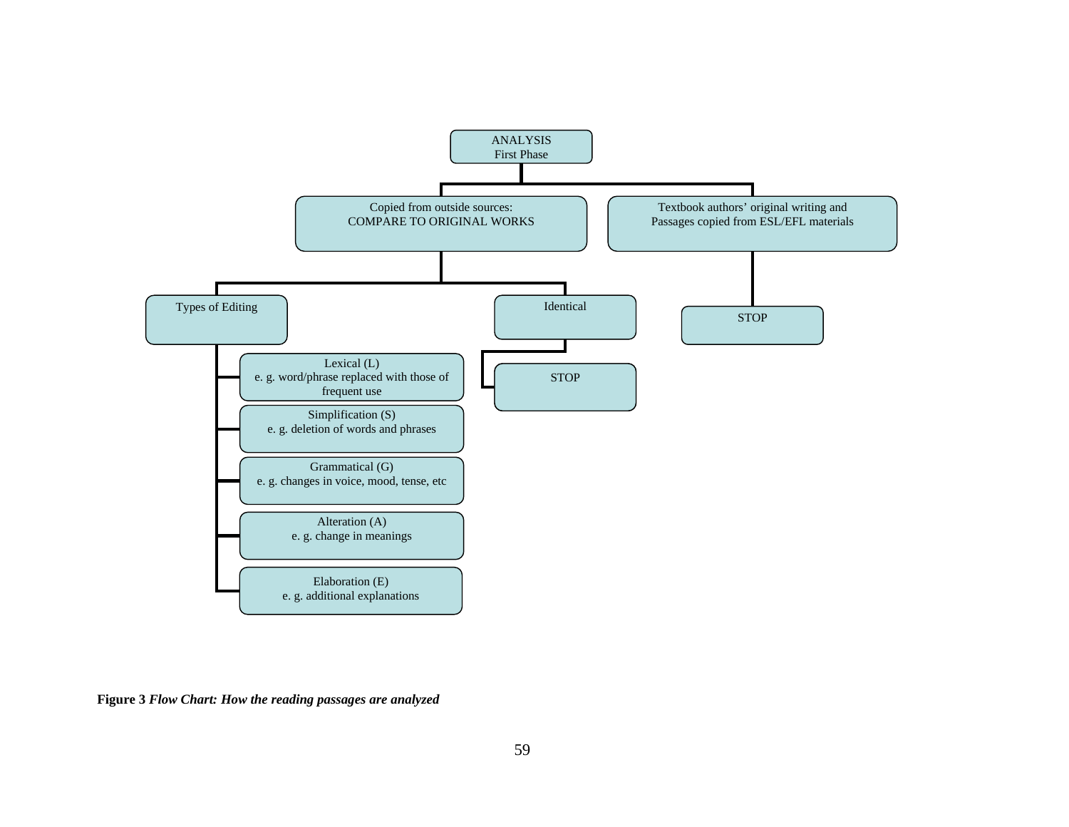ANALYSIS
First Phase

- Copied from outside sources: COMPARE TO ORIGINAL WORKS
  - Types of Editing
    - Lexical (L) e. g. word/phrase replaced with those of frequent use
    - Simplification (S) e. g. deletion of words and phrases
    - Grammatical (G) e. g. changes in voice, mood, tense, etc
    - Alteration (A) e. g. change in meanings
    - Elaboration (E) e. g. additional explanations
  - Identical
    - STOP
- Textbook authors' original writing and Passages copied from ESL/EFL materials
  - STOP

**Figure 3** ***Flow Chart: How the reading passages are analyzed***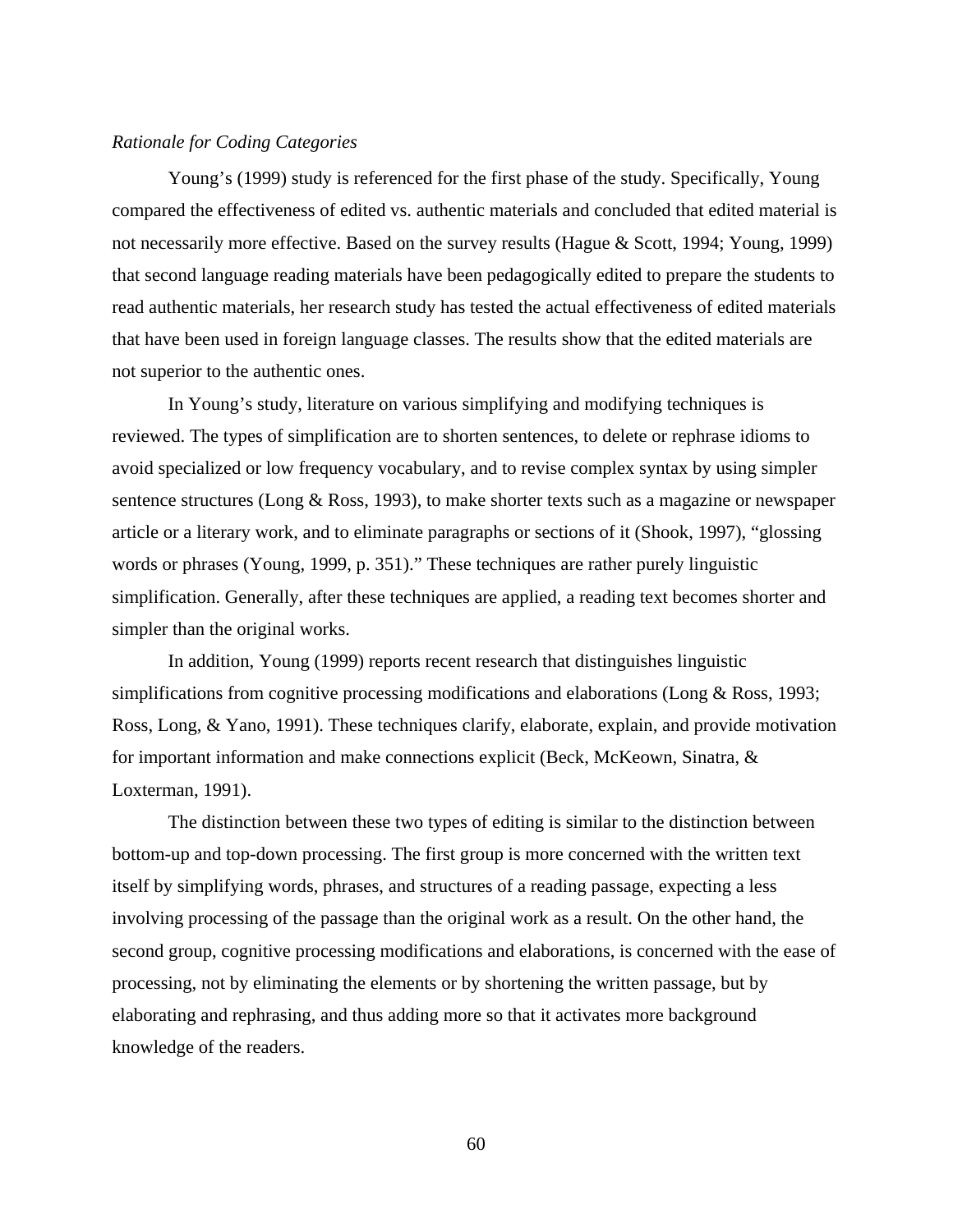*Rationale for Coding Categories*

Young's (1999) study is referenced for the first phase of the study. Specifically, Young compared the effectiveness of edited vs. authentic materials and concluded that edited material is not necessarily more effective. Based on the survey results (Hague & Scott, 1994; Young, 1999) that second language reading materials have been pedagogically edited to prepare the students to read authentic materials, her research study has tested the actual effectiveness of edited materials that have been used in foreign language classes. The results show that the edited materials are not superior to the authentic ones.

In Young's study, literature on various simplifying and modifying techniques is reviewed. The types of simplification are to shorten sentences, to delete or rephrase idioms to avoid specialized or low frequency vocabulary, and to revise complex syntax by using simpler sentence structures (Long & Ross, 1993), to make shorter texts such as a magazine or newspaper article or a literary work, and to eliminate paragraphs or sections of it (Shook, 1997), "glossing words or phrases (Young, 1999, p. 351)." These techniques are rather purely linguistic simplification. Generally, after these techniques are applied, a reading text becomes shorter and simpler than the original works.

In addition, Young (1999) reports recent research that distinguishes linguistic simplifications from cognitive processing modifications and elaborations (Long & Ross, 1993; Ross, Long, & Yano, 1991). These techniques clarify, elaborate, explain, and provide motivation for important information and make connections explicit (Beck, McKeown, Sinatra, & Loxterman, 1991).

The distinction between these two types of editing is similar to the distinction between bottom-up and top-down processing. The first group is more concerned with the written text itself by simplifying words, phrases, and structures of a reading passage, expecting a less involving processing of the passage than the original work as a result. On the other hand, the second group, cognitive processing modifications and elaborations, is concerned with the ease of processing, not by eliminating the elements or by shortening the written passage, but by elaborating and rephrasing, and thus adding more so that it activates more background knowledge of the readers.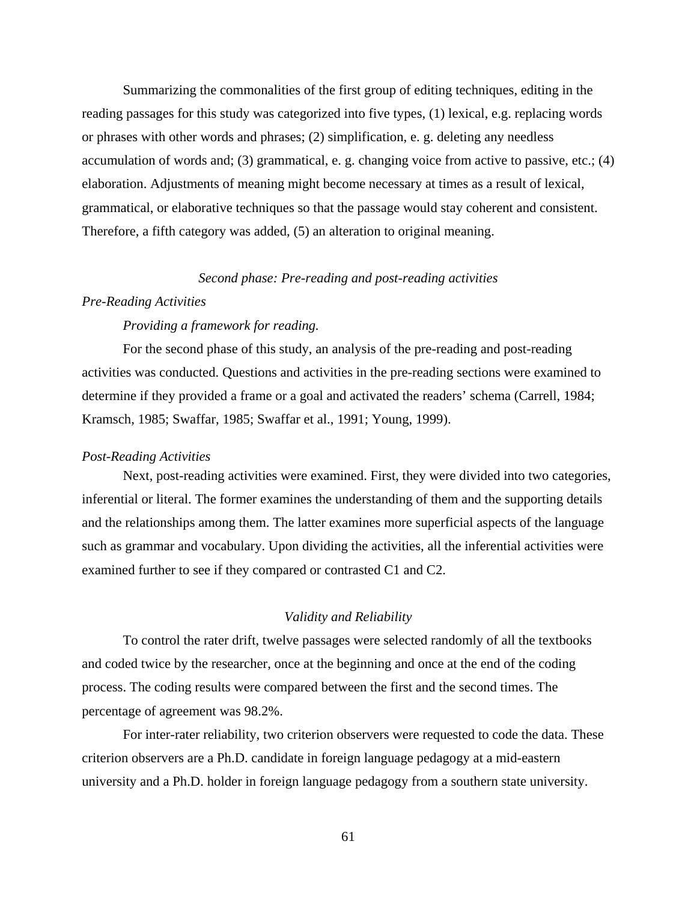Summarizing the commonalities of the first group of editing techniques, editing in the reading passages for this study was categorized into five types, (1) lexical, e.g. replacing words or phrases with other words and phrases; (2) simplification, e. g. deleting any needless accumulation of words and; (3) grammatical, e. g. changing voice from active to passive, etc.; (4) elaboration. Adjustments of meaning might become necessary at times as a result of lexical, grammatical, or elaborative techniques so that the passage would stay coherent and consistent. Therefore, a fifth category was added, (5) an alteration to original meaning.

### *Second phase: Pre-reading and post-reading activities*

#### *Pre-Reading Activities*

##### *Providing a framework for reading.*

For the second phase of this study, an analysis of the pre-reading and post-reading activities was conducted. Questions and activities in the pre-reading sections were examined to determine if they provided a frame or a goal and activated the readers' schema (Carrell, 1984; Kramsch, 1985; Swaffar, 1985; Swaffar et al., 1991; Young, 1999).

#### *Post-Reading Activities*

Next, post-reading activities were examined. First, they were divided into two categories, inferential or literal. The former examines the understanding of them and the supporting details and the relationships among them. The latter examines more superficial aspects of the language such as grammar and vocabulary. Upon dividing the activities, all the inferential activities were examined further to see if they compared or contrasted C1 and C2.

### *Validity and Reliability*

To control the rater drift, twelve passages were selected randomly of all the textbooks and coded twice by the researcher, once at the beginning and once at the end of the coding process. The coding results were compared between the first and the second times. The percentage of agreement was 98.2%.

For inter-rater reliability, two criterion observers were requested to code the data. These criterion observers are a Ph.D. candidate in foreign language pedagogy at a mid-eastern university and a Ph.D. holder in foreign language pedagogy from a southern state university.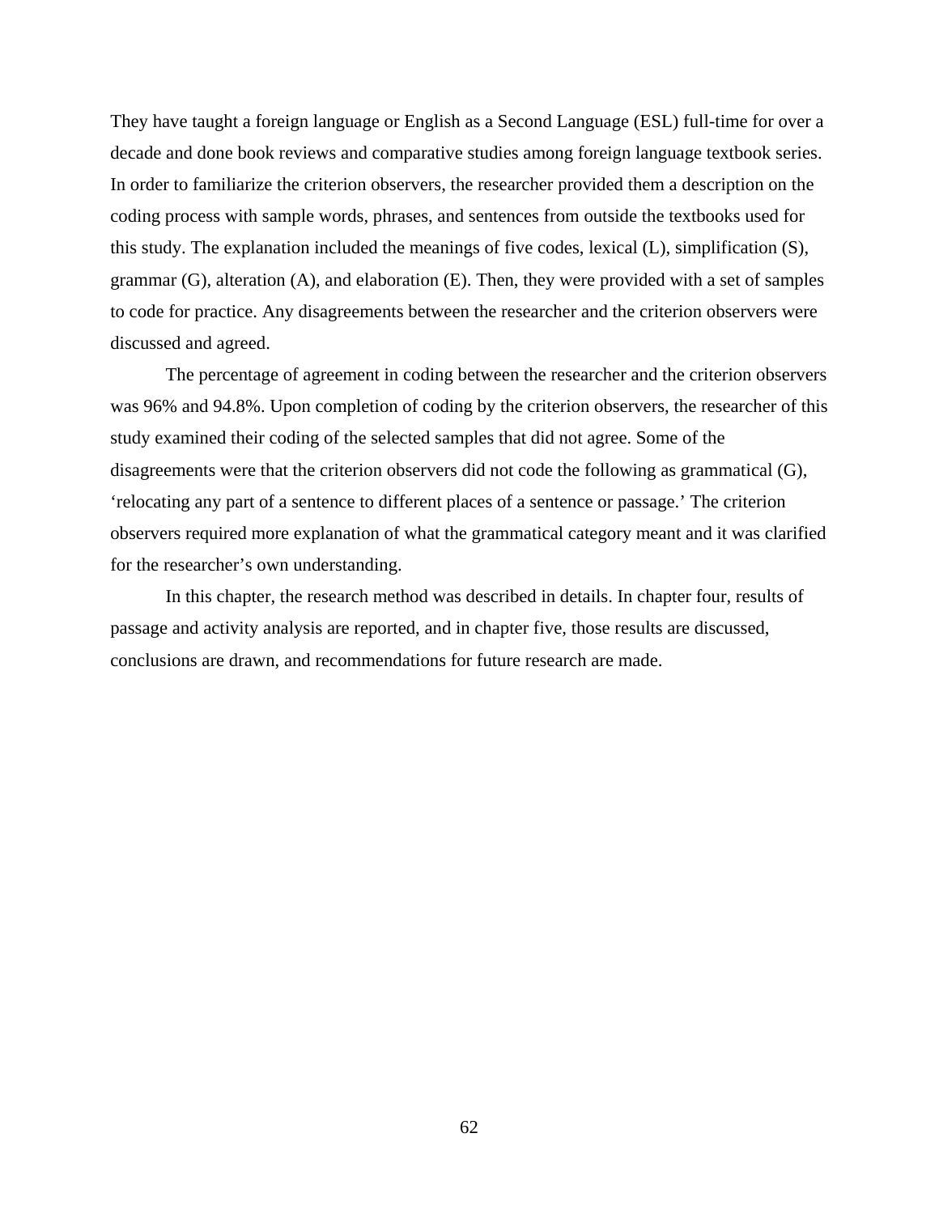They have taught a foreign language or English as a Second Language (ESL) full-time for over a decade and done book reviews and comparative studies among foreign language textbook series. In order to familiarize the criterion observers, the researcher provided them a description on the coding process with sample words, phrases, and sentences from outside the textbooks used for this study. The explanation included the meanings of five codes, lexical (L), simplification (S), grammar (G), alteration (A), and elaboration (E). Then, they were provided with a set of samples to code for practice. Any disagreements between the researcher and the criterion observers were discussed and agreed.

The percentage of agreement in coding between the researcher and the criterion observers was 96% and 94.8%. Upon completion of coding by the criterion observers, the researcher of this study examined their coding of the selected samples that did not agree. Some of the disagreements were that the criterion observers did not code the following as grammatical (G), 'relocating any part of a sentence to different places of a sentence or passage.' The criterion observers required more explanation of what the grammatical category meant and it was clarified for the researcher's own understanding.

In this chapter, the research method was described in details. In chapter four, results of passage and activity analysis are reported, and in chapter five, those results are discussed, conclusions are drawn, and recommendations for future research are made.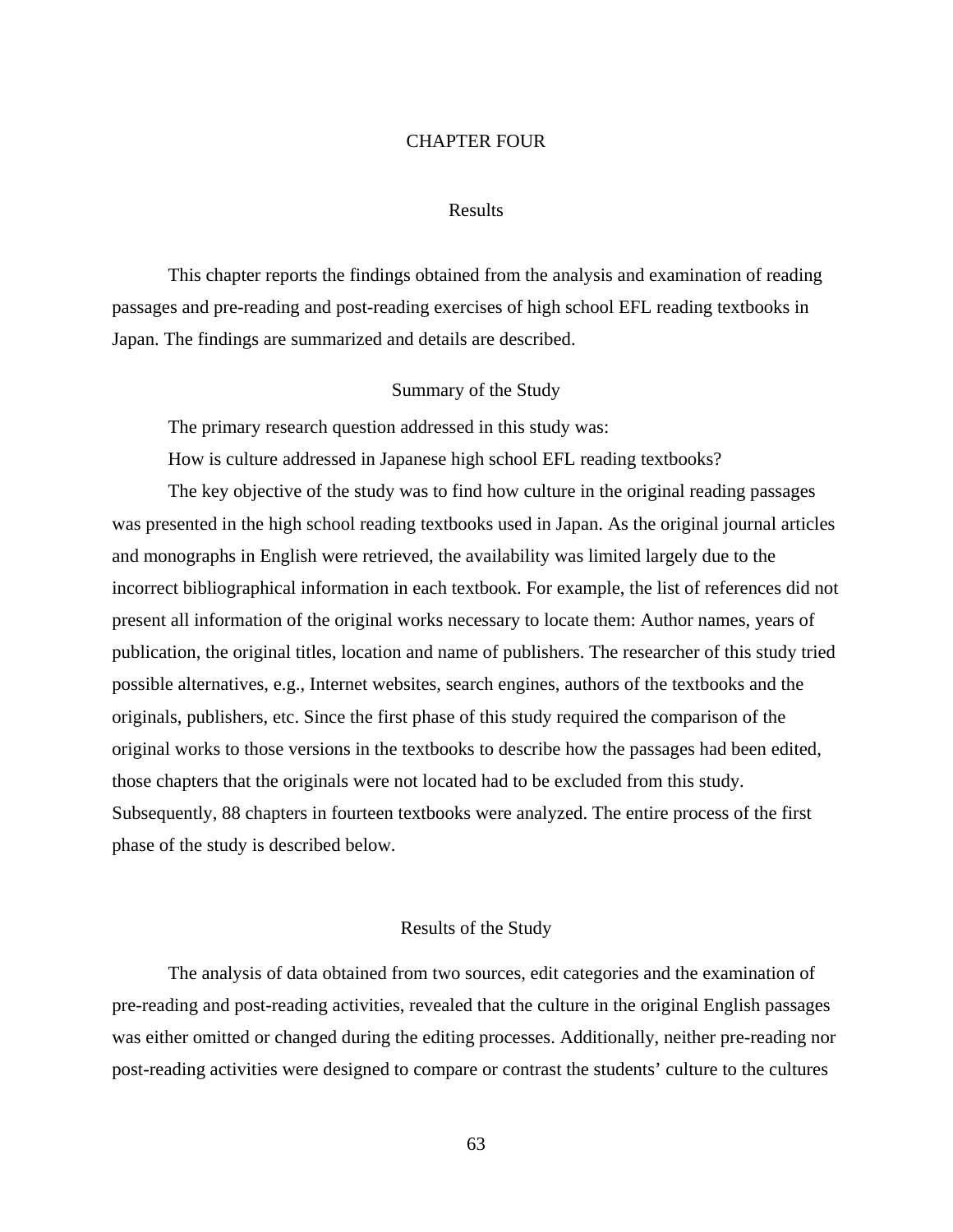# CHAPTER FOUR

## Results

This chapter reports the findings obtained from the analysis and examination of reading passages and pre-reading and post-reading exercises of high school EFL reading textbooks in Japan. The findings are summarized and details are described.

### Summary of the Study

The primary research question addressed in this study was:

How is culture addressed in Japanese high school EFL reading textbooks?

The key objective of the study was to find how culture in the original reading passages was presented in the high school reading textbooks used in Japan. As the original journal articles and monographs in English were retrieved, the availability was limited largely due to the incorrect bibliographical information in each textbook. For example, the list of references did not present all information of the original works necessary to locate them: Author names, years of publication, the original titles, location and name of publishers. The researcher of this study tried possible alternatives, e.g., Internet websites, search engines, authors of the textbooks and the originals, publishers, etc. Since the first phase of this study required the comparison of the original works to those versions in the textbooks to describe how the passages had been edited, those chapters that the originals were not located had to be excluded from this study. Subsequently, 88 chapters in fourteen textbooks were analyzed. The entire process of the first phase of the study is described below.

### Results of the Study

The analysis of data obtained from two sources, edit categories and the examination of pre-reading and post-reading activities, revealed that the culture in the original English passages was either omitted or changed during the editing processes. Additionally, neither pre-reading nor post-reading activities were designed to compare or contrast the students' culture to the cultures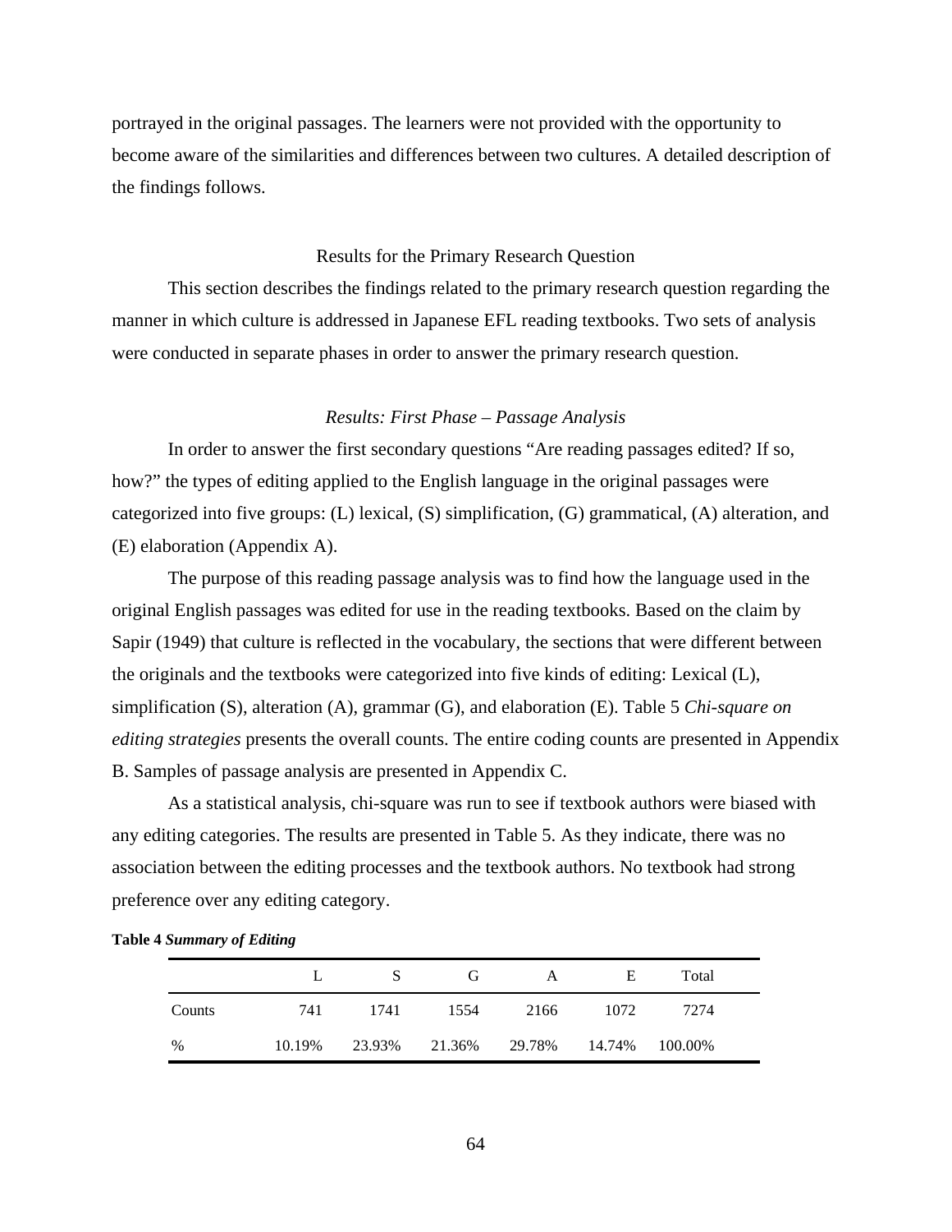portrayed in the original passages. The learners were not provided with the opportunity to become aware of the similarities and differences between two cultures. A detailed description of the findings follows.

## Results for the Primary Research Question

This section describes the findings related to the primary research question regarding the manner in which culture is addressed in Japanese EFL reading textbooks. Two sets of analysis were conducted in separate phases in order to answer the primary research question.

### *Results: First Phase – Passage Analysis*

In order to answer the first secondary questions "Are reading passages edited? If so, how?" the types of editing applied to the English language in the original passages were categorized into five groups: (L) lexical, (S) simplification, (G) grammatical, (A) alteration, and (E) elaboration (Appendix A).

The purpose of this reading passage analysis was to find how the language used in the original English passages was edited for use in the reading textbooks. Based on the claim by Sapir (1949) that culture is reflected in the vocabulary, the sections that were different between the originals and the textbooks were categorized into five kinds of editing: Lexical (L), simplification (S), alteration (A), grammar (G), and elaboration (E). Table 5 *Chi-square on editing strategies* presents the overall counts. The entire coding counts are presented in Appendix B. Samples of passage analysis are presented in Appendix C.

As a statistical analysis, chi-square was run to see if textbook authors were biased with any editing categories. The results are presented in Table 5. As they indicate, there was no association between the editing processes and the textbook authors. No textbook had strong preference over any editing category.

**Table 4** ***Summary of Editing***

| | L | S | G | A | E | Total |
|---|---|---|---|---|---|---|
| Counts | 741 | 1741 | 1554 | 2166 | 1072 | 7274 |
| % | 10.19% | 23.93% | 21.36% | 29.78% | 14.74% | 100.00% |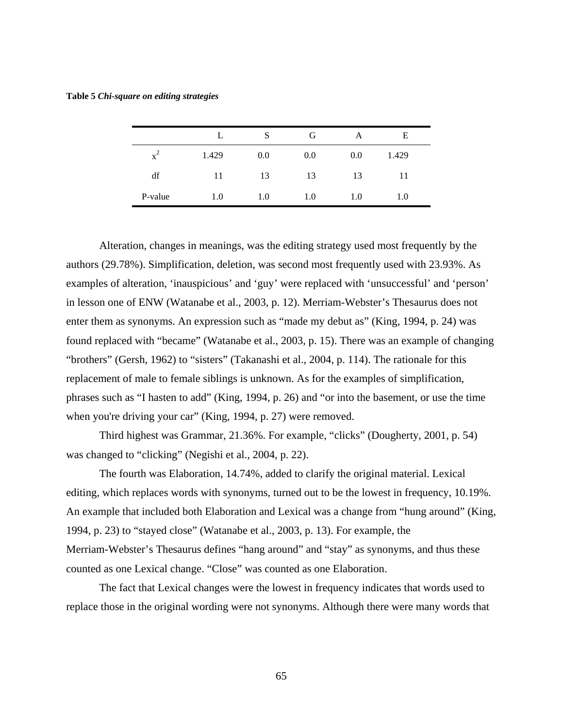**Table 5** ***Chi-square on editing strategies***

| | L | S | G | A | E |
|---|---|---|---|---|---|
| $x^2$ | 1.429 | 0.0 | 0.0 | 0.0 | 1.429 |
| df | 11 | 13 | 13 | 13 | 11 |
| P-value | 1.0 | 1.0 | 1.0 | 1.0 | 1.0 |

Alteration, changes in meanings, was the editing strategy used most frequently by the authors (29.78%). Simplification, deletion, was second most frequently used with 23.93%. As examples of alteration, 'inauspicious' and 'guy' were replaced with 'unsuccessful' and 'person' in lesson one of ENW (Watanabe et al., 2003, p. 12). Merriam-Webster's Thesaurus does not enter them as synonyms. An expression such as "made my debut as" (King, 1994, p. 24) was found replaced with "became" (Watanabe et al., 2003, p. 15). There was an example of changing "brothers" (Gersh, 1962) to "sisters" (Takanashi et al., 2004, p. 114). The rationale for this replacement of male to female siblings is unknown. As for the examples of simplification, phrases such as "I hasten to add" (King, 1994, p. 26) and "or into the basement, or use the time when you're driving your car" (King, 1994, p. 27) were removed.

Third highest was Grammar, 21.36%. For example, "clicks" (Dougherty, 2001, p. 54) was changed to "clicking" (Negishi et al., 2004, p. 22).

The fourth was Elaboration, 14.74%, added to clarify the original material. Lexical editing, which replaces words with synonyms, turned out to be the lowest in frequency, 10.19%. An example that included both Elaboration and Lexical was a change from "hung around" (King, 1994, p. 23) to "stayed close" (Watanabe et al., 2003, p. 13). For example, the Merriam-Webster's Thesaurus defines "hang around" and "stay" as synonyms, and thus these counted as one Lexical change. "Close" was counted as one Elaboration.

The fact that Lexical changes were the lowest in frequency indicates that words used to replace those in the original wording were not synonyms. Although there were many words that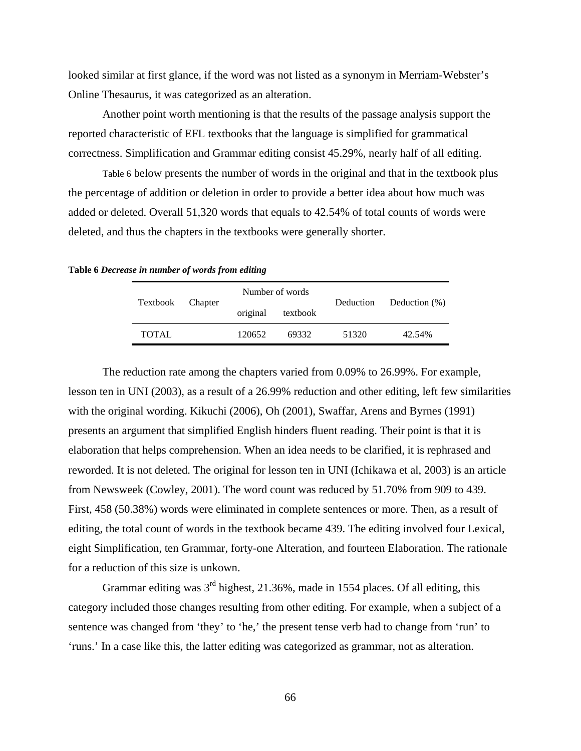looked similar at first glance, if the word was not listed as a synonym in Merriam-Webster's Online Thesaurus, it was categorized as an alteration.

Another point worth mentioning is that the results of the passage analysis support the reported characteristic of EFL textbooks that the language is simplified for grammatical correctness. Simplification and Grammar editing consist 45.29%, nearly half of all editing.

Table 6 below presents the number of words in the original and that in the textbook plus the percentage of addition or deletion in order to provide a better idea about how much was added or deleted. Overall 51,320 words that equals to 42.54% of total counts of words were deleted, and thus the chapters in the textbooks were generally shorter.

**Table 6** ***Decrease in number of words from editing***

| Textbook | Chapter | Number of words | | Deduction | Deduction (%) |
|---|---|---|---|---|---|
| | | original | textbook | | |
| TOTAL | | 120652 | 69332 | 51320 | 42.54% |

The reduction rate among the chapters varied from 0.09% to 26.99%. For example, lesson ten in UNI (2003), as a result of a 26.99% reduction and other editing, left few similarities with the original wording. Kikuchi (2006), Oh (2001), Swaffar, Arens and Byrnes (1991) presents an argument that simplified English hinders fluent reading. Their point is that it is elaboration that helps comprehension. When an idea needs to be clarified, it is rephrased and reworded. It is not deleted. The original for lesson ten in UNI (Ichikawa et al, 2003) is an article from Newsweek (Cowley, 2001). The word count was reduced by 51.70% from 909 to 439. First, 458 (50.38%) words were eliminated in complete sentences or more. Then, as a result of editing, the total count of words in the textbook became 439. The editing involved four Lexical, eight Simplification, ten Grammar, forty-one Alteration, and fourteen Elaboration. The rationale for a reduction of this size is unkown.

Grammar editing was 3rd highest, 21.36%, made in 1554 places. Of all editing, this category included those changes resulting from other editing. For example, when a subject of a sentence was changed from 'they' to 'he,' the present tense verb had to change from 'run' to 'runs.' In a case like this, the latter editing was categorized as grammar, not as alteration.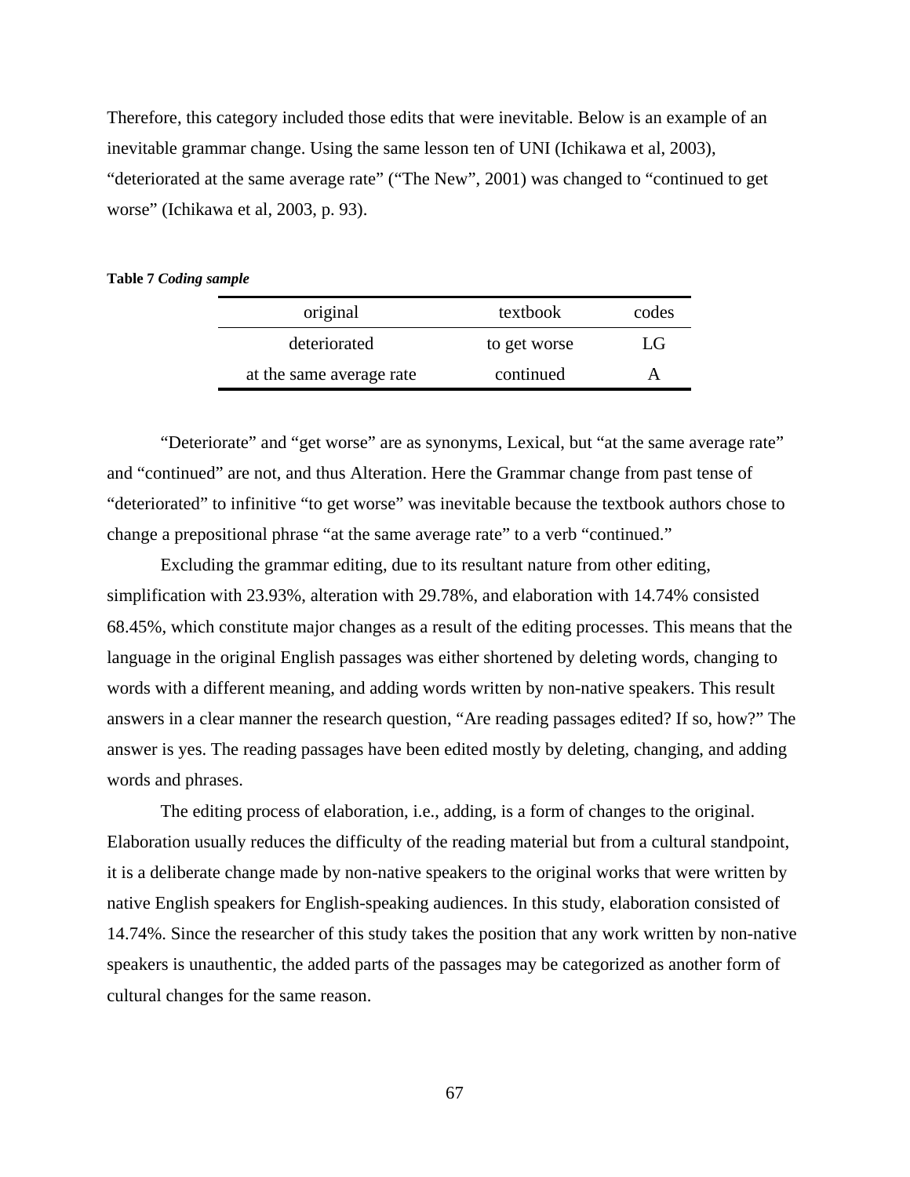Therefore, this category included those edits that were inevitable. Below is an example of an inevitable grammar change. Using the same lesson ten of UNI (Ichikawa et al, 2003), "deteriorated at the same average rate" ("The New", 2001) was changed to "continued to get worse" (Ichikawa et al, 2003, p. 93).

**Table 7** ***Coding sample***

| original | textbook | codes |
|---|---|---|
| deteriorated | to get worse | LG |
| at the same average rate | continued | A |

"Deteriorate" and "get worse" are as synonyms, Lexical, but "at the same average rate" and "continued" are not, and thus Alteration. Here the Grammar change from past tense of "deteriorated" to infinitive "to get worse" was inevitable because the textbook authors chose to change a prepositional phrase "at the same average rate" to a verb "continued."

Excluding the grammar editing, due to its resultant nature from other editing, simplification with 23.93%, alteration with 29.78%, and elaboration with 14.74% consisted 68.45%, which constitute major changes as a result of the editing processes. This means that the language in the original English passages was either shortened by deleting words, changing to words with a different meaning, and adding words written by non-native speakers. This result answers in a clear manner the research question, "Are reading passages edited? If so, how?" The answer is yes. The reading passages have been edited mostly by deleting, changing, and adding words and phrases.

The editing process of elaboration, i.e., adding, is a form of changes to the original. Elaboration usually reduces the difficulty of the reading material but from a cultural standpoint, it is a deliberate change made by non-native speakers to the original works that were written by native English speakers for English-speaking audiences. In this study, elaboration consisted of 14.74%. Since the researcher of this study takes the position that any work written by non-native speakers is unauthentic, the added parts of the passages may be categorized as another form of cultural changes for the same reason.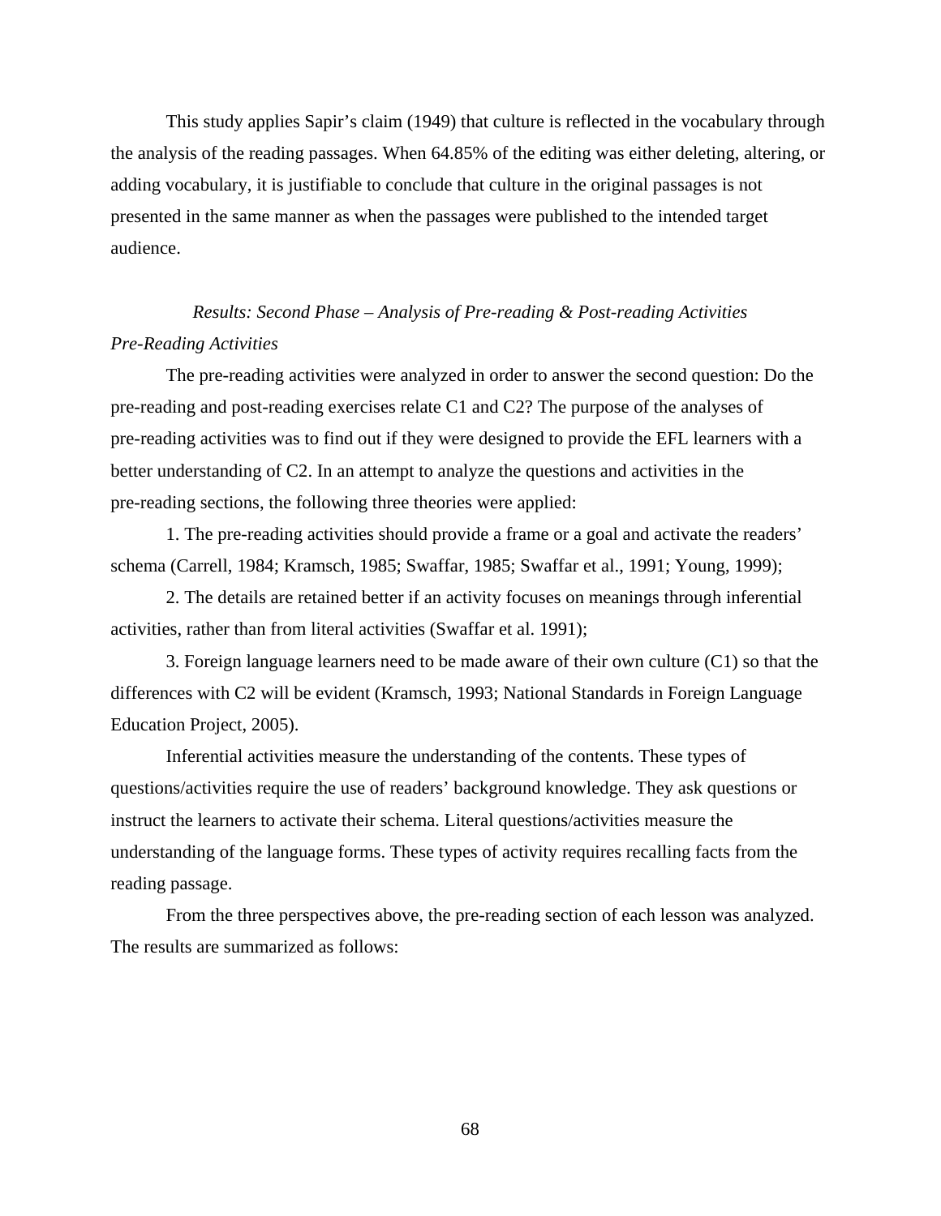This study applies Sapir's claim (1949) that culture is reflected in the vocabulary through the analysis of the reading passages. When 64.85% of the editing was either deleting, altering, or adding vocabulary, it is justifiable to conclude that culture in the original passages is not presented in the same manner as when the passages were published to the intended target audience.

### *Results: Second Phase – Analysis of Pre-reading & Post-reading Activities*

#### *Pre-Reading Activities*

The pre-reading activities were analyzed in order to answer the second question: Do the pre-reading and post-reading exercises relate C1 and C2? The purpose of the analyses of pre-reading activities was to find out if they were designed to provide the EFL learners with a better understanding of C2. In an attempt to analyze the questions and activities in the pre-reading sections, the following three theories were applied:

1. The pre-reading activities should provide a frame or a goal and activate the readers' schema (Carrell, 1984; Kramsch, 1985; Swaffar, 1985; Swaffar et al., 1991; Young, 1999);

2. The details are retained better if an activity focuses on meanings through inferential activities, rather than from literal activities (Swaffar et al. 1991);

3. Foreign language learners need to be made aware of their own culture (C1) so that the differences with C2 will be evident (Kramsch, 1993; National Standards in Foreign Language Education Project, 2005).

Inferential activities measure the understanding of the contents. These types of questions/activities require the use of readers' background knowledge. They ask questions or instruct the learners to activate their schema. Literal questions/activities measure the understanding of the language forms. These types of activity requires recalling facts from the reading passage.

From the three perspectives above, the pre-reading section of each lesson was analyzed. The results are summarized as follows: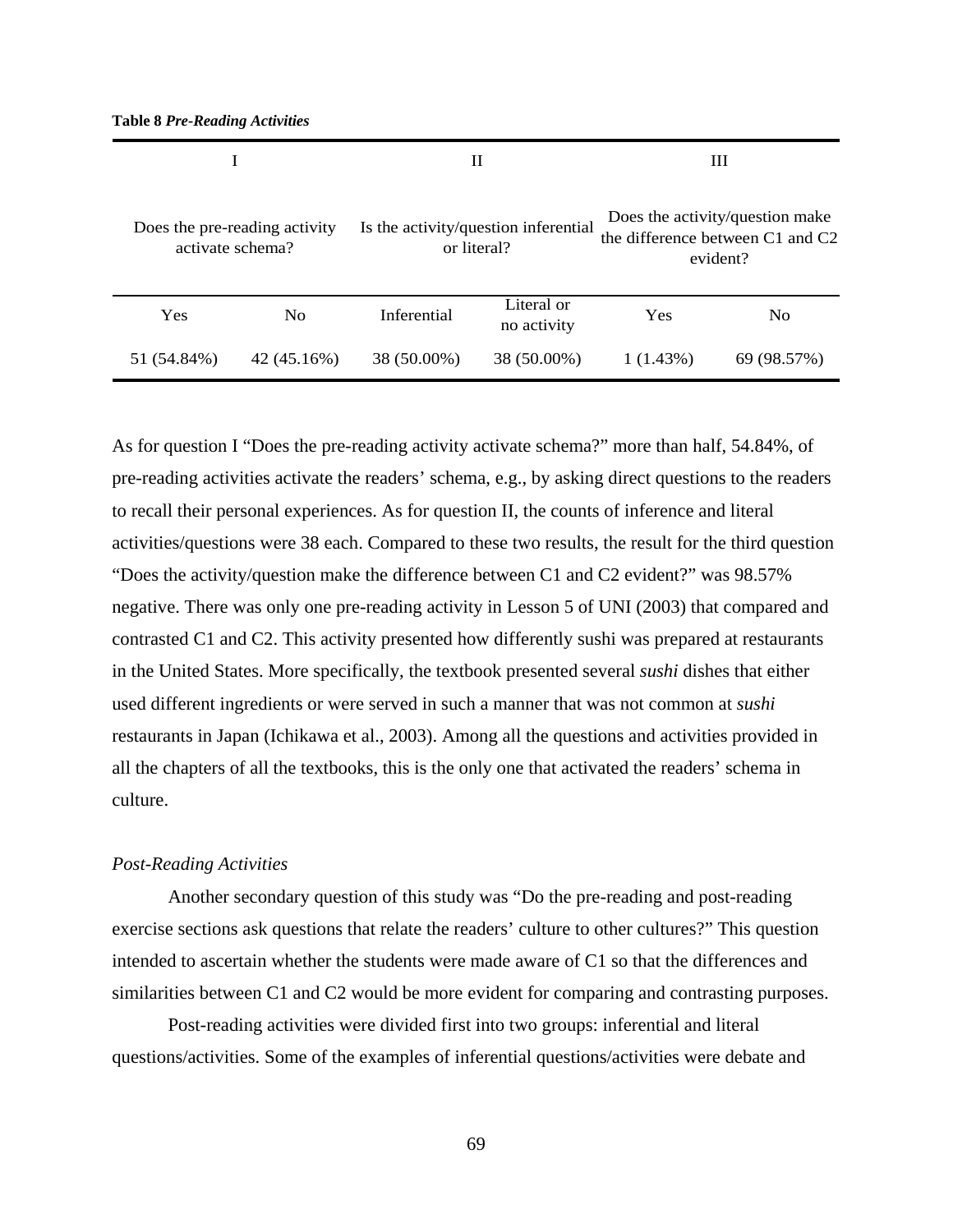**Table 8** ***Pre-Reading Activities***

| I | | II | | III | |
|---|---|---|---|---|---|
| Does the pre-reading activity activate schema? | | Is the activity/question inferential or literal? | | Does the activity/question make the difference between C1 and C2 evident? | |
| Yes | No | Inferential | Literal or no activity | Yes | No |
| 51 (54.84%) | 42 (45.16%) | 38 (50.00%) | 38 (50.00%) | 1 (1.43%) | 69 (98.57%) |

As for question I "Does the pre-reading activity activate schema?" more than half, 54.84%, of pre-reading activities activate the readers' schema, e.g., by asking direct questions to the readers to recall their personal experiences. As for question II, the counts of inference and literal activities/questions were 38 each. Compared to these two results, the result for the third question "Does the activity/question make the difference between C1 and C2 evident?" was 98.57% negative. There was only one pre-reading activity in Lesson 5 of UNI (2003) that compared and contrasted C1 and C2. This activity presented how differently sushi was prepared at restaurants in the United States. More specifically, the textbook presented several *sushi* dishes that either used different ingredients or were served in such a manner that was not common at *sushi* restaurants in Japan (Ichikawa et al., 2003). Among all the questions and activities provided in all the chapters of all the textbooks, this is the only one that activated the readers' schema in culture.

*Post-Reading Activities*

Another secondary question of this study was "Do the pre-reading and post-reading exercise sections ask questions that relate the readers' culture to other cultures?" This question intended to ascertain whether the students were made aware of C1 so that the differences and similarities between C1 and C2 would be more evident for comparing and contrasting purposes.

Post-reading activities were divided first into two groups: inferential and literal questions/activities. Some of the examples of inferential questions/activities were debate and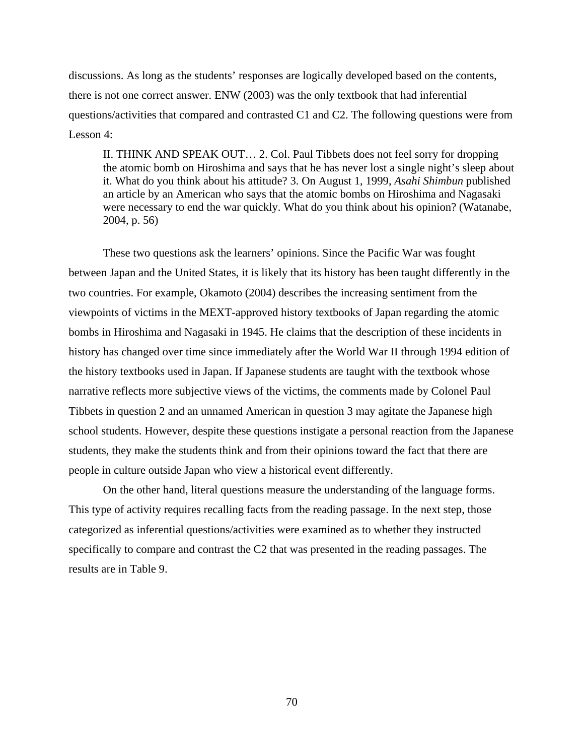discussions. As long as the students' responses are logically developed based on the contents, there is not one correct answer. ENW (2003) was the only textbook that had inferential questions/activities that compared and contrasted C1 and C2. The following questions were from Lesson 4:

> II. THINK AND SPEAK OUT… 2. Col. Paul Tibbets does not feel sorry for dropping the atomic bomb on Hiroshima and says that he has never lost a single night's sleep about it. What do you think about his attitude? 3. On August 1, 1999, *Asahi Shimbun* published an article by an American who says that the atomic bombs on Hiroshima and Nagasaki were necessary to end the war quickly. What do you think about his opinion? (Watanabe, 2004, p. 56)

These two questions ask the learners' opinions. Since the Pacific War was fought between Japan and the United States, it is likely that its history has been taught differently in the two countries. For example, Okamoto (2004) describes the increasing sentiment from the viewpoints of victims in the MEXT-approved history textbooks of Japan regarding the atomic bombs in Hiroshima and Nagasaki in 1945. He claims that the description of these incidents in history has changed over time since immediately after the World War II through 1994 edition of the history textbooks used in Japan. If Japanese students are taught with the textbook whose narrative reflects more subjective views of the victims, the comments made by Colonel Paul Tibbets in question 2 and an unnamed American in question 3 may agitate the Japanese high school students. However, despite these questions instigate a personal reaction from the Japanese students, they make the students think and from their opinions toward the fact that there are people in culture outside Japan who view a historical event differently.

On the other hand, literal questions measure the understanding of the language forms. This type of activity requires recalling facts from the reading passage. In the next step, those categorized as inferential questions/activities were examined as to whether they instructed specifically to compare and contrast the C2 that was presented in the reading passages. The results are in Table 9.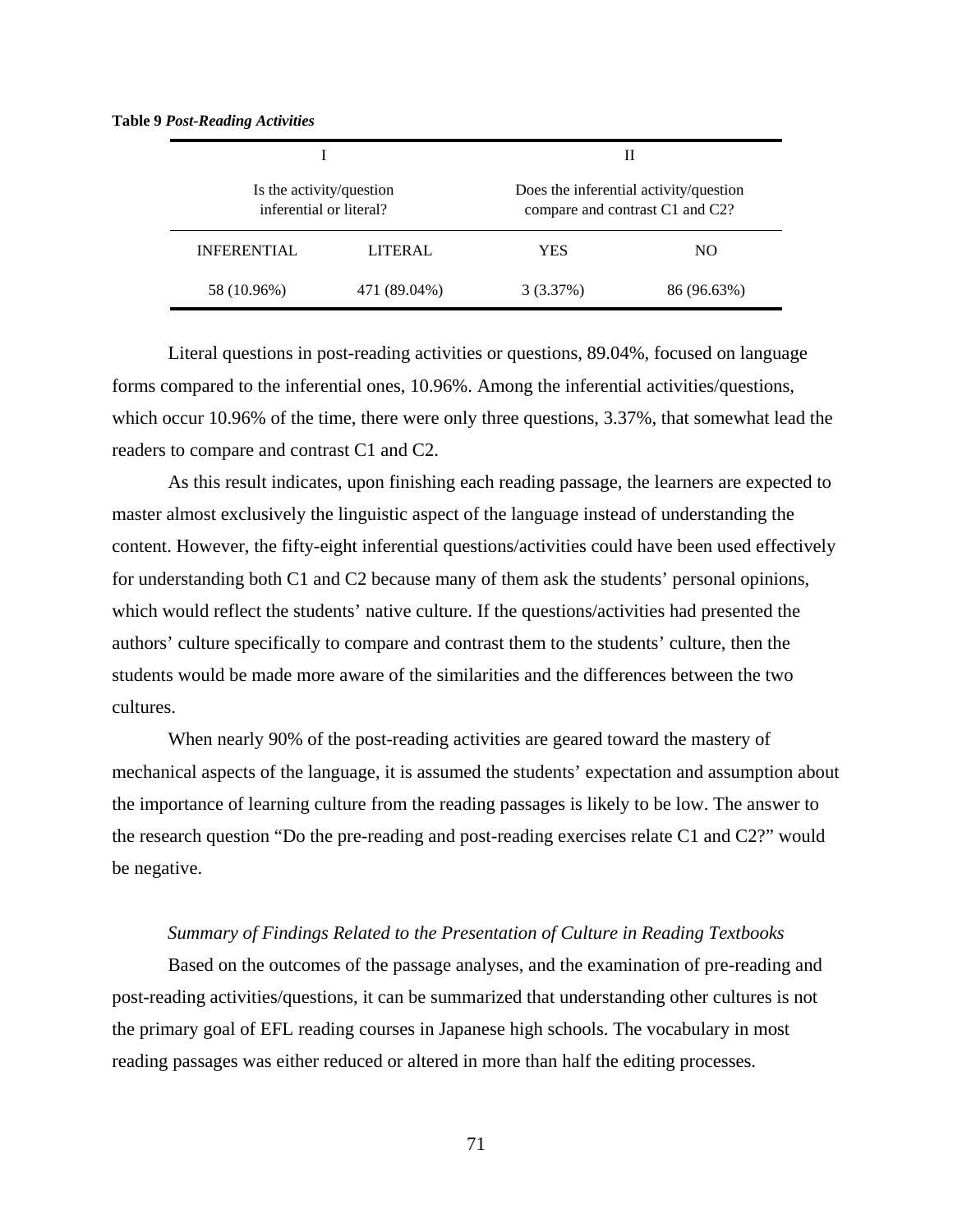**Table 9** ***Post-Reading Activities***

| I | | II | |
|---|---|---|---|
| Is the activity/question inferential or literal? | | Does the inferential activity/question compare and contrast C1 and C2? | |
| INFERENTIAL | LITERAL | YES | NO |
| 58 (10.96%) | 471 (89.04%) | 3 (3.37%) | 86 (96.63%) |

Literal questions in post-reading activities or questions, 89.04%, focused on language forms compared to the inferential ones, 10.96%. Among the inferential activities/questions, which occur 10.96% of the time, there were only three questions, 3.37%, that somewhat lead the readers to compare and contrast C1 and C2.

As this result indicates, upon finishing each reading passage, the learners are expected to master almost exclusively the linguistic aspect of the language instead of understanding the content. However, the fifty-eight inferential questions/activities could have been used effectively for understanding both C1 and C2 because many of them ask the students' personal opinions, which would reflect the students' native culture. If the questions/activities had presented the authors' culture specifically to compare and contrast them to the students' culture, then the students would be made more aware of the similarities and the differences between the two cultures.

When nearly 90% of the post-reading activities are geared toward the mastery of mechanical aspects of the language, it is assumed the students' expectation and assumption about the importance of learning culture from the reading passages is likely to be low. The answer to the research question "Do the pre-reading and post-reading exercises relate C1 and C2?" would be negative.

*Summary of Findings Related to the Presentation of Culture in Reading Textbooks*

Based on the outcomes of the passage analyses, and the examination of pre-reading and post-reading activities/questions, it can be summarized that understanding other cultures is not the primary goal of EFL reading courses in Japanese high schools. The vocabulary in most reading passages was either reduced or altered in more than half the editing processes.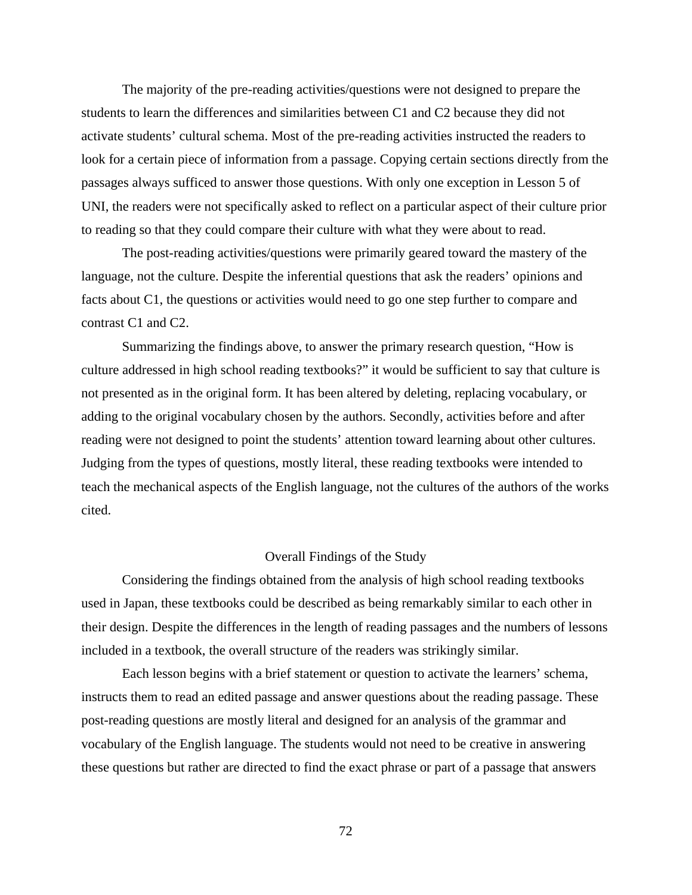The majority of the pre-reading activities/questions were not designed to prepare the students to learn the differences and similarities between C1 and C2 because they did not activate students' cultural schema. Most of the pre-reading activities instructed the readers to look for a certain piece of information from a passage. Copying certain sections directly from the passages always sufficed to answer those questions. With only one exception in Lesson 5 of UNI, the readers were not specifically asked to reflect on a particular aspect of their culture prior to reading so that they could compare their culture with what they were about to read.

The post-reading activities/questions were primarily geared toward the mastery of the language, not the culture. Despite the inferential questions that ask the readers' opinions and facts about C1, the questions or activities would need to go one step further to compare and contrast C1 and C2.

Summarizing the findings above, to answer the primary research question, "How is culture addressed in high school reading textbooks?" it would be sufficient to say that culture is not presented as in the original form. It has been altered by deleting, replacing vocabulary, or adding to the original vocabulary chosen by the authors. Secondly, activities before and after reading were not designed to point the students' attention toward learning about other cultures. Judging from the types of questions, mostly literal, these reading textbooks were intended to teach the mechanical aspects of the English language, not the cultures of the authors of the works cited.

## Overall Findings of the Study

Considering the findings obtained from the analysis of high school reading textbooks used in Japan, these textbooks could be described as being remarkably similar to each other in their design. Despite the differences in the length of reading passages and the numbers of lessons included in a textbook, the overall structure of the readers was strikingly similar.

Each lesson begins with a brief statement or question to activate the learners' schema, instructs them to read an edited passage and answer questions about the reading passage. These post-reading questions are mostly literal and designed for an analysis of the grammar and vocabulary of the English language. The students would not need to be creative in answering these questions but rather are directed to find the exact phrase or part of a passage that answers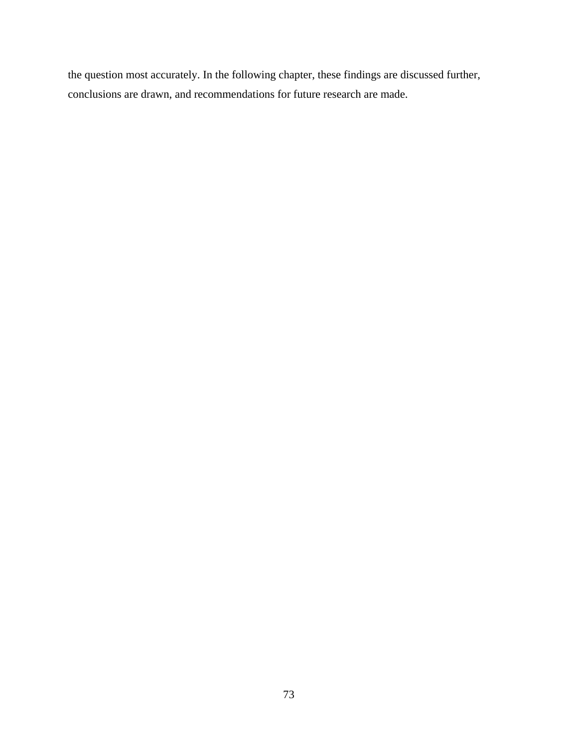the question most accurately. In the following chapter, these findings are discussed further, conclusions are drawn, and recommendations for future research are made.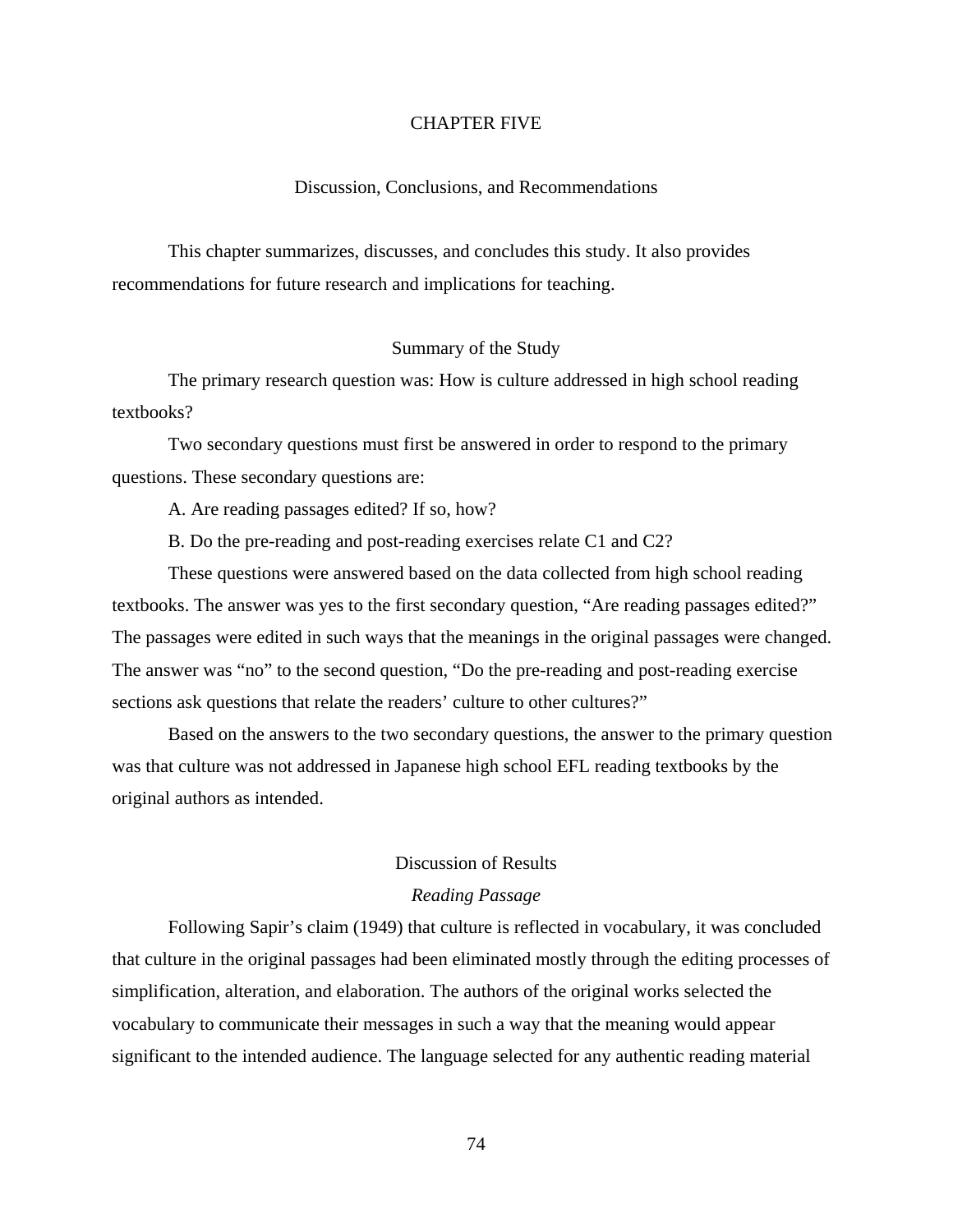# CHAPTER FIVE

## Discussion, Conclusions, and Recommendations

This chapter summarizes, discusses, and concludes this study. It also provides recommendations for future research and implications for teaching.

### Summary of the Study

The primary research question was: How is culture addressed in high school reading textbooks?

Two secondary questions must first be answered in order to respond to the primary questions. These secondary questions are:

A. Are reading passages edited? If so, how?

B. Do the pre-reading and post-reading exercises relate C1 and C2?

These questions were answered based on the data collected from high school reading textbooks. The answer was yes to the first secondary question, "Are reading passages edited?" The passages were edited in such ways that the meanings in the original passages were changed. The answer was "no" to the second question, "Do the pre-reading and post-reading exercise sections ask questions that relate the readers' culture to other cultures?"

Based on the answers to the two secondary questions, the answer to the primary question was that culture was not addressed in Japanese high school EFL reading textbooks by the original authors as intended.

### Discussion of Results

#### *Reading Passage*

Following Sapir's claim (1949) that culture is reflected in vocabulary, it was concluded that culture in the original passages had been eliminated mostly through the editing processes of simplification, alteration, and elaboration. The authors of the original works selected the vocabulary to communicate their messages in such a way that the meaning would appear significant to the intended audience. The language selected for any authentic reading material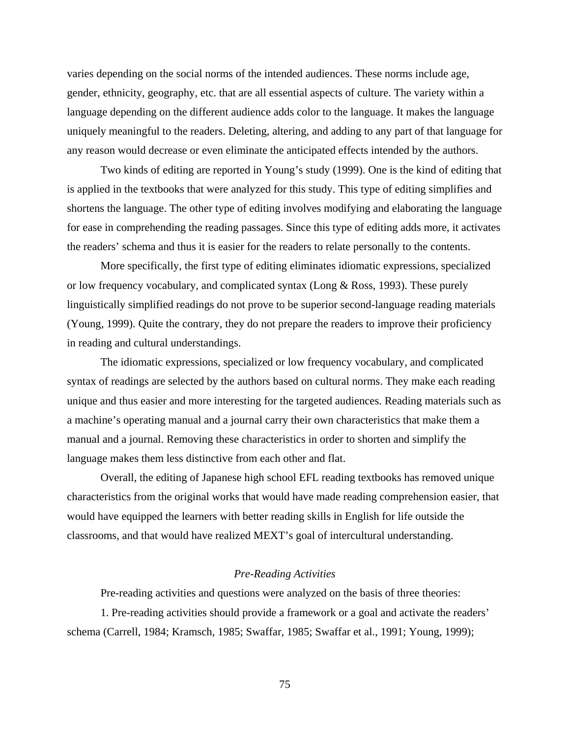varies depending on the social norms of the intended audiences. These norms include age, gender, ethnicity, geography, etc. that are all essential aspects of culture. The variety within a language depending on the different audience adds color to the language. It makes the language uniquely meaningful to the readers. Deleting, altering, and adding to any part of that language for any reason would decrease or even eliminate the anticipated effects intended by the authors.

Two kinds of editing are reported in Young's study (1999). One is the kind of editing that is applied in the textbooks that were analyzed for this study. This type of editing simplifies and shortens the language. The other type of editing involves modifying and elaborating the language for ease in comprehending the reading passages. Since this type of editing adds more, it activates the readers' schema and thus it is easier for the readers to relate personally to the contents.

More specifically, the first type of editing eliminates idiomatic expressions, specialized or low frequency vocabulary, and complicated syntax (Long & Ross, 1993). These purely linguistically simplified readings do not prove to be superior second-language reading materials (Young, 1999). Quite the contrary, they do not prepare the readers to improve their proficiency in reading and cultural understandings.

The idiomatic expressions, specialized or low frequency vocabulary, and complicated syntax of readings are selected by the authors based on cultural norms. They make each reading unique and thus easier and more interesting for the targeted audiences. Reading materials such as a machine's operating manual and a journal carry their own characteristics that make them a manual and a journal. Removing these characteristics in order to shorten and simplify the language makes them less distinctive from each other and flat.

Overall, the editing of Japanese high school EFL reading textbooks has removed unique characteristics from the original works that would have made reading comprehension easier, that would have equipped the learners with better reading skills in English for life outside the classrooms, and that would have realized MEXT's goal of intercultural understanding.

### *Pre-Reading Activities*

Pre-reading activities and questions were analyzed on the basis of three theories:

1. Pre-reading activities should provide a framework or a goal and activate the readers' schema (Carrell, 1984; Kramsch, 1985; Swaffar, 1985; Swaffar et al., 1991; Young, 1999);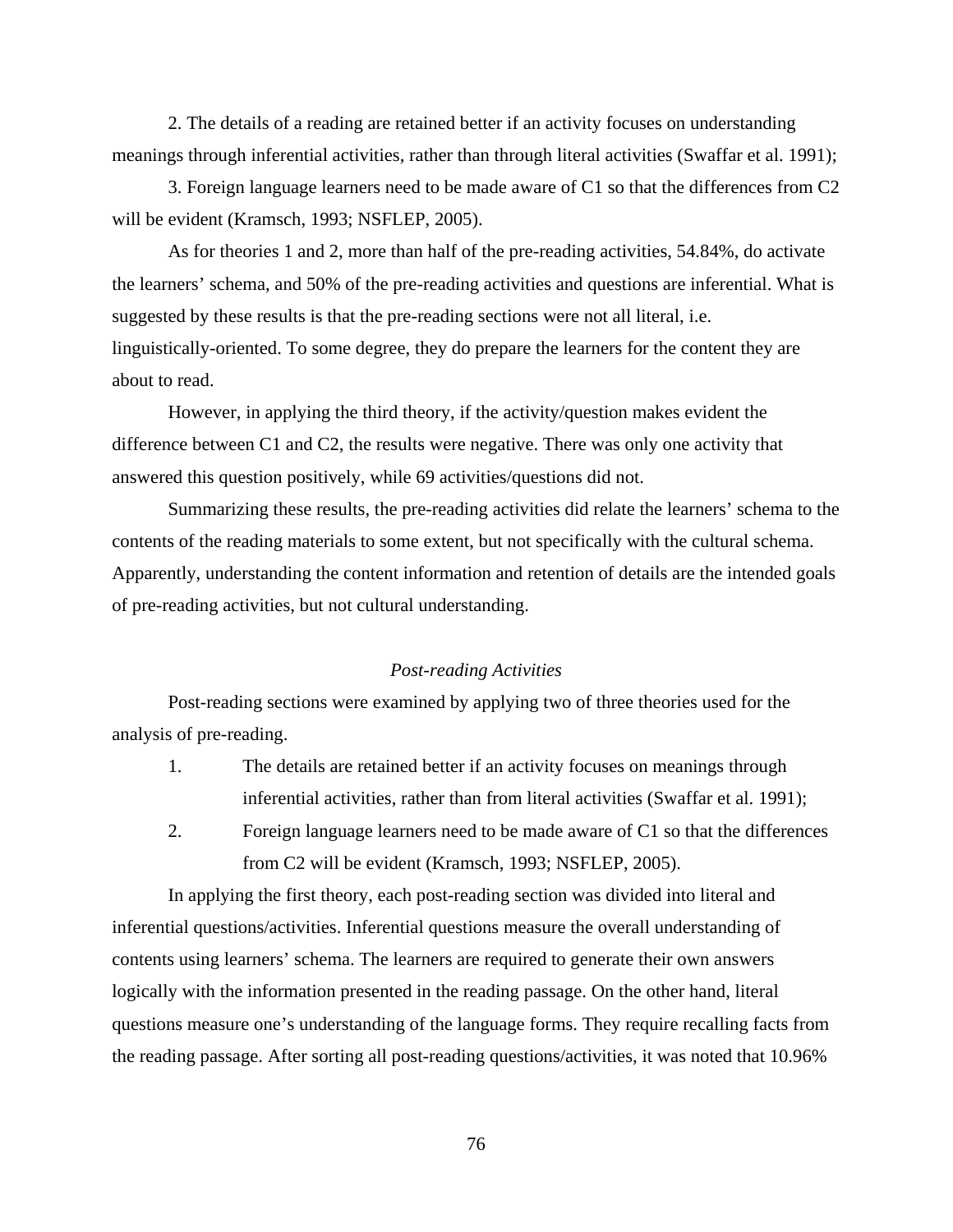2. The details of a reading are retained better if an activity focuses on understanding meanings through inferential activities, rather than through literal activities (Swaffar et al. 1991);

3. Foreign language learners need to be made aware of C1 so that the differences from C2 will be evident (Kramsch, 1993; NSFLEP, 2005).

As for theories 1 and 2, more than half of the pre-reading activities, 54.84%, do activate the learners' schema, and 50% of the pre-reading activities and questions are inferential. What is suggested by these results is that the pre-reading sections were not all literal, i.e. linguistically-oriented. To some degree, they do prepare the learners for the content they are about to read.

However, in applying the third theory, if the activity/question makes evident the difference between C1 and C2, the results were negative. There was only one activity that answered this question positively, while 69 activities/questions did not.

Summarizing these results, the pre-reading activities did relate the learners' schema to the contents of the reading materials to some extent, but not specifically with the cultural schema. Apparently, understanding the content information and retention of details are the intended goals of pre-reading activities, but not cultural understanding.

### *Post-reading Activities*

Post-reading sections were examined by applying two of three theories used for the analysis of pre-reading.

1. The details are retained better if an activity focuses on meanings through inferential activities, rather than from literal activities (Swaffar et al. 1991);
2. Foreign language learners need to be made aware of C1 so that the differences from C2 will be evident (Kramsch, 1993; NSFLEP, 2005).

In applying the first theory, each post-reading section was divided into literal and inferential questions/activities. Inferential questions measure the overall understanding of contents using learners' schema. The learners are required to generate their own answers logically with the information presented in the reading passage. On the other hand, literal questions measure one's understanding of the language forms. They require recalling facts from the reading passage. After sorting all post-reading questions/activities, it was noted that 10.96%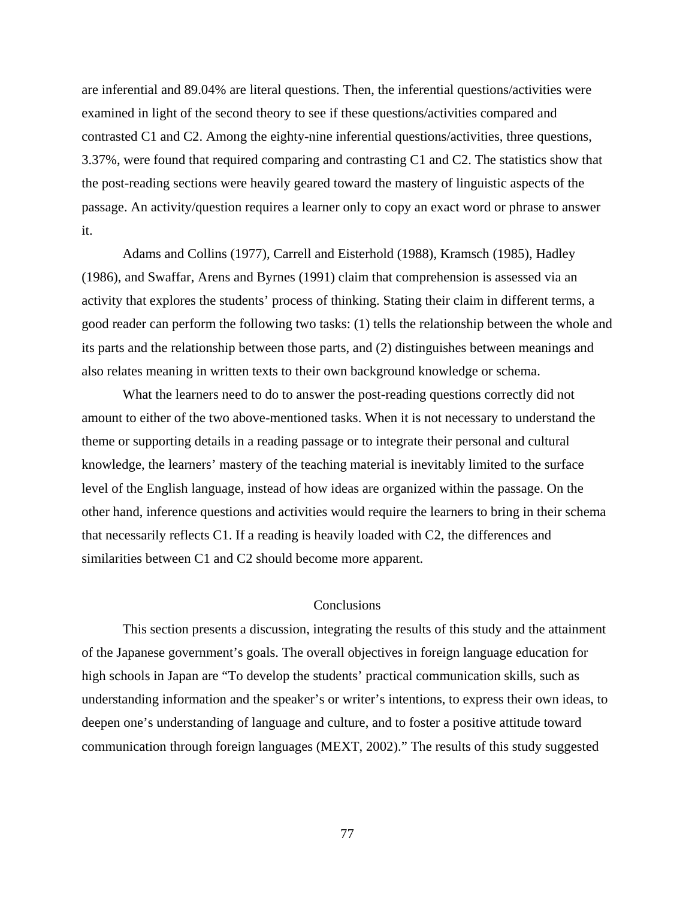are inferential and 89.04% are literal questions. Then, the inferential questions/activities were examined in light of the second theory to see if these questions/activities compared and contrasted C1 and C2. Among the eighty-nine inferential questions/activities, three questions, 3.37%, were found that required comparing and contrasting C1 and C2. The statistics show that the post-reading sections were heavily geared toward the mastery of linguistic aspects of the passage. An activity/question requires a learner only to copy an exact word or phrase to answer it.

Adams and Collins (1977), Carrell and Eisterhold (1988), Kramsch (1985), Hadley (1986), and Swaffar, Arens and Byrnes (1991) claim that comprehension is assessed via an activity that explores the students' process of thinking. Stating their claim in different terms, a good reader can perform the following two tasks: (1) tells the relationship between the whole and its parts and the relationship between those parts, and (2) distinguishes between meanings and also relates meaning in written texts to their own background knowledge or schema.

What the learners need to do to answer the post-reading questions correctly did not amount to either of the two above-mentioned tasks. When it is not necessary to understand the theme or supporting details in a reading passage or to integrate their personal and cultural knowledge, the learners' mastery of the teaching material is inevitably limited to the surface level of the English language, instead of how ideas are organized within the passage. On the other hand, inference questions and activities would require the learners to bring in their schema that necessarily reflects C1. If a reading is heavily loaded with C2, the differences and similarities between C1 and C2 should become more apparent.

## Conclusions

This section presents a discussion, integrating the results of this study and the attainment of the Japanese government's goals. The overall objectives in foreign language education for high schools in Japan are "To develop the students' practical communication skills, such as understanding information and the speaker's or writer's intentions, to express their own ideas, to deepen one's understanding of language and culture, and to foster a positive attitude toward communication through foreign languages (MEXT, 2002)." The results of this study suggested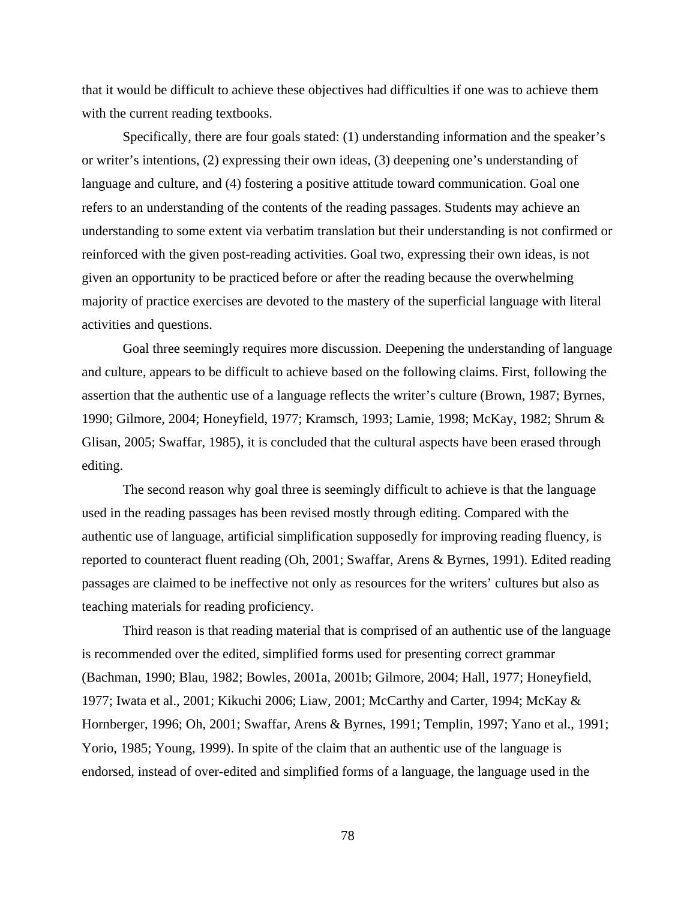that it would be difficult to achieve these objectives had difficulties if one was to achieve them with the current reading textbooks.

Specifically, there are four goals stated: (1) understanding information and the speaker's or writer's intentions, (2) expressing their own ideas, (3) deepening one's understanding of language and culture, and (4) fostering a positive attitude toward communication. Goal one refers to an understanding of the contents of the reading passages. Students may achieve an understanding to some extent via verbatim translation but their understanding is not confirmed or reinforced with the given post-reading activities. Goal two, expressing their own ideas, is not given an opportunity to be practiced before or after the reading because the overwhelming majority of practice exercises are devoted to the mastery of the superficial language with literal activities and questions.

Goal three seemingly requires more discussion. Deepening the understanding of language and culture, appears to be difficult to achieve based on the following claims. First, following the assertion that the authentic use of a language reflects the writer's culture (Brown, 1987; Byrnes, 1990; Gilmore, 2004; Honeyfield, 1977; Kramsch, 1993; Lamie, 1998; McKay, 1982; Shrum & Glisan, 2005; Swaffar, 1985), it is concluded that the cultural aspects have been erased through editing.

The second reason why goal three is seemingly difficult to achieve is that the language used in the reading passages has been revised mostly through editing. Compared with the authentic use of language, artificial simplification supposedly for improving reading fluency, is reported to counteract fluent reading (Oh, 2001; Swaffar, Arens & Byrnes, 1991). Edited reading passages are claimed to be ineffective not only as resources for the writers' cultures but also as teaching materials for reading proficiency.

Third reason is that reading material that is comprised of an authentic use of the language is recommended over the edited, simplified forms used for presenting correct grammar (Bachman, 1990; Blau, 1982; Bowles, 2001a, 2001b; Gilmore, 2004; Hall, 1977; Honeyfield, 1977; Iwata et al., 2001; Kikuchi 2006; Liaw, 2001; McCarthy and Carter, 1994; McKay & Hornberger, 1996; Oh, 2001; Swaffar, Arens & Byrnes, 1991; Templin, 1997; Yano et al., 1991; Yorio, 1985; Young, 1999). In spite of the claim that an authentic use of the language is endorsed, instead of over-edited and simplified forms of a language, the language used in the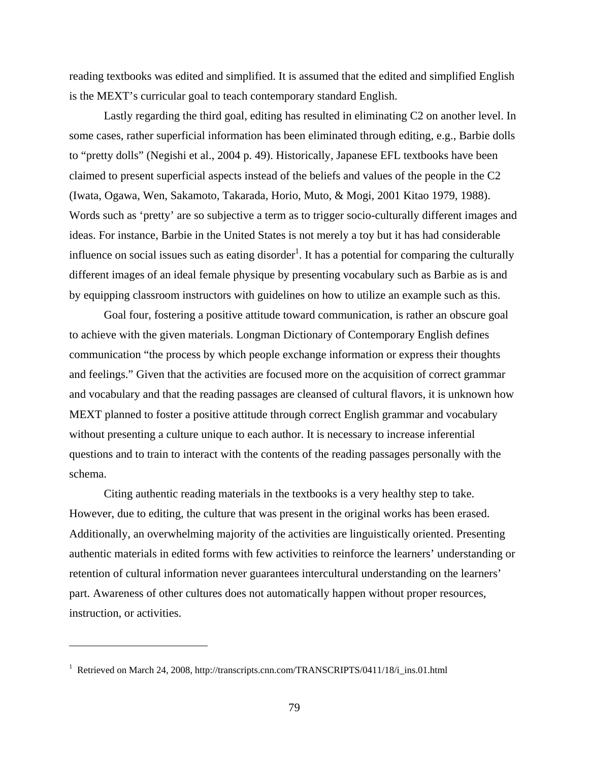reading textbooks was edited and simplified. It is assumed that the edited and simplified English is the MEXT's curricular goal to teach contemporary standard English.

Lastly regarding the third goal, editing has resulted in eliminating C2 on another level. In some cases, rather superficial information has been eliminated through editing, e.g., Barbie dolls to "pretty dolls" (Negishi et al., 2004 p. 49). Historically, Japanese EFL textbooks have been claimed to present superficial aspects instead of the beliefs and values of the people in the C2 (Iwata, Ogawa, Wen, Sakamoto, Takarada, Horio, Muto, & Mogi, 2001 Kitao 1979, 1988). Words such as 'pretty' are so subjective a term as to trigger socio-culturally different images and ideas. For instance, Barbie in the United States is not merely a toy but it has had considerable influence on social issues such as eating disorder[1]. It has a potential for comparing the culturally different images of an ideal female physique by presenting vocabulary such as Barbie as is and by equipping classroom instructors with guidelines on how to utilize an example such as this.

Goal four, fostering a positive attitude toward communication, is rather an obscure goal to achieve with the given materials. Longman Dictionary of Contemporary English defines communication "the process by which people exchange information or express their thoughts and feelings." Given that the activities are focused more on the acquisition of correct grammar and vocabulary and that the reading passages are cleansed of cultural flavors, it is unknown how MEXT planned to foster a positive attitude through correct English grammar and vocabulary without presenting a culture unique to each author. It is necessary to increase inferential questions and to train to interact with the contents of the reading passages personally with the schema.

Citing authentic reading materials in the textbooks is a very healthy step to take. However, due to editing, the culture that was present in the original works has been erased. Additionally, an overwhelming majority of the activities are linguistically oriented. Presenting authentic materials in edited forms with few activities to reinforce the learners' understanding or retention of cultural information never guarantees intercultural understanding on the learners' part. Awareness of other cultures does not automatically happen without proper resources, instruction, or activities.

---

[1] Retrieved on March 24, 2008, http://transcripts.cnn.com/TRANSCRIPTS/0411/18/i_ins.01.html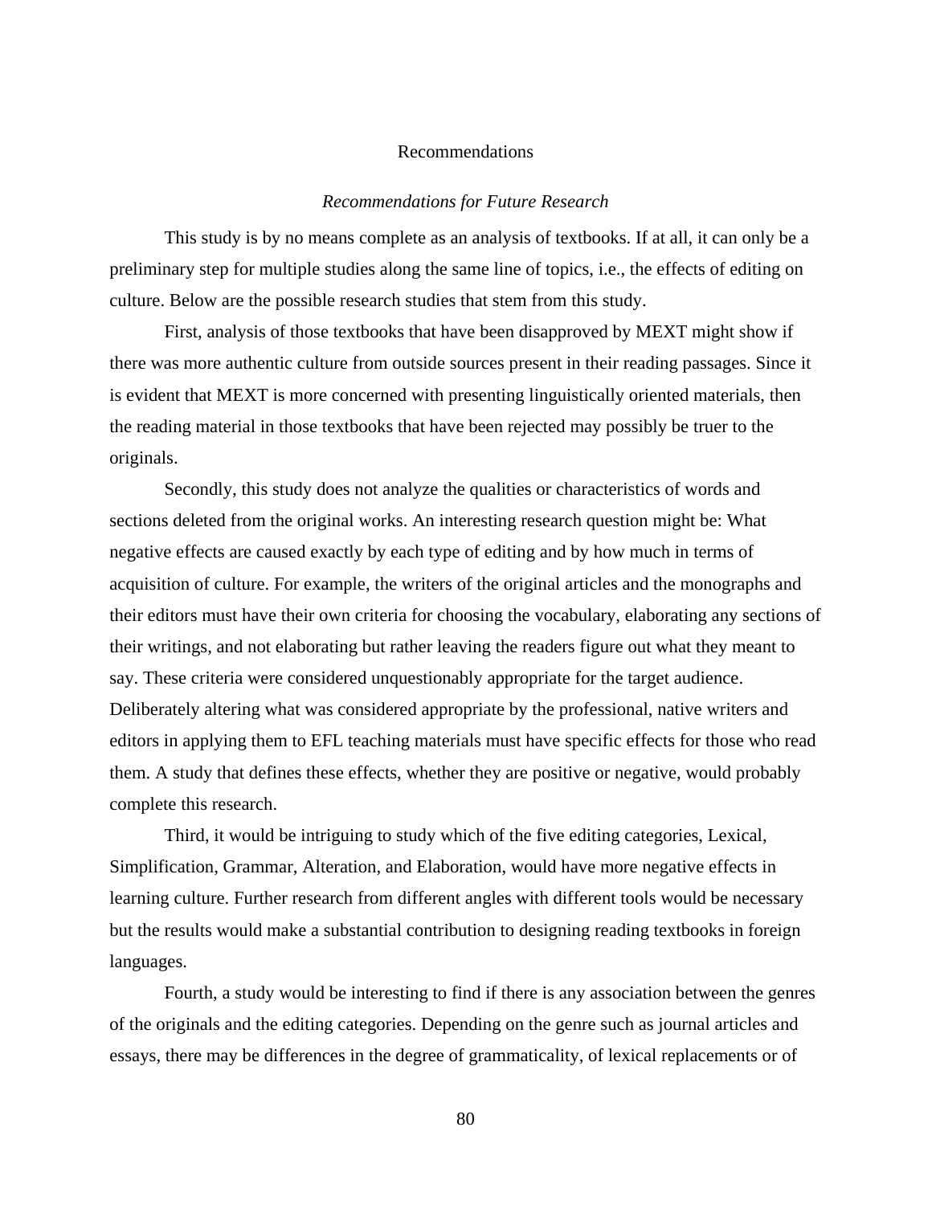## Recommendations

### *Recommendations for Future Research*

This study is by no means complete as an analysis of textbooks. If at all, it can only be a preliminary step for multiple studies along the same line of topics, i.e., the effects of editing on culture. Below are the possible research studies that stem from this study.

First, analysis of those textbooks that have been disapproved by MEXT might show if there was more authentic culture from outside sources present in their reading passages. Since it is evident that MEXT is more concerned with presenting linguistically oriented materials, then the reading material in those textbooks that have been rejected may possibly be truer to the originals.

Secondly, this study does not analyze the qualities or characteristics of words and sections deleted from the original works. An interesting research question might be: What negative effects are caused exactly by each type of editing and by how much in terms of acquisition of culture. For example, the writers of the original articles and the monographs and their editors must have their own criteria for choosing the vocabulary, elaborating any sections of their writings, and not elaborating but rather leaving the readers figure out what they meant to say. These criteria were considered unquestionably appropriate for the target audience. Deliberately altering what was considered appropriate by the professional, native writers and editors in applying them to EFL teaching materials must have specific effects for those who read them. A study that defines these effects, whether they are positive or negative, would probably complete this research.

Third, it would be intriguing to study which of the five editing categories, Lexical, Simplification, Grammar, Alteration, and Elaboration, would have more negative effects in learning culture. Further research from different angles with different tools would be necessary but the results would make a substantial contribution to designing reading textbooks in foreign languages.

Fourth, a study would be interesting to find if there is any association between the genres of the originals and the editing categories. Depending on the genre such as journal articles and essays, there may be differences in the degree of grammaticality, of lexical replacements or of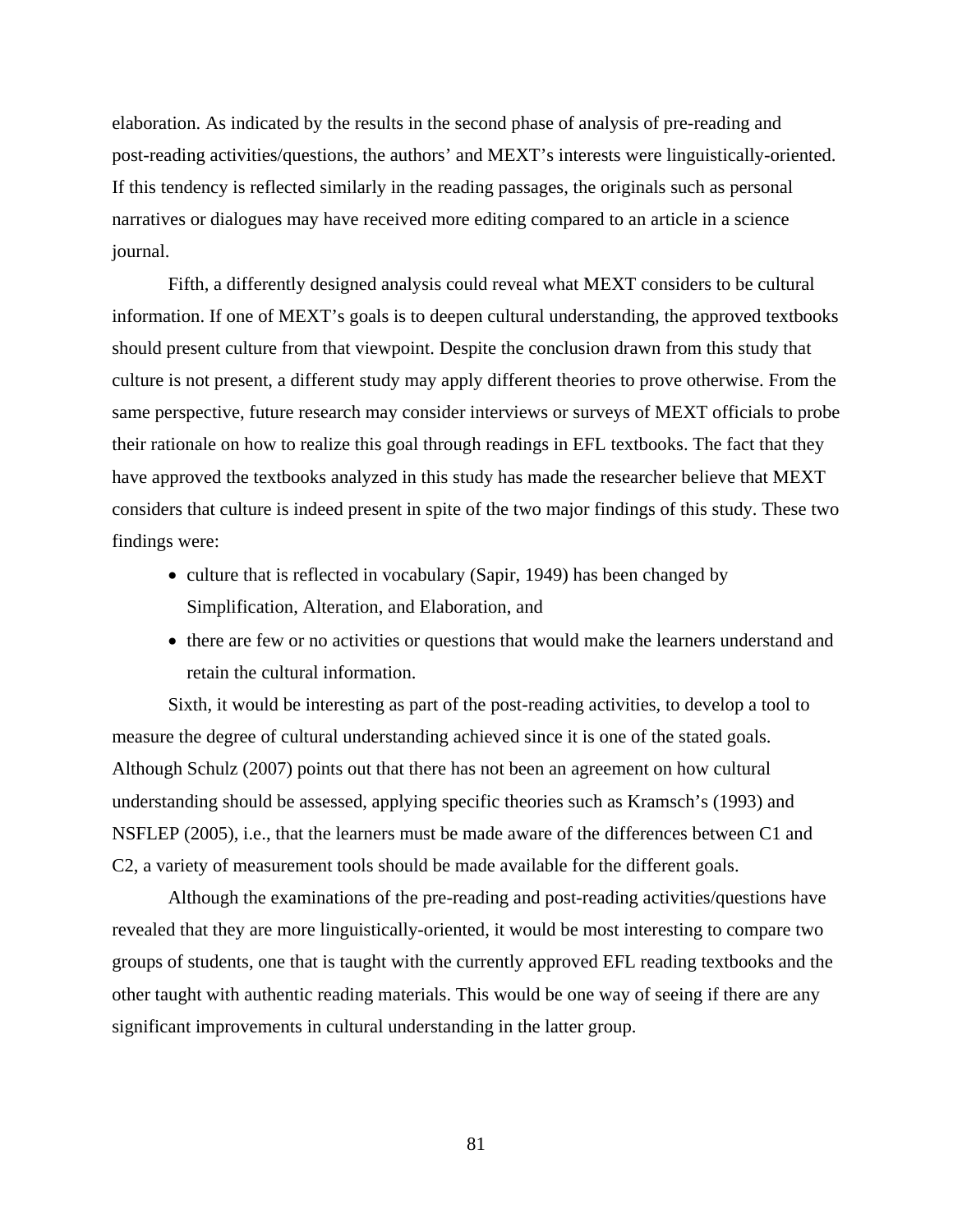elaboration. As indicated by the results in the second phase of analysis of pre-reading and post-reading activities/questions, the authors' and MEXT's interests were linguistically-oriented. If this tendency is reflected similarly in the reading passages, the originals such as personal narratives or dialogues may have received more editing compared to an article in a science journal.

Fifth, a differently designed analysis could reveal what MEXT considers to be cultural information. If one of MEXT's goals is to deepen cultural understanding, the approved textbooks should present culture from that viewpoint. Despite the conclusion drawn from this study that culture is not present, a different study may apply different theories to prove otherwise. From the same perspective, future research may consider interviews or surveys of MEXT officials to probe their rationale on how to realize this goal through readings in EFL textbooks. The fact that they have approved the textbooks analyzed in this study has made the researcher believe that MEXT considers that culture is indeed present in spite of the two major findings of this study. These two findings were:

- culture that is reflected in vocabulary (Sapir, 1949) has been changed by Simplification, Alteration, and Elaboration, and
- there are few or no activities or questions that would make the learners understand and retain the cultural information.

Sixth, it would be interesting as part of the post-reading activities, to develop a tool to measure the degree of cultural understanding achieved since it is one of the stated goals. Although Schulz (2007) points out that there has not been an agreement on how cultural understanding should be assessed, applying specific theories such as Kramsch's (1993) and NSFLEP (2005), i.e., that the learners must be made aware of the differences between C1 and C2, a variety of measurement tools should be made available for the different goals.

Although the examinations of the pre-reading and post-reading activities/questions have revealed that they are more linguistically-oriented, it would be most interesting to compare two groups of students, one that is taught with the currently approved EFL reading textbooks and the other taught with authentic reading materials. This would be one way of seeing if there are any significant improvements in cultural understanding in the latter group.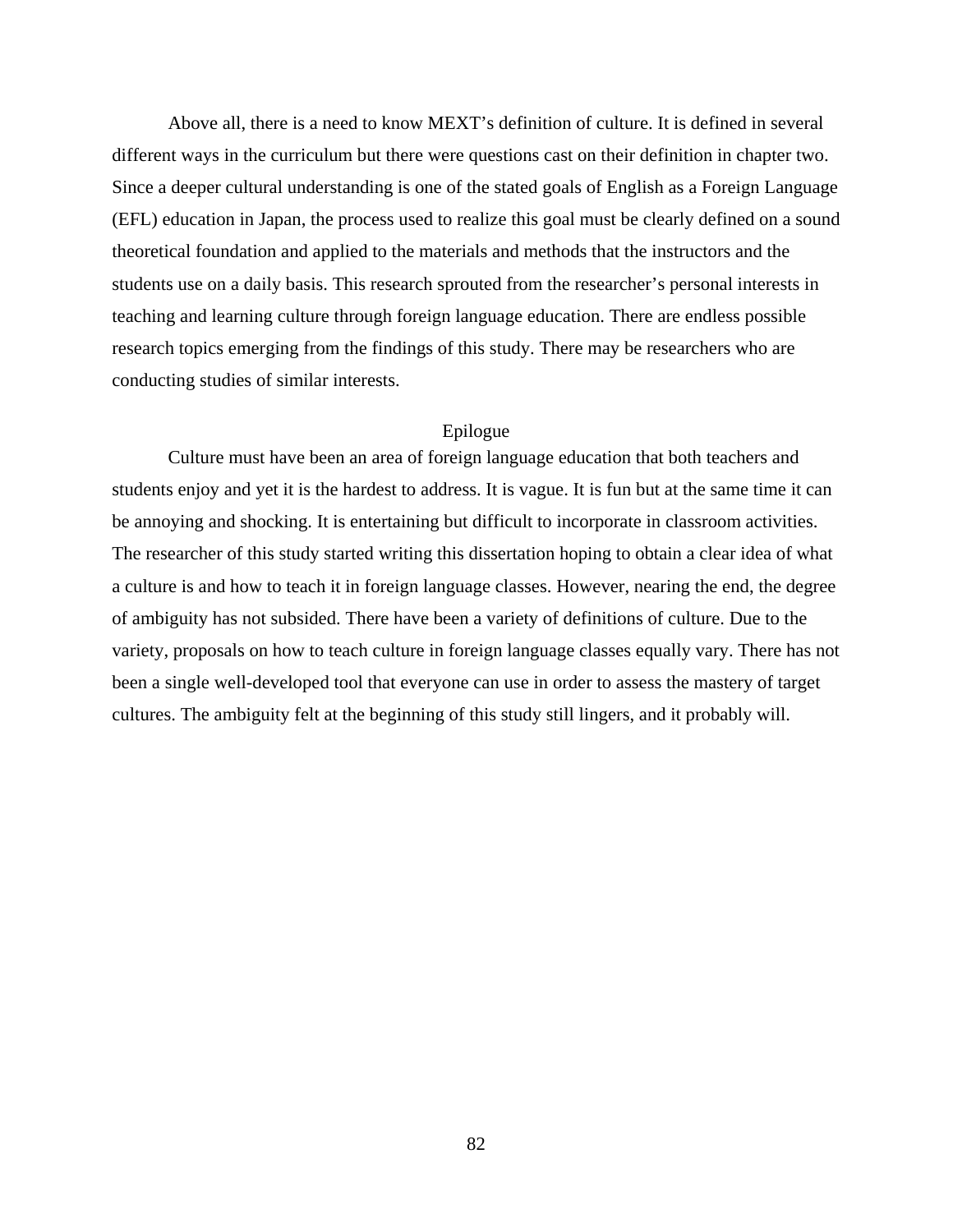Above all, there is a need to know MEXT’s definition of culture. It is defined in several different ways in the curriculum but there were questions cast on their definition in chapter two. Since a deeper cultural understanding is one of the stated goals of English as a Foreign Language (EFL) education in Japan, the process used to realize this goal must be clearly defined on a sound theoretical foundation and applied to the materials and methods that the instructors and the students use on a daily basis. This research sprouted from the researcher’s personal interests in teaching and learning culture through foreign language education. There are endless possible research topics emerging from the findings of this study. There may be researchers who are conducting studies of similar interests.

## Epilogue

Culture must have been an area of foreign language education that both teachers and students enjoy and yet it is the hardest to address. It is vague. It is fun but at the same time it can be annoying and shocking. It is entertaining but difficult to incorporate in classroom activities. The researcher of this study started writing this dissertation hoping to obtain a clear idea of what a culture is and how to teach it in foreign language classes. However, nearing the end, the degree of ambiguity has not subsided. There have been a variety of definitions of culture. Due to the variety, proposals on how to teach culture in foreign language classes equally vary. There has not been a single well-developed tool that everyone can use in order to assess the mastery of target cultures. The ambiguity felt at the beginning of this study still lingers, and it probably will.